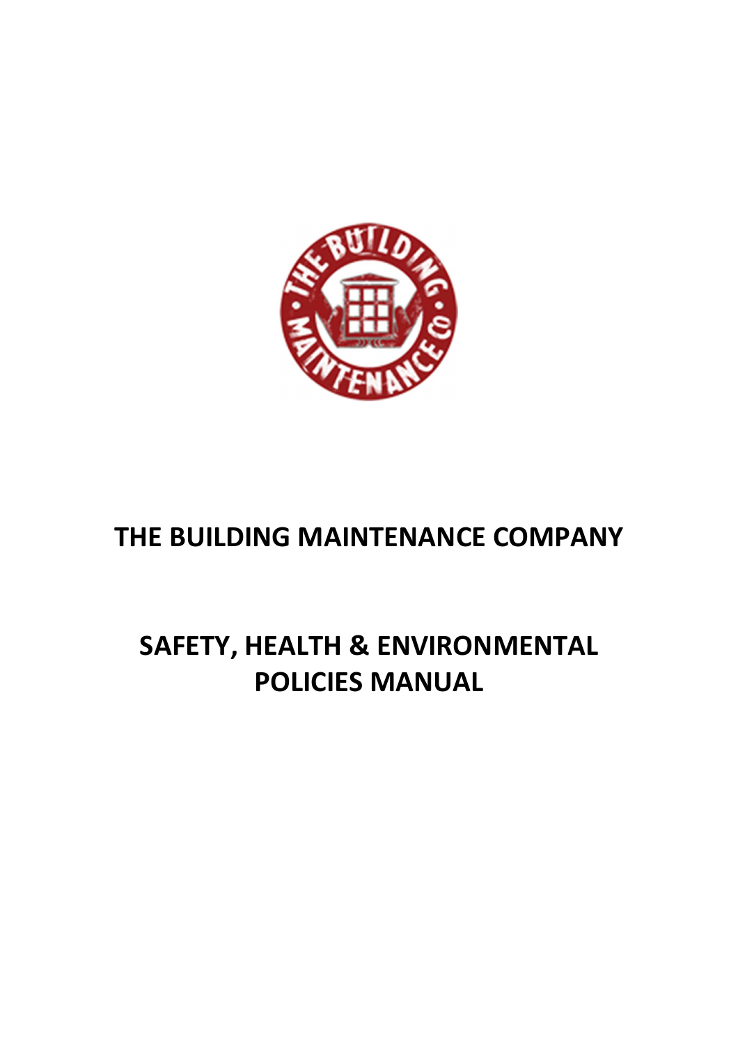# THE BUILDING MAINTENANCE COMPANY

# SAFETY, HEALTH & ENVIRONMENTAL POLICIES MANUAL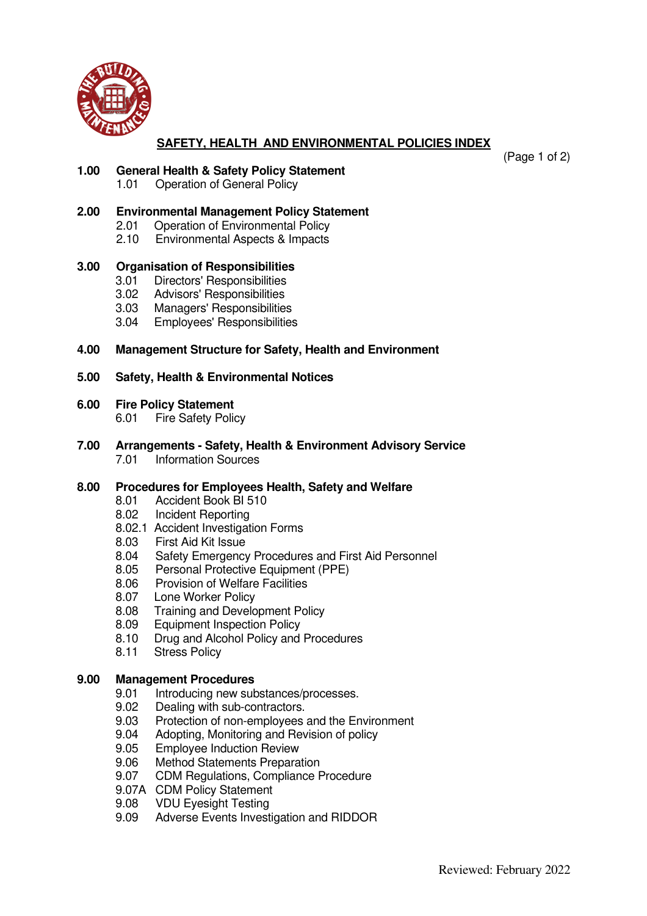# SAFETY, HEALTH AND ENVIRONMENTAL POLICIES INDEX

(Page 1 of 2)

**1.00 General Health & Safety Policy Statement**
- 1.01 Operation of General Policy

**2.00 Environmental Management Policy Statement**
- 2.01 Operation of Environmental Policy
- 2.10 Environmental Aspects & Impacts

**3.00 Organisation of Responsibilities**
- 3.01 Directors' Responsibilities
- 3.02 Advisors' Responsibilities
- 3.03 Managers' Responsibilities
- 3.04 Employees' Responsibilities

**4.00 Management Structure for Safety, Health and Environment**

**5.00 Safety, Health & Environmental Notices**

**6.00 Fire Policy Statement**
- 6.01 Fire Safety Policy

**7.00 Arrangements - Safety, Health & Environment Advisory Service**
- 7.01 Information Sources

**8.00 Procedures for Employees Health, Safety and Welfare**
- 8.01 Accident Book BI 510
- 8.02 Incident Reporting
- 8.02.1 Accident Investigation Forms
- 8.03 First Aid Kit Issue
- 8.04 Safety Emergency Procedures and First Aid Personnel
- 8.05 Personal Protective Equipment (PPE)
- 8.06 Provision of Welfare Facilities
- 8.07 Lone Worker Policy
- 8.08 Training and Development Policy
- 8.09 Equipment Inspection Policy
- 8.10 Drug and Alcohol Policy and Procedures
- 8.11 Stress Policy

**9.00 Management Procedures**
- 9.01 Introducing new substances/processes.
- 9.02 Dealing with sub-contractors.
- 9.03 Protection of non-employees and the Environment
- 9.04 Adopting, Monitoring and Revision of policy
- 9.05 Employee Induction Review
- 9.06 Method Statements Preparation
- 9.07 CDM Regulations, Compliance Procedure
- 9.07A CDM Policy Statement
- 9.08 VDU Eyesight Testing
- 9.09 Adverse Events Investigation and RIDDOR

Reviewed: February 2022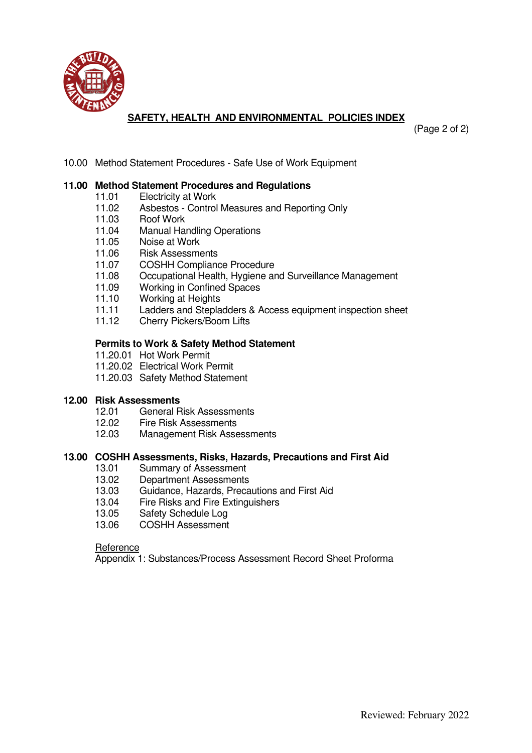## SAFETY, HEALTH AND ENVIRONMENTAL POLICIES INDEX

(Page 2 of 2)

10.00 Method Statement Procedures - Safe Use of Work Equipment

**11.00 Method Statement Procedures and Regulations**

- 11.01 Electricity at Work
- 11.02 Asbestos - Control Measures and Reporting Only
- 11.03 Roof Work
- 11.04 Manual Handling Operations
- 11.05 Noise at Work
- 11.06 Risk Assessments
- 11.07 COSHH Compliance Procedure
- 11.08 Occupational Health, Hygiene and Surveillance Management
- 11.09 Working in Confined Spaces
- 11.10 Working at Heights
- 11.11 Ladders and Stepladders & Access equipment inspection sheet
- 11.12 Cherry Pickers/Boom Lifts

**Permits to Work & Safety Method Statement**

- 11.20.01 Hot Work Permit
- 11.20.02 Electrical Work Permit
- 11.20.03 Safety Method Statement

**12.00 Risk Assessments**

- 12.01 General Risk Assessments
- 12.02 Fire Risk Assessments
- 12.03 Management Risk Assessments

**13.00 COSHH Assessments, Risks, Hazards, Precautions and First Aid**

- 13.01 Summary of Assessment
- 13.02 Department Assessments
- 13.03 Guidance, Hazards, Precautions and First Aid
- 13.04 Fire Risks and Fire Extinguishers
- 13.05 Safety Schedule Log
- 13.06 COSHH Assessment

Reference

Appendix 1: Substances/Process Assessment Record Sheet Proforma

Reviewed: February 2022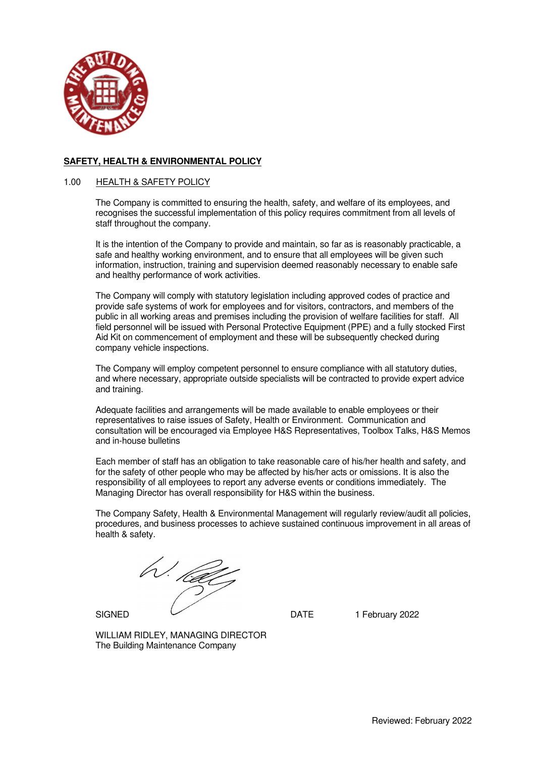**SAFETY, HEALTH & ENVIRONMENTAL POLICY**

## 1.00 HEALTH & SAFETY POLICY

The Company is committed to ensuring the health, safety, and welfare of its employees, and recognises the successful implementation of this policy requires commitment from all levels of staff throughout the company.

It is the intention of the Company to provide and maintain, so far as is reasonably practicable, a safe and healthy working environment, and to ensure that all employees will be given such information, instruction, training and supervision deemed reasonably necessary to enable safe and healthy performance of work activities.

The Company will comply with statutory legislation including approved codes of practice and provide safe systems of work for employees and for visitors, contractors, and members of the public in all working areas and premises including the provision of welfare facilities for staff. All field personnel will be issued with Personal Protective Equipment (PPE) and a fully stocked First Aid Kit on commencement of employment and these will be subsequently checked during company vehicle inspections.

The Company will employ competent personnel to ensure compliance with all statutory duties, and where necessary, appropriate outside specialists will be contracted to provide expert advice and training.

Adequate facilities and arrangements will be made available to enable employees or their representatives to raise issues of Safety, Health or Environment. Communication and consultation will be encouraged via Employee H&S Representatives, Toolbox Talks, H&S Memos and in-house bulletins

Each member of staff has an obligation to take reasonable care of his/her health and safety, and for the safety of other people who may be affected by his/her acts or omissions. It is also the responsibility of all employees to report any adverse events or conditions immediately. The Managing Director has overall responsibility for H&S within the business.

The Company Safety, Health & Environmental Management will regularly review/audit all policies, procedures, and business processes to achieve sustained continuous improvement in all areas of health & safety.

SIGNED DATE 1 February 2022

WILLIAM RIDLEY, MANAGING DIRECTOR
The Building Maintenance Company

Reviewed: February 2022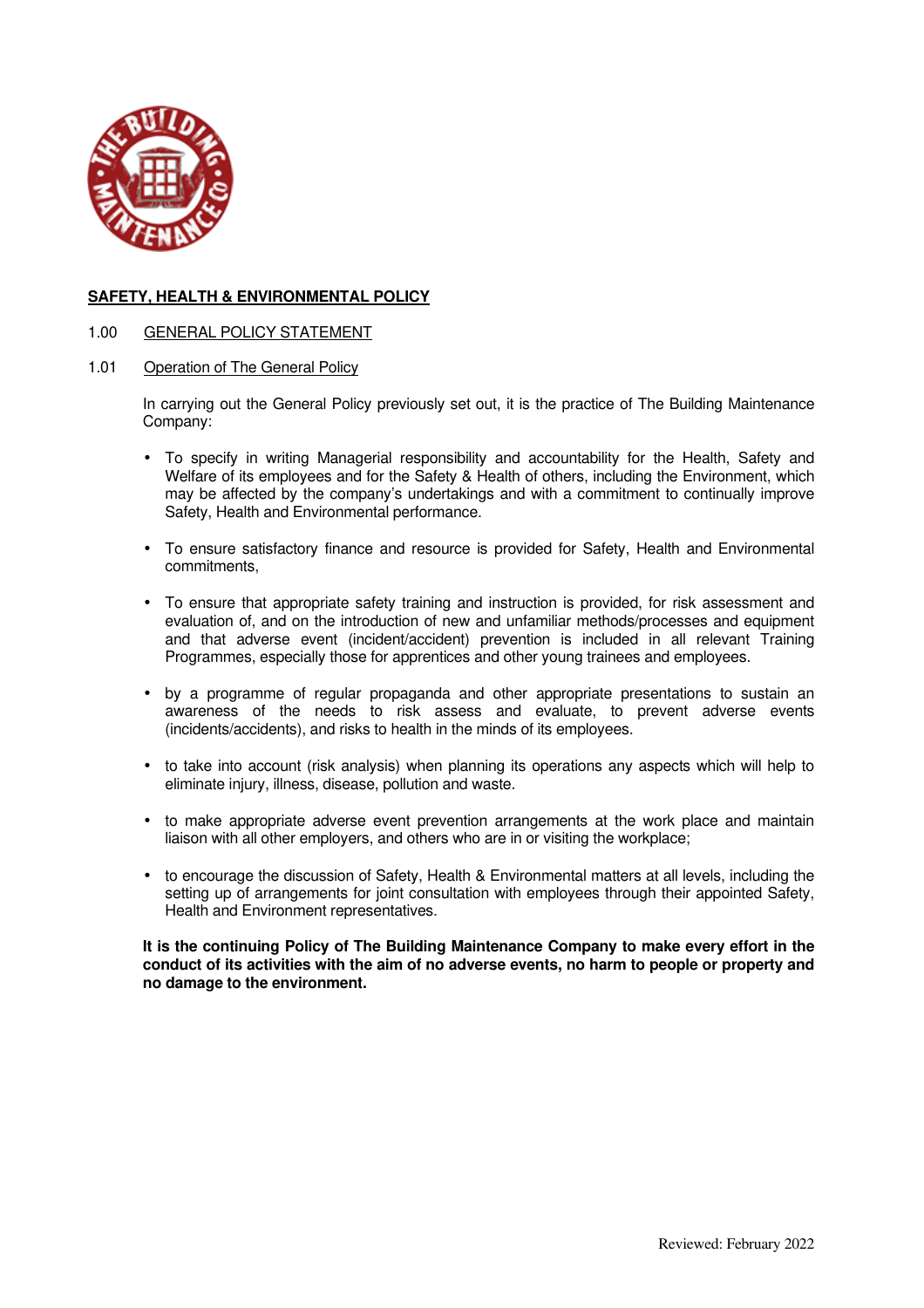## SAFETY, HEALTH & ENVIRONMENTAL POLICY

### 1.00 GENERAL POLICY STATEMENT

### 1.01 Operation of The General Policy

In carrying out the General Policy previously set out, it is the practice of The Building Maintenance Company:

- To specify in writing Managerial responsibility and accountability for the Health, Safety and Welfare of its employees and for the Safety & Health of others, including the Environment, which may be affected by the company's undertakings and with a commitment to continually improve Safety, Health and Environmental performance.
- To ensure satisfactory finance and resource is provided for Safety, Health and Environmental commitments,
- To ensure that appropriate safety training and instruction is provided, for risk assessment and evaluation of, and on the introduction of new and unfamiliar methods/processes and equipment and that adverse event (incident/accident) prevention is included in all relevant Training Programmes, especially those for apprentices and other young trainees and employees.
- by a programme of regular propaganda and other appropriate presentations to sustain an awareness of the needs to risk assess and evaluate, to prevent adverse events (incidents/accidents), and risks to health in the minds of its employees.
- to take into account (risk analysis) when planning its operations any aspects which will help to eliminate injury, illness, disease, pollution and waste.
- to make appropriate adverse event prevention arrangements at the work place and maintain liaison with all other employers, and others who are in or visiting the workplace;
- to encourage the discussion of Safety, Health & Environmental matters at all levels, including the setting up of arrangements for joint consultation with employees through their appointed Safety, Health and Environment representatives.

**It is the continuing Policy of The Building Maintenance Company to make every effort in the conduct of its activities with the aim of no adverse events, no harm to people or property and no damage to the environment.**

Reviewed: February 2022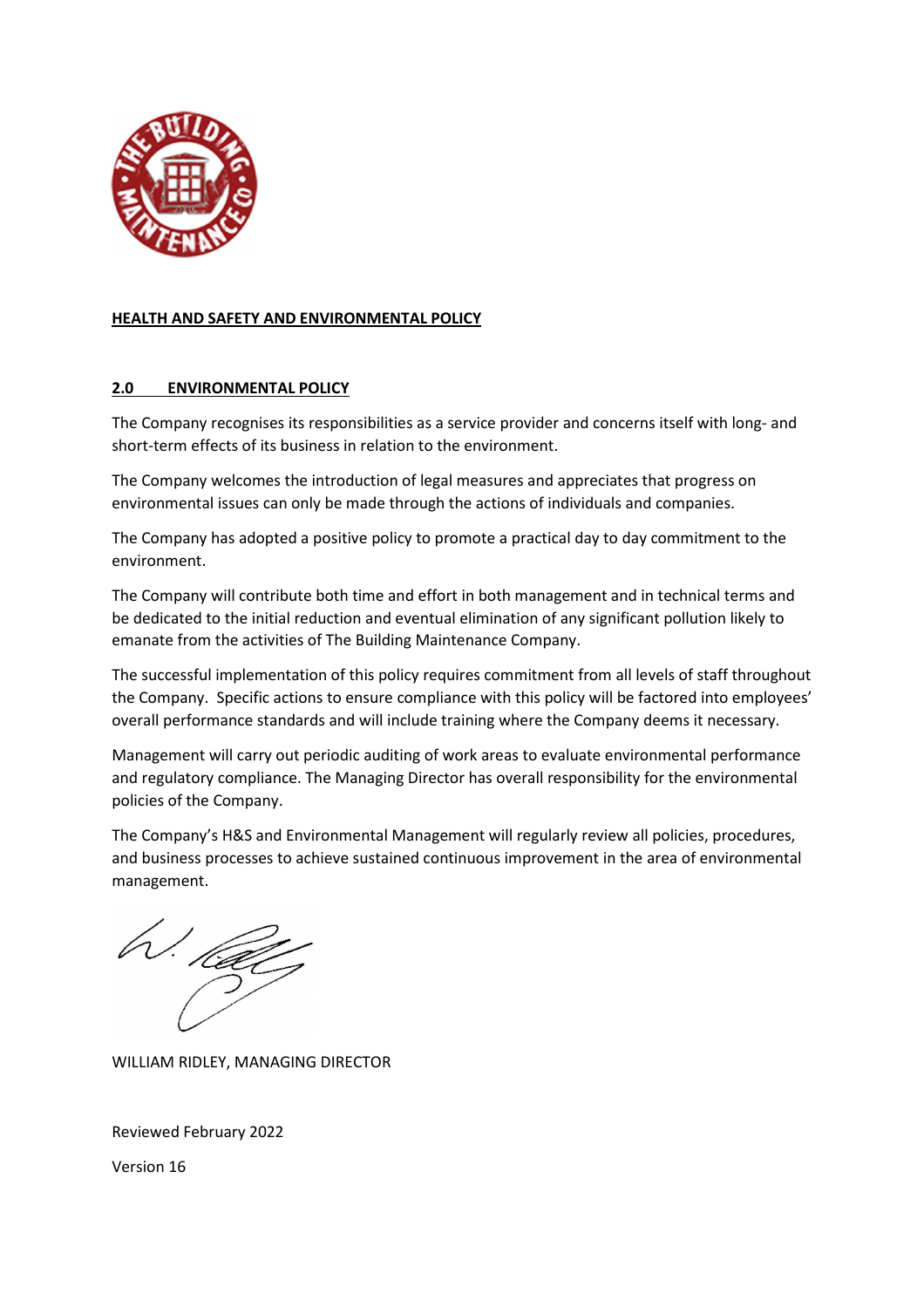**HEALTH AND SAFETY AND ENVIRONMENTAL POLICY**

## 2.0 ENVIRONMENTAL POLICY

The Company recognises its responsibilities as a service provider and concerns itself with long- and short-term effects of its business in relation to the environment.

The Company welcomes the introduction of legal measures and appreciates that progress on environmental issues can only be made through the actions of individuals and companies.

The Company has adopted a positive policy to promote a practical day to day commitment to the environment.

The Company will contribute both time and effort in both management and in technical terms and be dedicated to the initial reduction and eventual elimination of any significant pollution likely to emanate from the activities of The Building Maintenance Company.

The successful implementation of this policy requires commitment from all levels of staff throughout the Company. Specific actions to ensure compliance with this policy will be factored into employees' overall performance standards and will include training where the Company deems it necessary.

Management will carry out periodic auditing of work areas to evaluate environmental performance and regulatory compliance. The Managing Director has overall responsibility for the environmental policies of the Company.

The Company's H&S and Environmental Management will regularly review all policies, procedures, and business processes to achieve sustained continuous improvement in the area of environmental management.

WILLIAM RIDLEY, MANAGING DIRECTOR

Reviewed February 2022

Version 16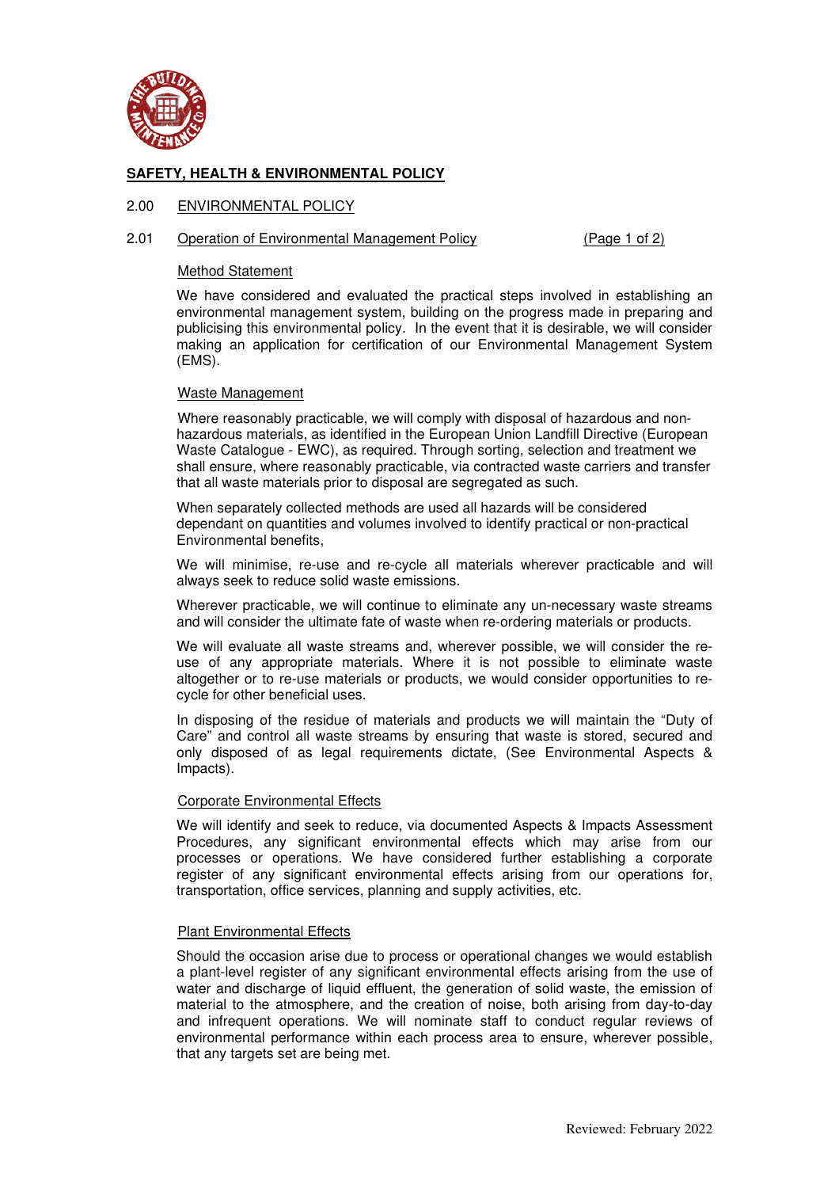**SAFETY, HEALTH & ENVIRONMENTAL POLICY**

## 2.00 ENVIRONMENTAL POLICY

### 2.01 Operation of Environmental Management Policy (Page 1 of 2)

Method Statement

We have considered and evaluated the practical steps involved in establishing an environmental management system, building on the progress made in preparing and publicising this environmental policy. In the event that it is desirable, we will consider making an application for certification of our Environmental Management System (EMS).

Waste Management

Where reasonably practicable, we will comply with disposal of hazardous and non-hazardous materials, as identified in the European Union Landfill Directive (European Waste Catalogue - EWC), as required. Through sorting, selection and treatment we shall ensure, where reasonably practicable, via contracted waste carriers and transfer that all waste materials prior to disposal are segregated as such.

When separately collected methods are used all hazards will be considered dependant on quantities and volumes involved to identify practical or non-practical Environmental benefits,

We will minimise, re-use and re-cycle all materials wherever practicable and will always seek to reduce solid waste emissions.

Wherever practicable, we will continue to eliminate any un-necessary waste streams and will consider the ultimate fate of waste when re-ordering materials or products.

We will evaluate all waste streams and, wherever possible, we will consider the re-use of any appropriate materials. Where it is not possible to eliminate waste altogether or to re-use materials or products, we would consider opportunities to re-cycle for other beneficial uses.

In disposing of the residue of materials and products we will maintain the "Duty of Care" and control all waste streams by ensuring that waste is stored, secured and only disposed of as legal requirements dictate, (See Environmental Aspects & Impacts).

Corporate Environmental Effects

We will identify and seek to reduce, via documented Aspects & Impacts Assessment Procedures, any significant environmental effects which may arise from our processes or operations. We have considered further establishing a corporate register of any significant environmental effects arising from our operations for, transportation, office services, planning and supply activities, etc.

Plant Environmental Effects

Should the occasion arise due to process or operational changes we would establish a plant-level register of any significant environmental effects arising from the use of water and discharge of liquid effluent, the generation of solid waste, the emission of material to the atmosphere, and the creation of noise, both arising from day-to-day and infrequent operations. We will nominate staff to conduct regular reviews of environmental performance within each process area to ensure, wherever possible, that any targets set are being met.

Reviewed: February 2022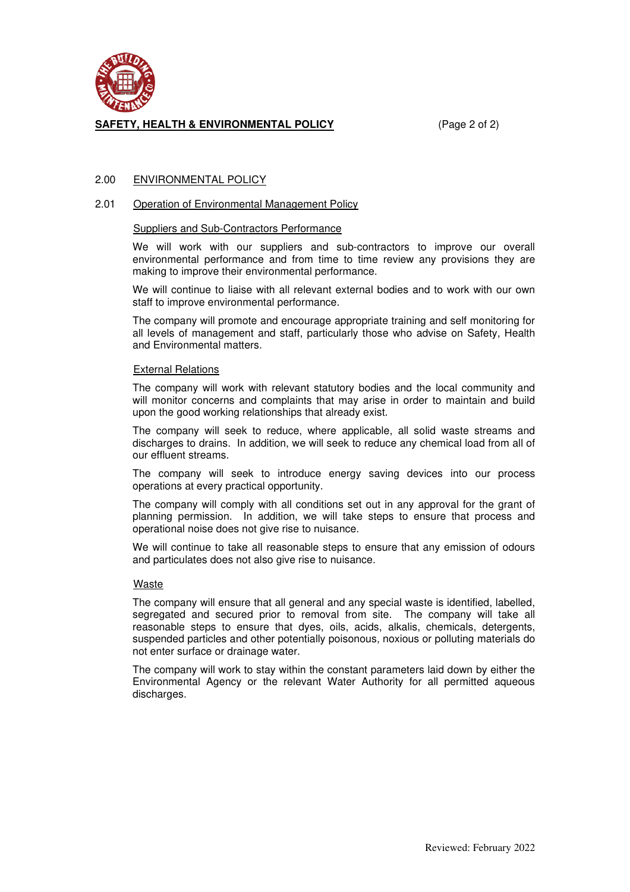**SAFETY, HEALTH & ENVIRONMENTAL POLICY**

## 2.00 ENVIRONMENTAL POLICY

### 2.01 Operation of Environmental Management Policy

**Suppliers and Sub-Contractors Performance**

We will work with our suppliers and sub-contractors to improve our overall environmental performance and from time to time review any provisions they are making to improve their environmental performance.

We will continue to liaise with all relevant external bodies and to work with our own staff to improve environmental performance.

The company will promote and encourage appropriate training and self monitoring for all levels of management and staff, particularly those who advise on Safety, Health and Environmental matters.

**External Relations**

The company will work with relevant statutory bodies and the local community and will monitor concerns and complaints that may arise in order to maintain and build upon the good working relationships that already exist.

The company will seek to reduce, where applicable, all solid waste streams and discharges to drains. In addition, we will seek to reduce any chemical load from all of our effluent streams.

The company will seek to introduce energy saving devices into our process operations at every practical opportunity.

The company will comply with all conditions set out in any approval for the grant of planning permission. In addition, we will take steps to ensure that process and operational noise does not give rise to nuisance.

We will continue to take all reasonable steps to ensure that any emission of odours and particulates does not also give rise to nuisance.

**Waste**

The company will ensure that all general and any special waste is identified, labelled, segregated and secured prior to removal from site. The company will take all reasonable steps to ensure that dyes, oils, acids, alkalis, chemicals, detergents, suspended particles and other potentially poisonous, noxious or polluting materials do not enter surface or drainage water.

The company will work to stay within the constant parameters laid down by either the Environmental Agency or the relevant Water Authority for all permitted aqueous discharges.

Reviewed: February 2022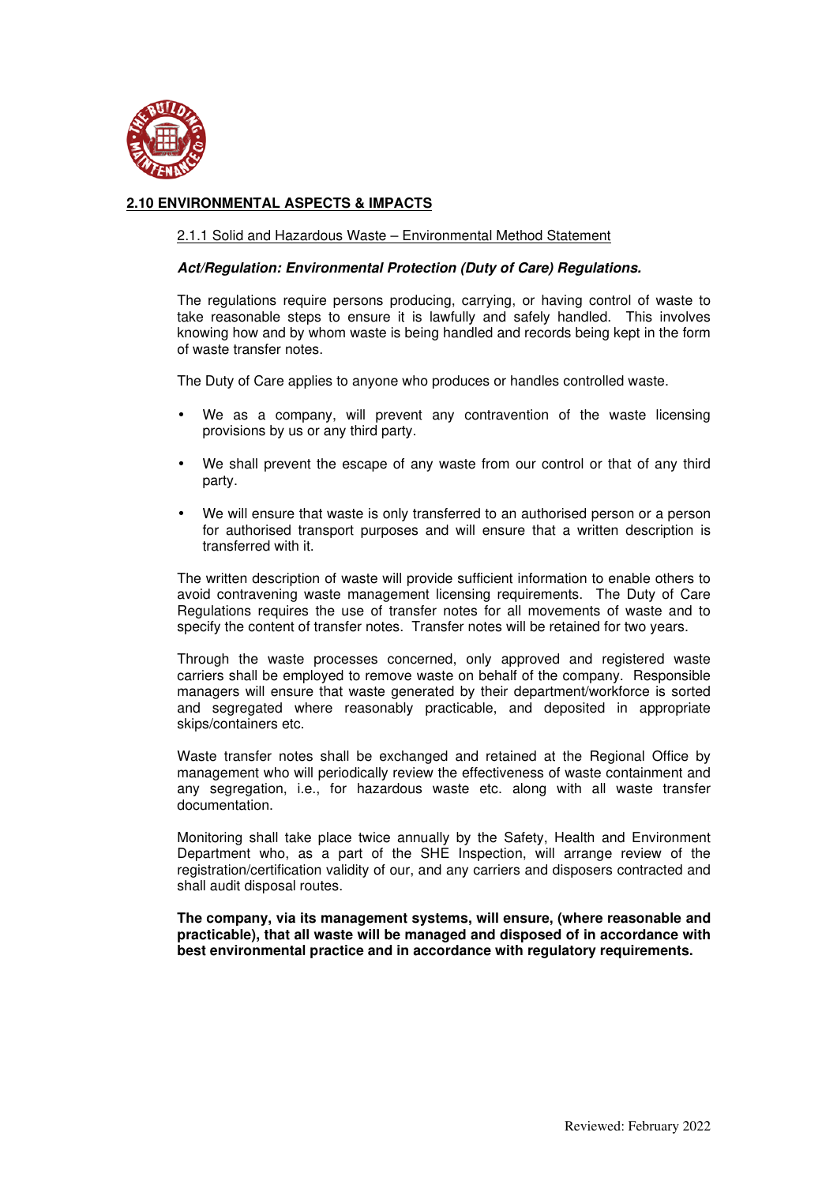## 2.10 ENVIRONMENTAL ASPECTS & IMPACTS

### 2.1.1 Solid and Hazardous Waste – Environmental Method Statement

***Act/Regulation: Environmental Protection (Duty of Care) Regulations.***

The regulations require persons producing, carrying, or having control of waste to take reasonable steps to ensure it is lawfully and safely handled. This involves knowing how and by whom waste is being handled and records being kept in the form of waste transfer notes.

The Duty of Care applies to anyone who produces or handles controlled waste.

- We as a company, will prevent any contravention of the waste licensing provisions by us or any third party.
- We shall prevent the escape of any waste from our control or that of any third party.
- We will ensure that waste is only transferred to an authorised person or a person for authorised transport purposes and will ensure that a written description is transferred with it.

The written description of waste will provide sufficient information to enable others to avoid contravening waste management licensing requirements. The Duty of Care Regulations requires the use of transfer notes for all movements of waste and to specify the content of transfer notes. Transfer notes will be retained for two years.

Through the waste processes concerned, only approved and registered waste carriers shall be employed to remove waste on behalf of the company. Responsible managers will ensure that waste generated by their department/workforce is sorted and segregated where reasonably practicable, and deposited in appropriate skips/containers etc.

Waste transfer notes shall be exchanged and retained at the Regional Office by management who will periodically review the effectiveness of waste containment and any segregation, i.e., for hazardous waste etc. along with all waste transfer documentation.

Monitoring shall take place twice annually by the Safety, Health and Environment Department who, as a part of the SHE Inspection, will arrange review of the registration/certification validity of our, and any carriers and disposers contracted and shall audit disposal routes.

**The company, via its management systems, will ensure, (where reasonable and practicable), that all waste will be managed and disposed of in accordance with best environmental practice and in accordance with regulatory requirements.**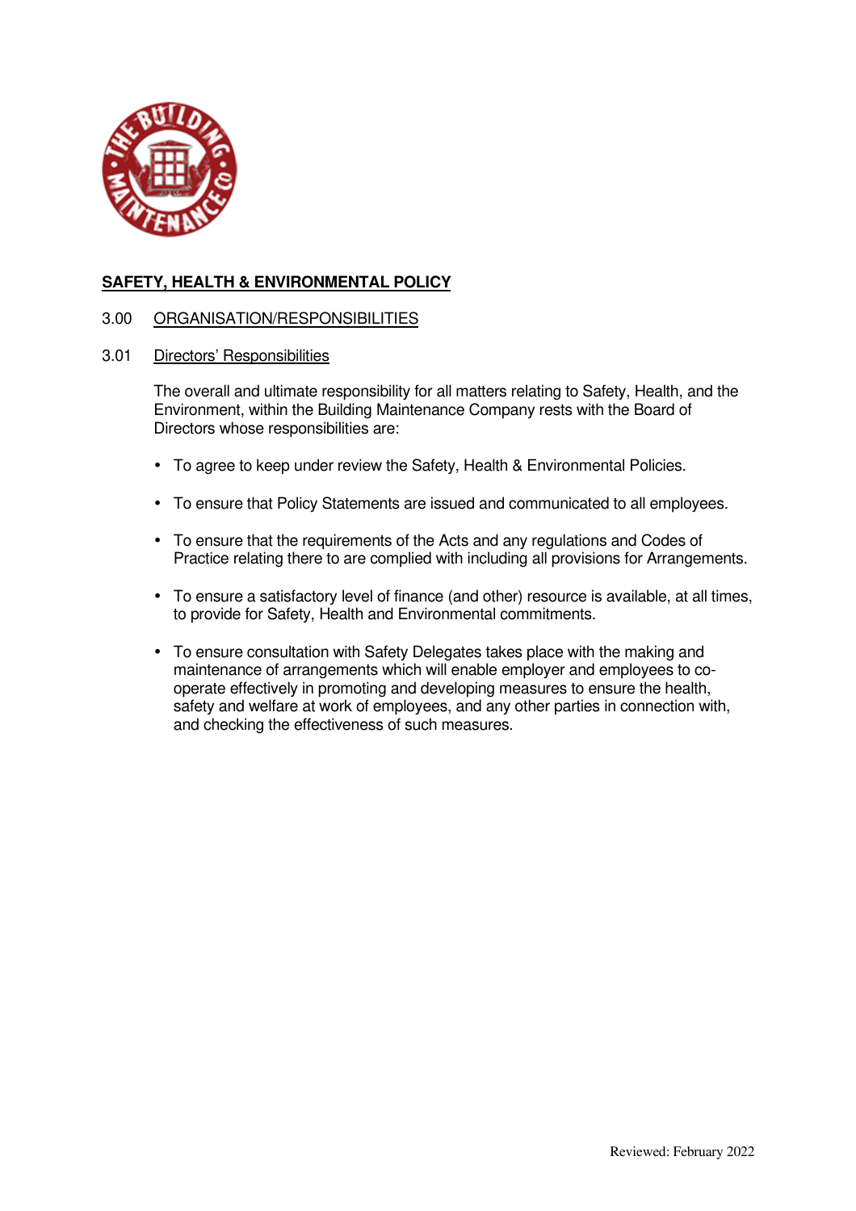**SAFETY, HEALTH & ENVIRONMENTAL POLICY**

3.00 ORGANISATION/RESPONSIBILITIES

3.01 Directors' Responsibilities

The overall and ultimate responsibility for all matters relating to Safety, Health, and the Environment, within the Building Maintenance Company rests with the Board of Directors whose responsibilities are:

- To agree to keep under review the Safety, Health & Environmental Policies.
- To ensure that Policy Statements are issued and communicated to all employees.
- To ensure that the requirements of the Acts and any regulations and Codes of Practice relating there to are complied with including all provisions for Arrangements.
- To ensure a satisfactory level of finance (and other) resource is available, at all times, to provide for Safety, Health and Environmental commitments.
- To ensure consultation with Safety Delegates takes place with the making and maintenance of arrangements which will enable employer and employees to co-operate effectively in promoting and developing measures to ensure the health, safety and welfare at work of employees, and any other parties in connection with, and checking the effectiveness of such measures.

Reviewed: February 2022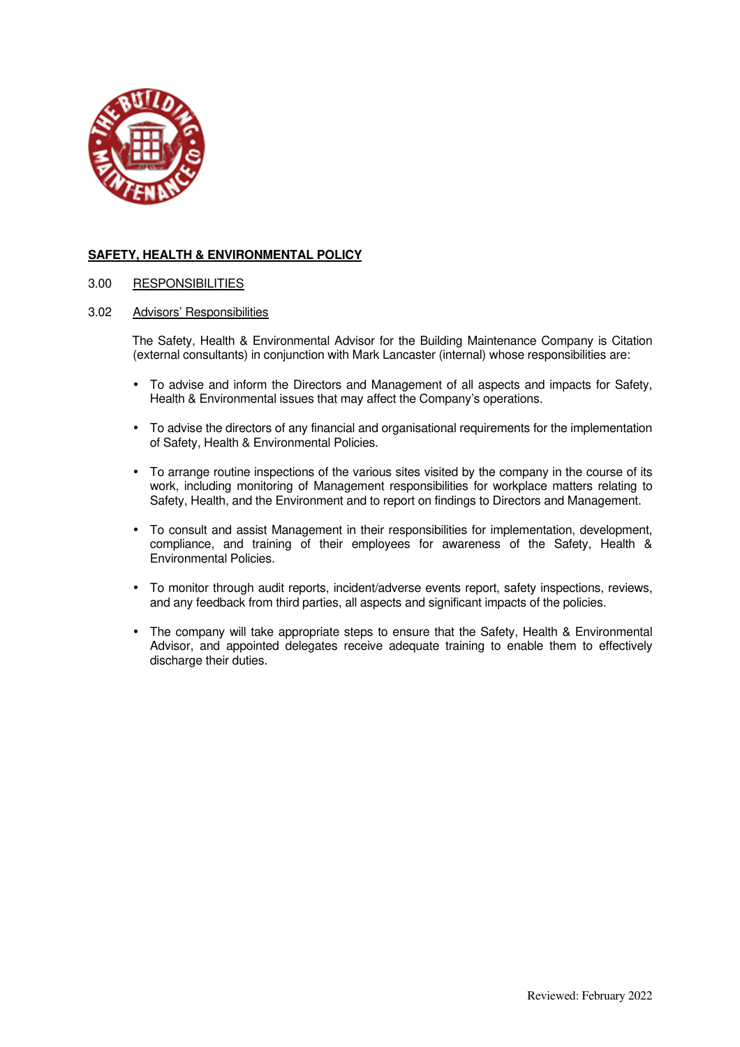## SAFETY, HEALTH & ENVIRONMENTAL POLICY

### 3.00 RESPONSIBILITIES

### 3.02 Advisors' Responsibilities

The Safety, Health & Environmental Advisor for the Building Maintenance Company is Citation (external consultants) in conjunction with Mark Lancaster (internal) whose responsibilities are:

- To advise and inform the Directors and Management of all aspects and impacts for Safety, Health & Environmental issues that may affect the Company's operations.
- To advise the directors of any financial and organisational requirements for the implementation of Safety, Health & Environmental Policies.
- To arrange routine inspections of the various sites visited by the company in the course of its work, including monitoring of Management responsibilities for workplace matters relating to Safety, Health, and the Environment and to report on findings to Directors and Management.
- To consult and assist Management in their responsibilities for implementation, development, compliance, and training of their employees for awareness of the Safety, Health & Environmental Policies.
- To monitor through audit reports, incident/adverse events report, safety inspections, reviews, and any feedback from third parties, all aspects and significant impacts of the policies.
- The company will take appropriate steps to ensure that the Safety, Health & Environmental Advisor, and appointed delegates receive adequate training to enable them to effectively discharge their duties.

Reviewed: February 2022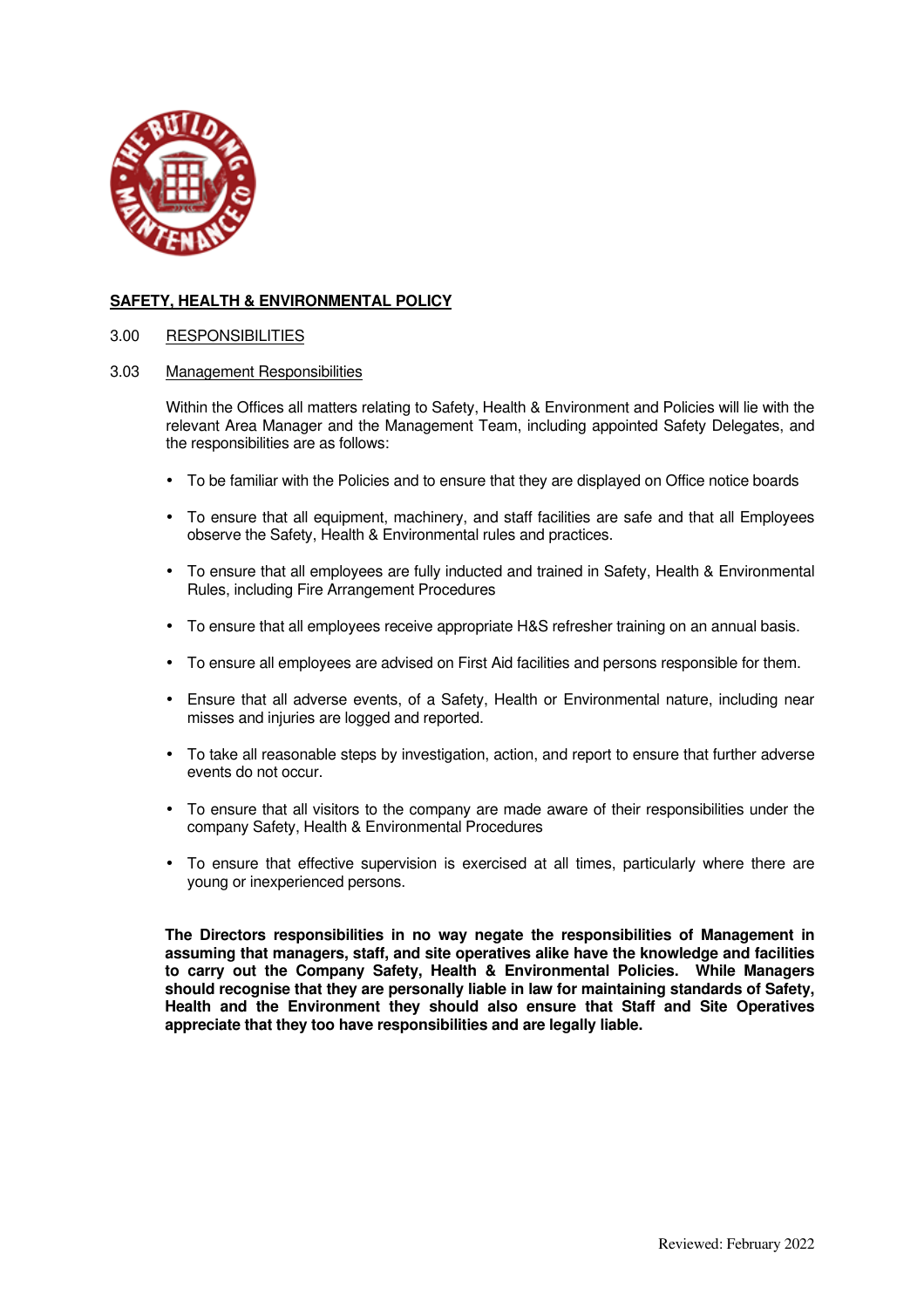**SAFETY, HEALTH & ENVIRONMENTAL POLICY**

3.00 RESPONSIBILITIES

3.03 Management Responsibilities

Within the Offices all matters relating to Safety, Health & Environment and Policies will lie with the relevant Area Manager and the Management Team, including appointed Safety Delegates, and the responsibilities are as follows:

- To be familiar with the Policies and to ensure that they are displayed on Office notice boards
- To ensure that all equipment, machinery, and staff facilities are safe and that all Employees observe the Safety, Health & Environmental rules and practices.
- To ensure that all employees are fully inducted and trained in Safety, Health & Environmental Rules, including Fire Arrangement Procedures
- To ensure that all employees receive appropriate H&S refresher training on an annual basis.
- To ensure all employees are advised on First Aid facilities and persons responsible for them.
- Ensure that all adverse events, of a Safety, Health or Environmental nature, including near misses and injuries are logged and reported.
- To take all reasonable steps by investigation, action, and report to ensure that further adverse events do not occur.
- To ensure that all visitors to the company are made aware of their responsibilities under the company Safety, Health & Environmental Procedures
- To ensure that effective supervision is exercised at all times, particularly where there are young or inexperienced persons.

**The Directors responsibilities in no way negate the responsibilities of Management in assuming that managers, staff, and site operatives alike have the knowledge and facilities to carry out the Company Safety, Health & Environmental Policies. While Managers should recognise that they are personally liable in law for maintaining standards of Safety, Health and the Environment they should also ensure that Staff and Site Operatives appreciate that they too have responsibilities and are legally liable.**

Reviewed: February 2022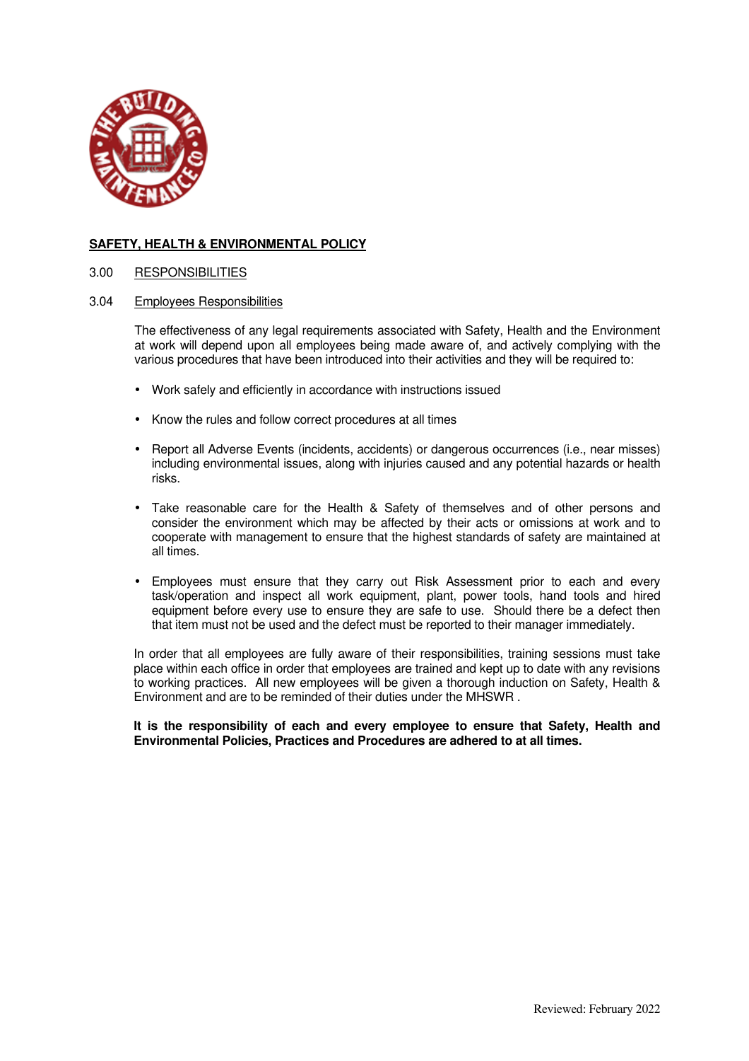**SAFETY, HEALTH & ENVIRONMENTAL POLICY**

3.00 RESPONSIBILITIES

3.04 Employees Responsibilities

The effectiveness of any legal requirements associated with Safety, Health and the Environment at work will depend upon all employees being made aware of, and actively complying with the various procedures that have been introduced into their activities and they will be required to:

- Work safely and efficiently in accordance with instructions issued
- Know the rules and follow correct procedures at all times
- Report all Adverse Events (incidents, accidents) or dangerous occurrences (i.e., near misses) including environmental issues, along with injuries caused and any potential hazards or health risks.
- Take reasonable care for the Health & Safety of themselves and of other persons and consider the environment which may be affected by their acts or omissions at work and to cooperate with management to ensure that the highest standards of safety are maintained at all times.
- Employees must ensure that they carry out Risk Assessment prior to each and every task/operation and inspect all work equipment, plant, power tools, hand tools and hired equipment before every use to ensure they are safe to use. Should there be a defect then that item must not be used and the defect must be reported to their manager immediately.

In order that all employees are fully aware of their responsibilities, training sessions must take place within each office in order that employees are trained and kept up to date with any revisions to working practices. All new employees will be given a thorough induction on Safety, Health & Environment and are to be reminded of their duties under the MHSWR .

**It is the responsibility of each and every employee to ensure that Safety, Health and Environmental Policies, Practices and Procedures are adhered to at all times.**

Reviewed: February 2022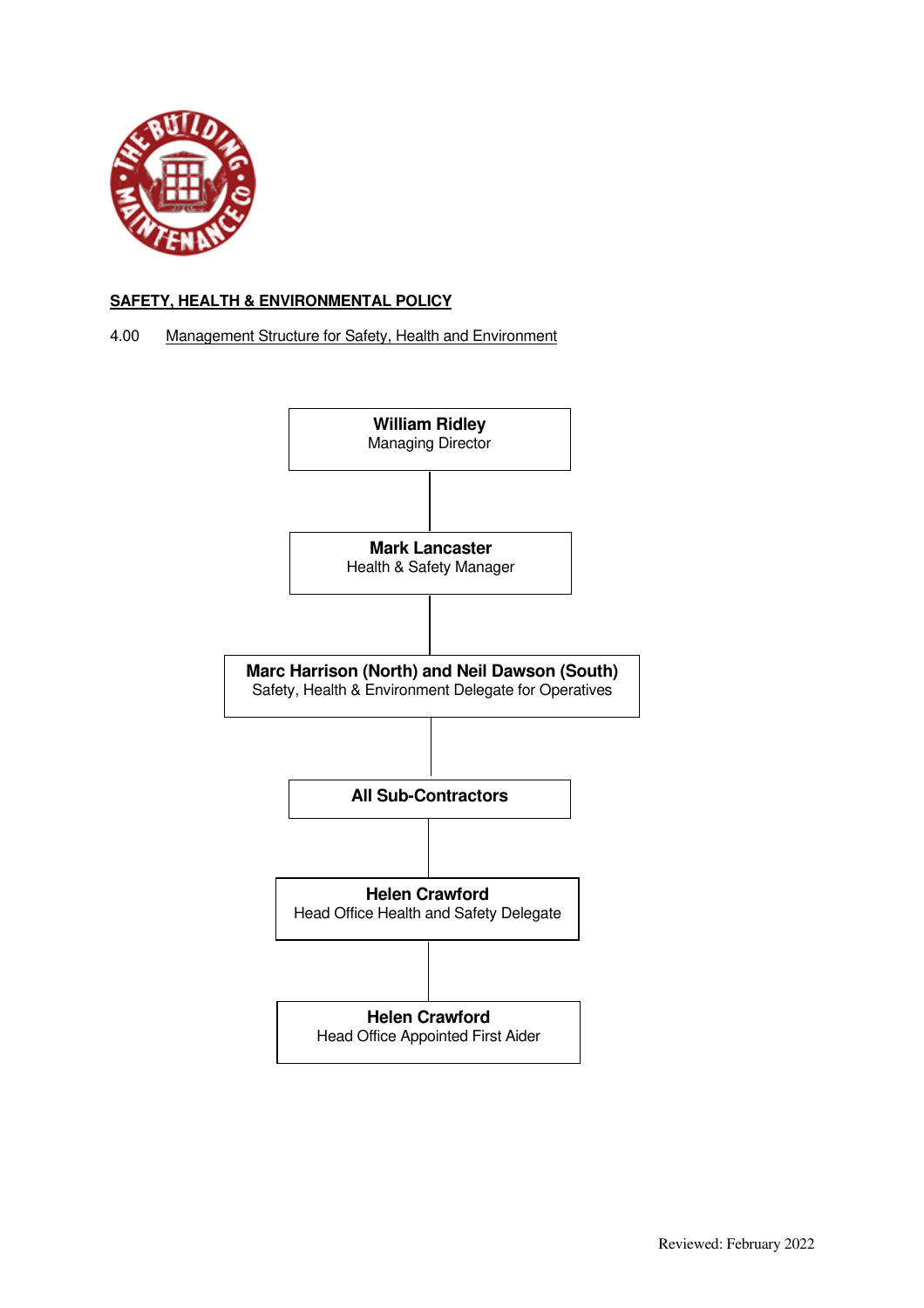**SAFETY, HEALTH & ENVIRONMENTAL POLICY**

4.00 Management Structure for Safety, Health and Environment

**William Ridley**
Managing Director

**Mark Lancaster**
Health & Safety Manager

**Marc Harrison (North) and Neil Dawson (South)**
Safety, Health & Environment Delegate for Operatives

**All Sub-Contractors**

**Helen Crawford**
Head Office Health and Safety Delegate

**Helen Crawford**
Head Office Appointed First Aider

Reviewed: February 2022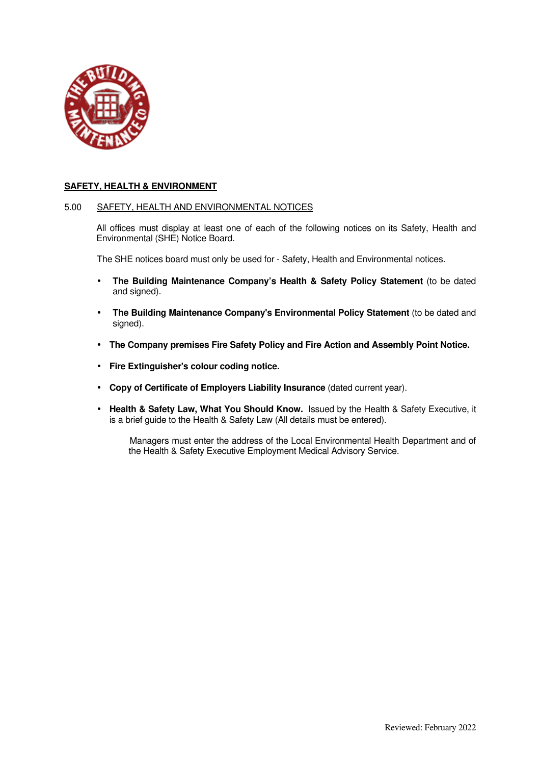## SAFETY, HEALTH & ENVIRONMENT

### 5.00 SAFETY, HEALTH AND ENVIRONMENTAL NOTICES

All offices must display at least one of each of the following notices on its Safety, Health and Environmental (SHE) Notice Board.

The SHE notices board must only be used for - Safety, Health and Environmental notices.

- **The Building Maintenance Company's Health & Safety Policy Statement** (to be dated and signed).
- **The Building Maintenance Company's Environmental Policy Statement** (to be dated and signed).
- **The Company premises Fire Safety Policy and Fire Action and Assembly Point Notice.**
- **Fire Extinguisher's colour coding notice.**
- **Copy of Certificate of Employers Liability Insurance** (dated current year).
- **Health & Safety Law, What You Should Know.** Issued by the Health & Safety Executive, it is a brief guide to the Health & Safety Law (All details must be entered).

  Managers must enter the address of the Local Environmental Health Department and of the Health & Safety Executive Employment Medical Advisory Service.

Reviewed: February 2022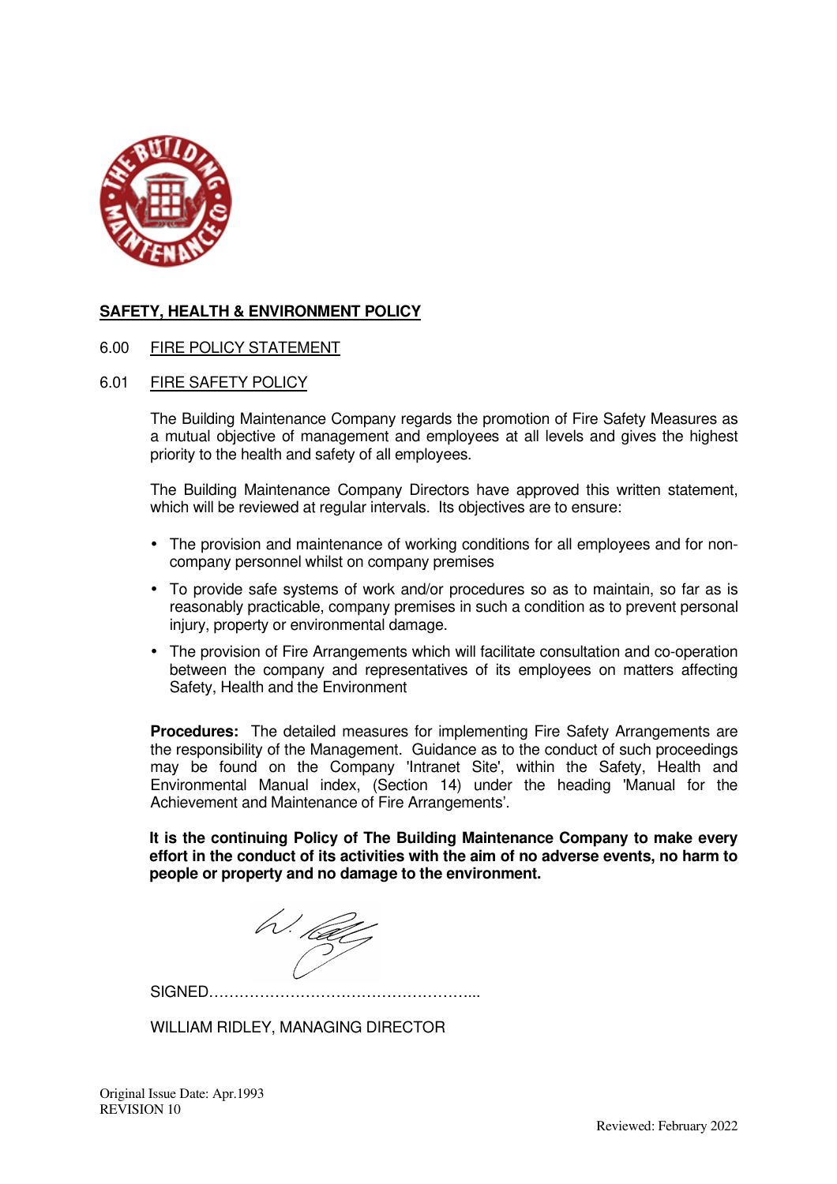## SAFETY, HEALTH & ENVIRONMENT POLICY

6.00 FIRE POLICY STATEMENT

6.01 FIRE SAFETY POLICY

The Building Maintenance Company regards the promotion of Fire Safety Measures as a mutual objective of management and employees at all levels and gives the highest priority to the health and safety of all employees.

The Building Maintenance Company Directors have approved this written statement, which will be reviewed at regular intervals. Its objectives are to ensure:

- The provision and maintenance of working conditions for all employees and for non-company personnel whilst on company premises
- To provide safe systems of work and/or procedures so as to maintain, so far as is reasonably practicable, company premises in such a condition as to prevent personal injury, property or environmental damage.
- The provision of Fire Arrangements which will facilitate consultation and co-operation between the company and representatives of its employees on matters affecting Safety, Health and the Environment

**Procedures:** The detailed measures for implementing Fire Safety Arrangements are the responsibility of the Management. Guidance as to the conduct of such proceedings may be found on the Company 'Intranet Site', within the Safety, Health and Environmental Manual index, (Section 14) under the heading 'Manual for the Achievement and Maintenance of Fire Arrangements'.

**It is the continuing Policy of The Building Maintenance Company to make every effort in the conduct of its activities with the aim of no adverse events, no harm to people or property and no damage to the environment.**

SIGNED……………………………………………...

WILLIAM RIDLEY, MANAGING DIRECTOR

Original Issue Date: Apr.1993
REVISION 10

Reviewed: February 2022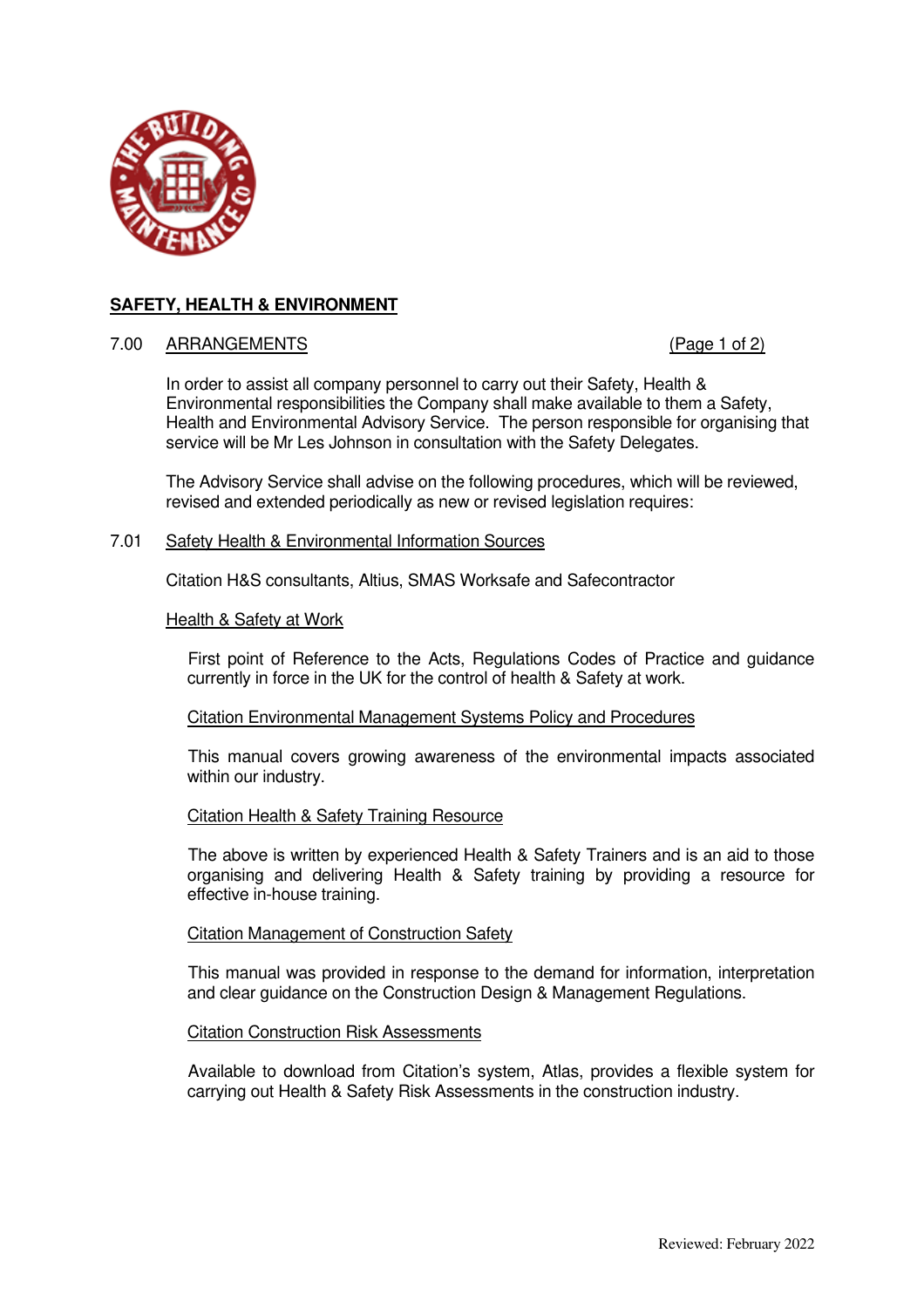**SAFETY, HEALTH & ENVIRONMENT**

## 7.00 ARRANGEMENTS

In order to assist all company personnel to carry out their Safety, Health & Environmental responsibilities the Company shall make available to them a Safety, Health and Environmental Advisory Service. The person responsible for organising that service will be Mr Les Johnson in consultation with the Safety Delegates.

The Advisory Service shall advise on the following procedures, which will be reviewed, revised and extended periodically as new or revised legislation requires:

### 7.01 Safety Health & Environmental Information Sources

Citation H&S consultants, Altius, SMAS Worksafe and Safecontractor

#### Health & Safety at Work

First point of Reference to the Acts, Regulations Codes of Practice and guidance currently in force in the UK for the control of health & Safety at work.

#### Citation Environmental Management Systems Policy and Procedures

This manual covers growing awareness of the environmental impacts associated within our industry.

#### Citation Health & Safety Training Resource

The above is written by experienced Health & Safety Trainers and is an aid to those organising and delivering Health & Safety training by providing a resource for effective in-house training.

#### Citation Management of Construction Safety

This manual was provided in response to the demand for information, interpretation and clear guidance on the Construction Design & Management Regulations.

#### Citation Construction Risk Assessments

Available to download from Citation's system, Atlas, provides a flexible system for carrying out Health & Safety Risk Assessments in the construction industry.

Reviewed: February 2022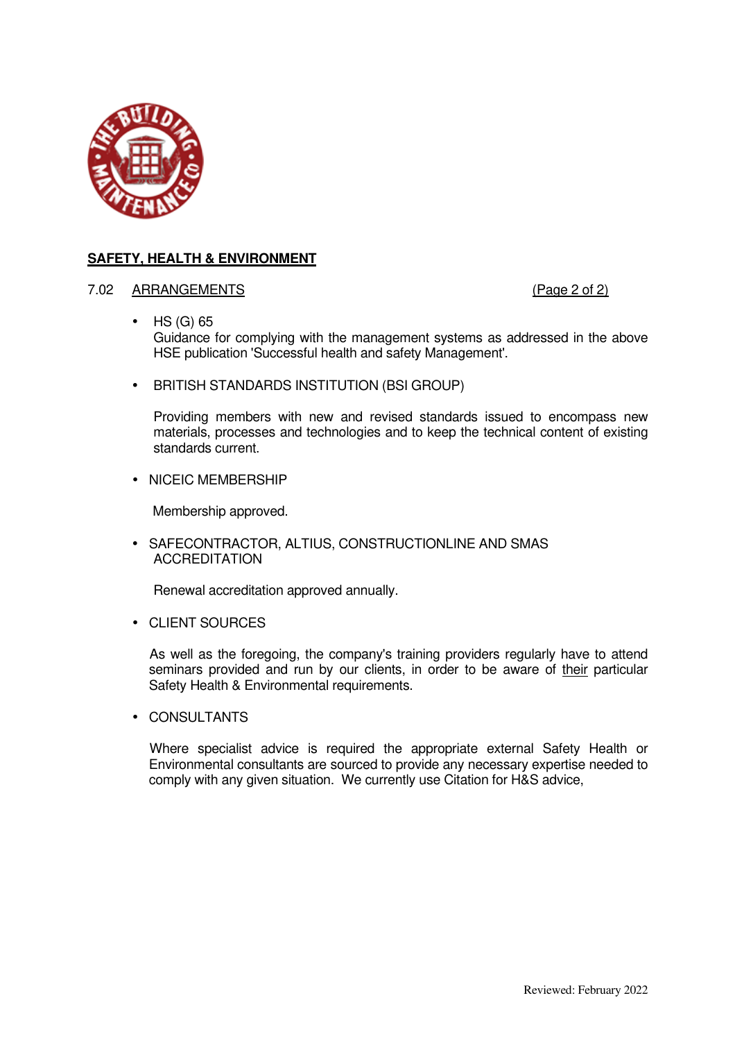## SAFETY, HEALTH & ENVIRONMENT

### 7.02 ARRANGEMENTS

- HS (G) 65
  Guidance for complying with the management systems as addressed in the above HSE publication 'Successful health and safety Management'.

- BRITISH STANDARDS INSTITUTION (BSI GROUP)

  Providing members with new and revised standards issued to encompass new materials, processes and technologies and to keep the technical content of existing standards current.

- NICEIC MEMBERSHIP

  Membership approved.

- SAFECONTRACTOR, ALTIUS, CONSTRUCTIONLINE AND SMAS ACCREDITATION

  Renewal accreditation approved annually.

- CLIENT SOURCES

  As well as the foregoing, the company's training providers regularly have to attend seminars provided and run by our clients, in order to be aware of their particular Safety Health & Environmental requirements.

- CONSULTANTS

  Where specialist advice is required the appropriate external Safety Health or Environmental consultants are sourced to provide any necessary expertise needed to comply with any given situation. We currently use Citation for H&S advice,

Reviewed: February 2022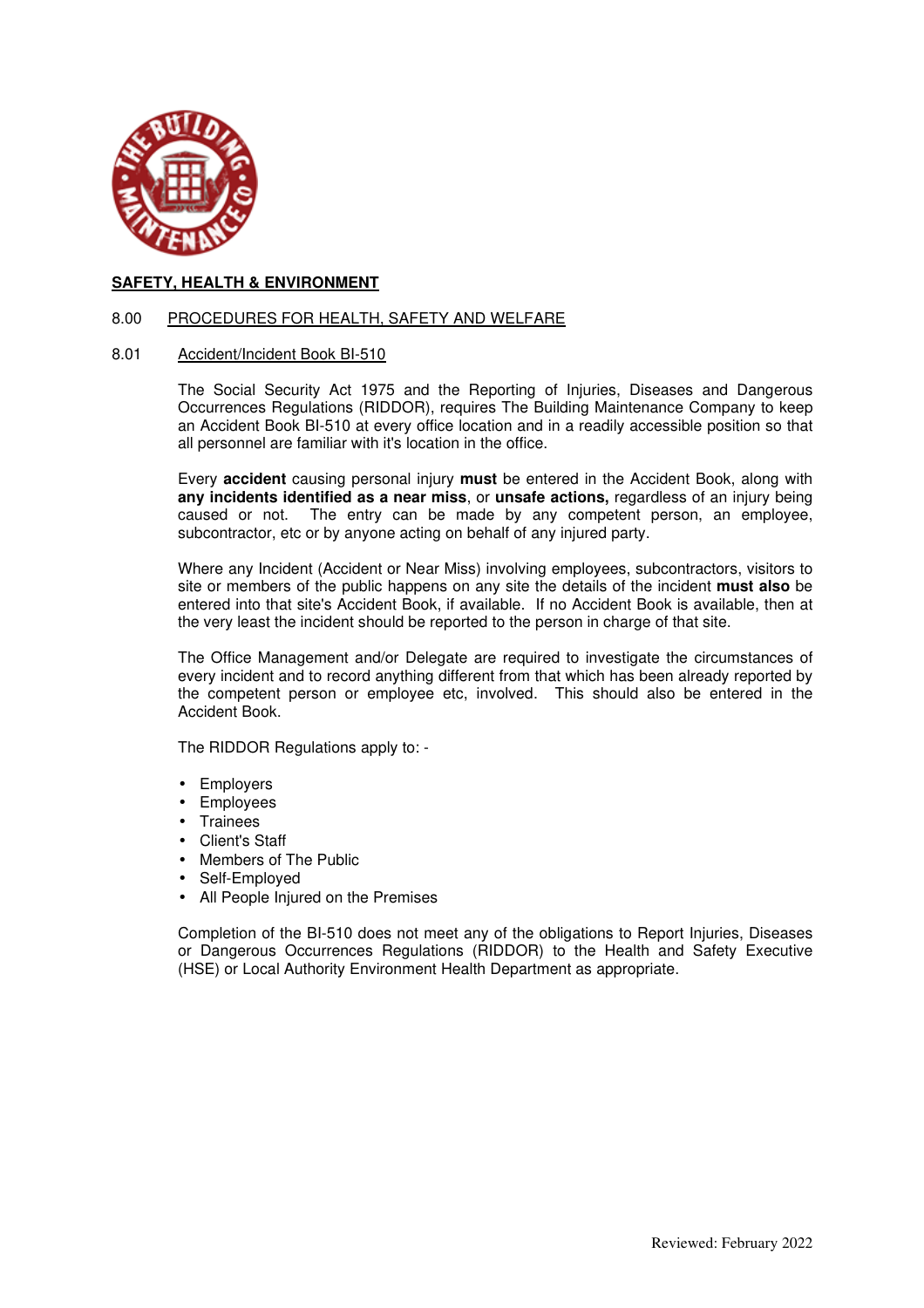## SAFETY, HEALTH & ENVIRONMENT

### 8.00 PROCEDURES FOR HEALTH, SAFETY AND WELFARE

#### 8.01 Accident/Incident Book BI-510

The Social Security Act 1975 and the Reporting of Injuries, Diseases and Dangerous Occurrences Regulations (RIDDOR), requires The Building Maintenance Company to keep an Accident Book BI-510 at every office location and in a readily accessible position so that all personnel are familiar with it's location in the office.

Every **accident** causing personal injury **must** be entered in the Accident Book, along with **any incidents identified as a near miss**, or **unsafe actions,** regardless of an injury being caused or not. The entry can be made by any competent person, an employee, subcontractor, etc or by anyone acting on behalf of any injured party.

Where any Incident (Accident or Near Miss) involving employees, subcontractors, visitors to site or members of the public happens on any site the details of the incident **must also** be entered into that site's Accident Book, if available. If no Accident Book is available, then at the very least the incident should be reported to the person in charge of that site.

The Office Management and/or Delegate are required to investigate the circumstances of every incident and to record anything different from that which has been already reported by the competent person or employee etc, involved. This should also be entered in the Accident Book.

The RIDDOR Regulations apply to: -

- Employers
- Employees
- Trainees
- Client's Staff
- Members of The Public
- Self-Employed
- All People Injured on the Premises

Completion of the BI-510 does not meet any of the obligations to Report Injuries, Diseases or Dangerous Occurrences Regulations (RIDDOR) to the Health and Safety Executive (HSE) or Local Authority Environment Health Department as appropriate.

Reviewed: February 2022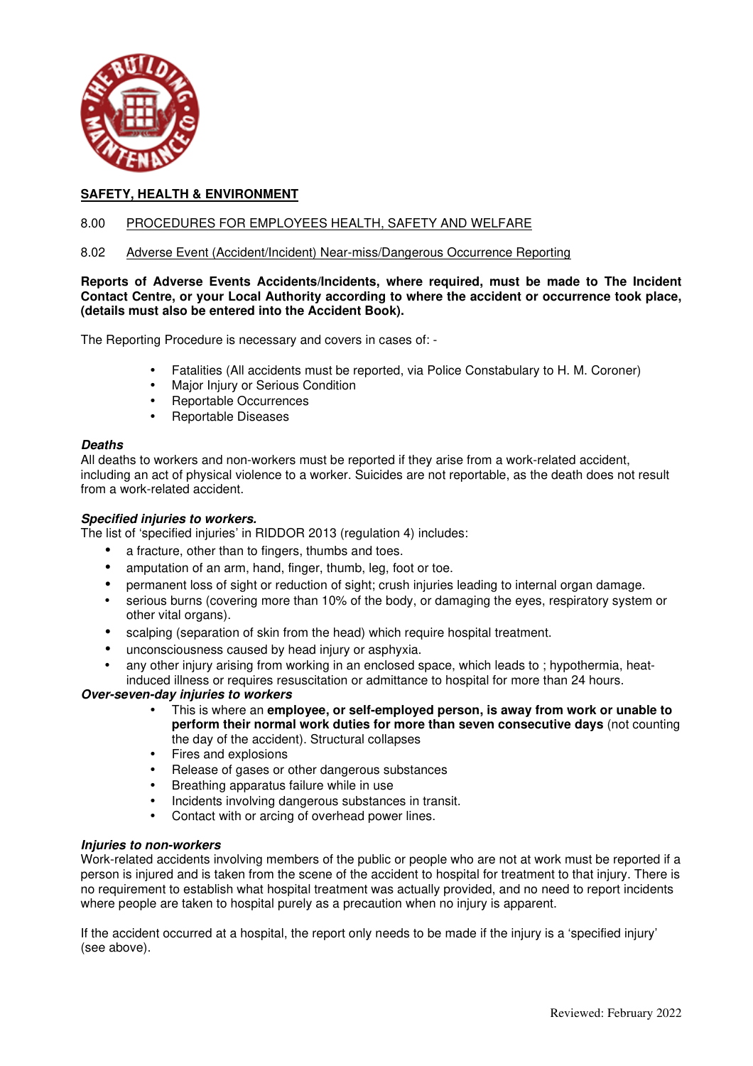**SAFETY, HEALTH & ENVIRONMENT**

8.00 PROCEDURES FOR EMPLOYEES HEALTH, SAFETY AND WELFARE

8.02 Adverse Event (Accident/Incident) Near-miss/Dangerous Occurrence Reporting

**Reports of Adverse Events Accidents/Incidents, where required, must be made to The Incident Contact Centre, or your Local Authority according to where the accident or occurrence took place, (details must also be entered into the Accident Book).**

The Reporting Procedure is necessary and covers in cases of: -

- Fatalities (All accidents must be reported, via Police Constabulary to H. M. Coroner)
- Major Injury or Serious Condition
- Reportable Occurrences
- Reportable Diseases

***Deaths***

All deaths to workers and non-workers must be reported if they arise from a work-related accident, including an act of physical violence to a worker. Suicides are not reportable, as the death does not result from a work-related accident.

***Specified injuries to workers.***

The list of 'specified injuries' in RIDDOR 2013 (regulation 4) includes:

- a fracture, other than to fingers, thumbs and toes.
- amputation of an arm, hand, finger, thumb, leg, foot or toe.
- permanent loss of sight or reduction of sight; crush injuries leading to internal organ damage.
- serious burns (covering more than 10% of the body, or damaging the eyes, respiratory system or other vital organs).
- scalping (separation of skin from the head) which require hospital treatment.
- unconsciousness caused by head injury or asphyxia.
- any other injury arising from working in an enclosed space, which leads to ; hypothermia, heat-induced illness or requires resuscitation or admittance to hospital for more than 24 hours.

***Over-seven-day injuries to workers***

- This is where an **employee, or self-employed person, is away from work or unable to perform their normal work duties for more than seven consecutive days** (not counting the day of the accident). Structural collapses
- Fires and explosions
- Release of gases or other dangerous substances
- Breathing apparatus failure while in use
- Incidents involving dangerous substances in transit.
- Contact with or arcing of overhead power lines.

***Injuries to non-workers***

Work-related accidents involving members of the public or people who are not at work must be reported if a person is injured and is taken from the scene of the accident to hospital for treatment to that injury. There is no requirement to establish what hospital treatment was actually provided, and no need to report incidents where people are taken to hospital purely as a precaution when no injury is apparent.

If the accident occurred at a hospital, the report only needs to be made if the injury is a 'specified injury' (see above).

Reviewed: February 2022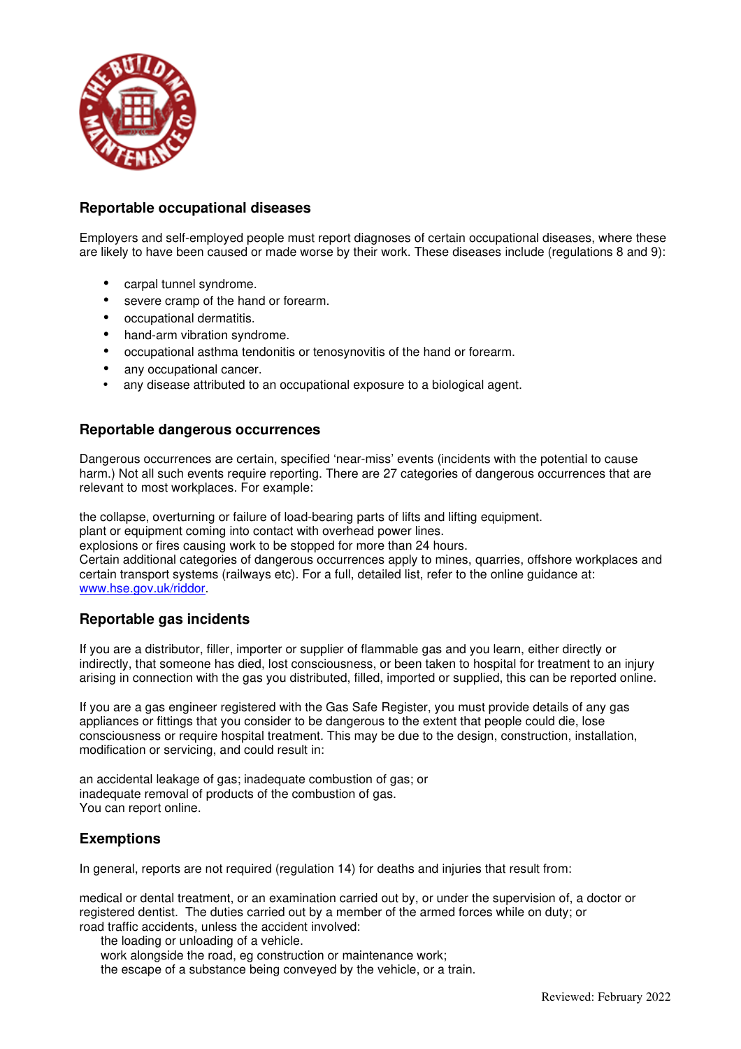## Reportable occupational diseases

Employers and self-employed people must report diagnoses of certain occupational diseases, where these are likely to have been caused or made worse by their work. These diseases include (regulations 8 and 9):

- carpal tunnel syndrome.
- severe cramp of the hand or forearm.
- occupational dermatitis.
- hand-arm vibration syndrome.
- occupational asthma tendonitis or tenosynovitis of the hand or forearm.
- any occupational cancer.
- any disease attributed to an occupational exposure to a biological agent.

## Reportable dangerous occurrences

Dangerous occurrences are certain, specified 'near-miss' events (incidents with the potential to cause harm.) Not all such events require reporting. There are 27 categories of dangerous occurrences that are relevant to most workplaces. For example:

the collapse, overturning or failure of load-bearing parts of lifts and lifting equipment.
plant or equipment coming into contact with overhead power lines.
explosions or fires causing work to be stopped for more than 24 hours.
Certain additional categories of dangerous occurrences apply to mines, quarries, offshore workplaces and certain transport systems (railways etc). For a full, detailed list, refer to the online guidance at: www.hse.gov.uk/riddor.

## Reportable gas incidents

If you are a distributor, filler, importer or supplier of flammable gas and you learn, either directly or indirectly, that someone has died, lost consciousness, or been taken to hospital for treatment to an injury arising in connection with the gas you distributed, filled, imported or supplied, this can be reported online.

If you are a gas engineer registered with the Gas Safe Register, you must provide details of any gas appliances or fittings that you consider to be dangerous to the extent that people could die, lose consciousness or require hospital treatment. This may be due to the design, construction, installation, modification or servicing, and could result in:

an accidental leakage of gas; inadequate combustion of gas; or
inadequate removal of products of the combustion of gas.
You can report online.

## Exemptions

In general, reports are not required (regulation 14) for deaths and injuries that result from:

medical or dental treatment, or an examination carried out by, or under the supervision of, a doctor or registered dentist. The duties carried out by a member of the armed forces while on duty; or
road traffic accidents, unless the accident involved:
the loading or unloading of a vehicle.
work alongside the road, eg construction or maintenance work;
the escape of a substance being conveyed by the vehicle, or a train.

Reviewed: February 2022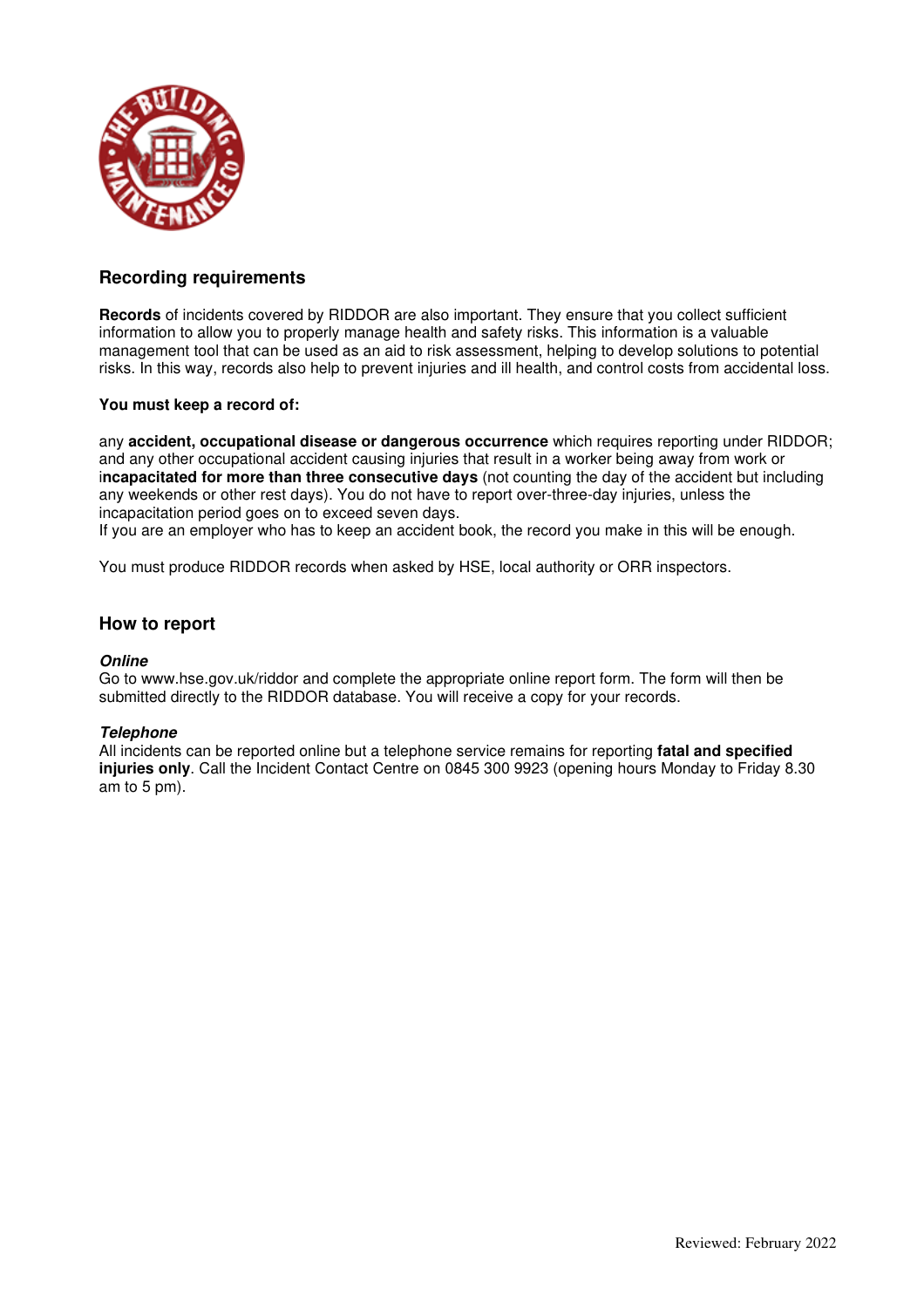## Recording requirements

**Records** of incidents covered by RIDDOR are also important. They ensure that you collect sufficient information to allow you to properly manage health and safety risks. This information is a valuable management tool that can be used as an aid to risk assessment, helping to develop solutions to potential risks. In this way, records also help to prevent injuries and ill health, and control costs from accidental loss.

**You must keep a record of:**

any **accident, occupational disease or dangerous occurrence** which requires reporting under RIDDOR; and any other occupational accident causing injuries that result in a worker being away from work or i**ncapacitated for more than three consecutive days** (not counting the day of the accident but including any weekends or other rest days). You do not have to report over-three-day injuries, unless the incapacitation period goes on to exceed seven days.
If you are an employer who has to keep an accident book, the record you make in this will be enough.

You must produce RIDDOR records when asked by HSE, local authority or ORR inspectors.

## How to report

***Online***
Go to www.hse.gov.uk/riddor and complete the appropriate online report form. The form will then be submitted directly to the RIDDOR database. You will receive a copy for your records.

***Telephone***
All incidents can be reported online but a telephone service remains for reporting **fatal and specified injuries only**. Call the Incident Contact Centre on 0845 300 9923 (opening hours Monday to Friday 8.30 am to 5 pm).

Reviewed: February 2022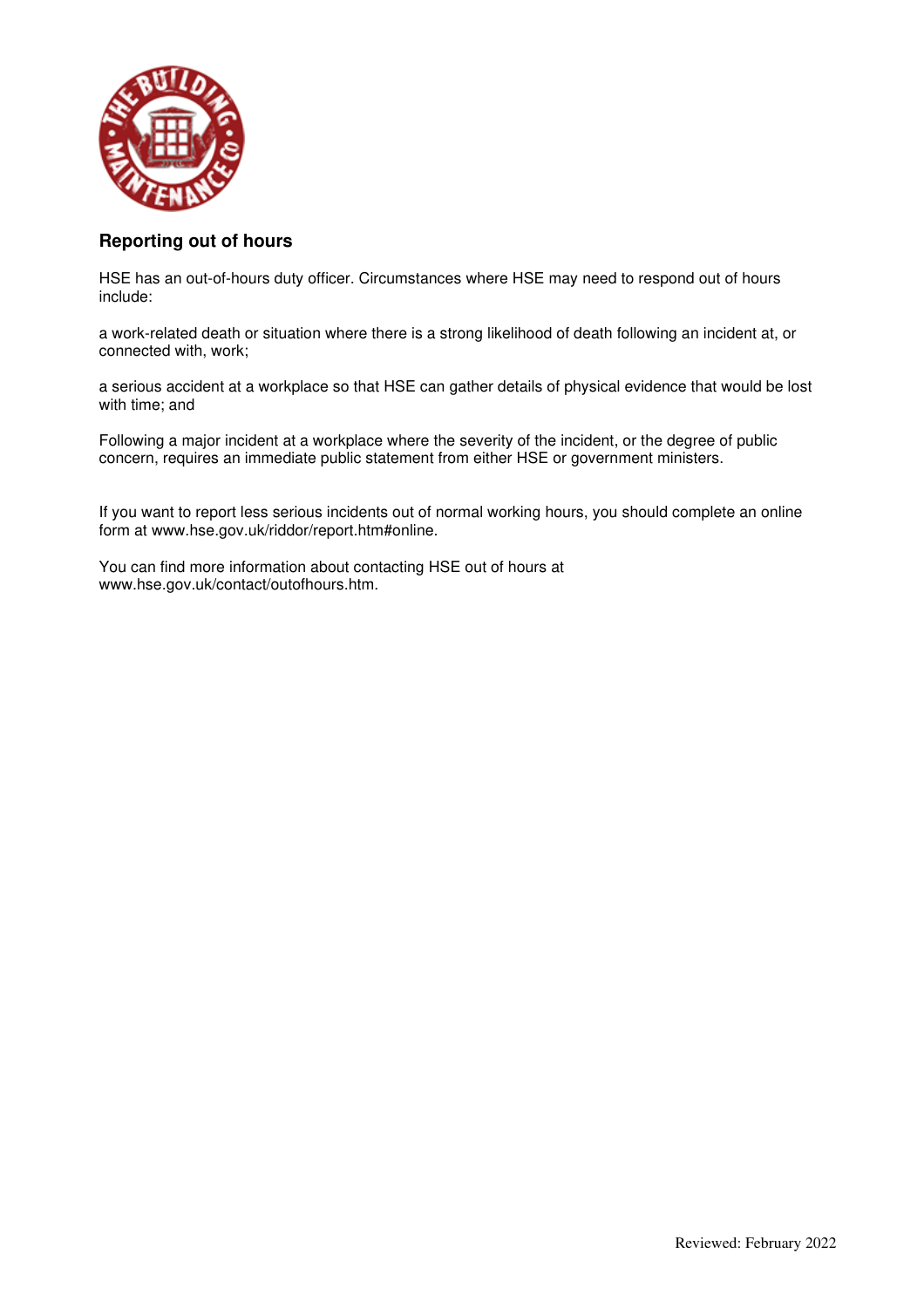## Reporting out of hours

HSE has an out-of-hours duty officer. Circumstances where HSE may need to respond out of hours include:

a work-related death or situation where there is a strong likelihood of death following an incident at, or connected with, work;

a serious accident at a workplace so that HSE can gather details of physical evidence that would be lost with time; and

Following a major incident at a workplace where the severity of the incident, or the degree of public concern, requires an immediate public statement from either HSE or government ministers.

If you want to report less serious incidents out of normal working hours, you should complete an online form at www.hse.gov.uk/riddor/report.htm#online.

You can find more information about contacting HSE out of hours at www.hse.gov.uk/contact/outofhours.htm.

Reviewed: February 2022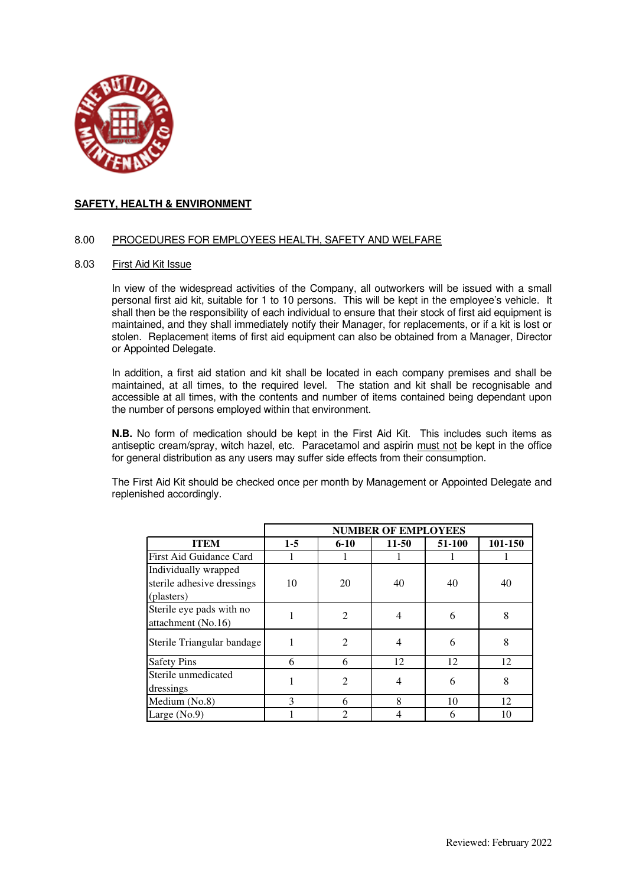## SAFETY, HEALTH & ENVIRONMENT

### 8.00 PROCEDURES FOR EMPLOYEES HEALTH, SAFETY AND WELFARE

#### 8.03 First Aid Kit Issue

In view of the widespread activities of the Company, all outworkers will be issued with a small personal first aid kit, suitable for 1 to 10 persons. This will be kept in the employee's vehicle. It shall then be the responsibility of each individual to ensure that their stock of first aid equipment is maintained, and they shall immediately notify their Manager, for replacements, or if a kit is lost or stolen. Replacement items of first aid equipment can also be obtained from a Manager, Director or Appointed Delegate.

In addition, a first aid station and kit shall be located in each company premises and shall be maintained, at all times, to the required level. The station and kit shall be recognisable and accessible at all times, with the contents and number of items contained being dependant upon the number of persons employed within that environment.

**N.B.** No form of medication should be kept in the First Aid Kit. This includes such items as antiseptic cream/spray, witch hazel, etc. Paracetamol and aspirin must not be kept in the office for general distribution as any users may suffer side effects from their consumption.

The First Aid Kit should be checked once per month by Management or Appointed Delegate and replenished accordingly.

| | NUMBER OF EMPLOYEES | | | | |
|---|---|---|---|---|---|
| **ITEM** | **1-5** | **6-10** | **11-50** | **51-100** | **101-150** |
| First Aid Guidance Card | 1 | 1 | 1 | 1 | 1 |
| Individually wrapped sterile adhesive dressings (plasters) | 10 | 20 | 40 | 40 | 40 |
| Sterile eye pads with no attachment (No.16) | 1 | 2 | 4 | 6 | 8 |
| Sterile Triangular bandage | 1 | 2 | 4 | 6 | 8 |
| Safety Pins | 6 | 6 | 12 | 12 | 12 |
| Sterile unmedicated dressings | 1 | 2 | 4 | 6 | 8 |
| Medium (No.8) | 3 | 6 | 8 | 10 | 12 |
| Large (No.9) | 1 | 2 | 4 | 6 | 10 |

Reviewed: February 2022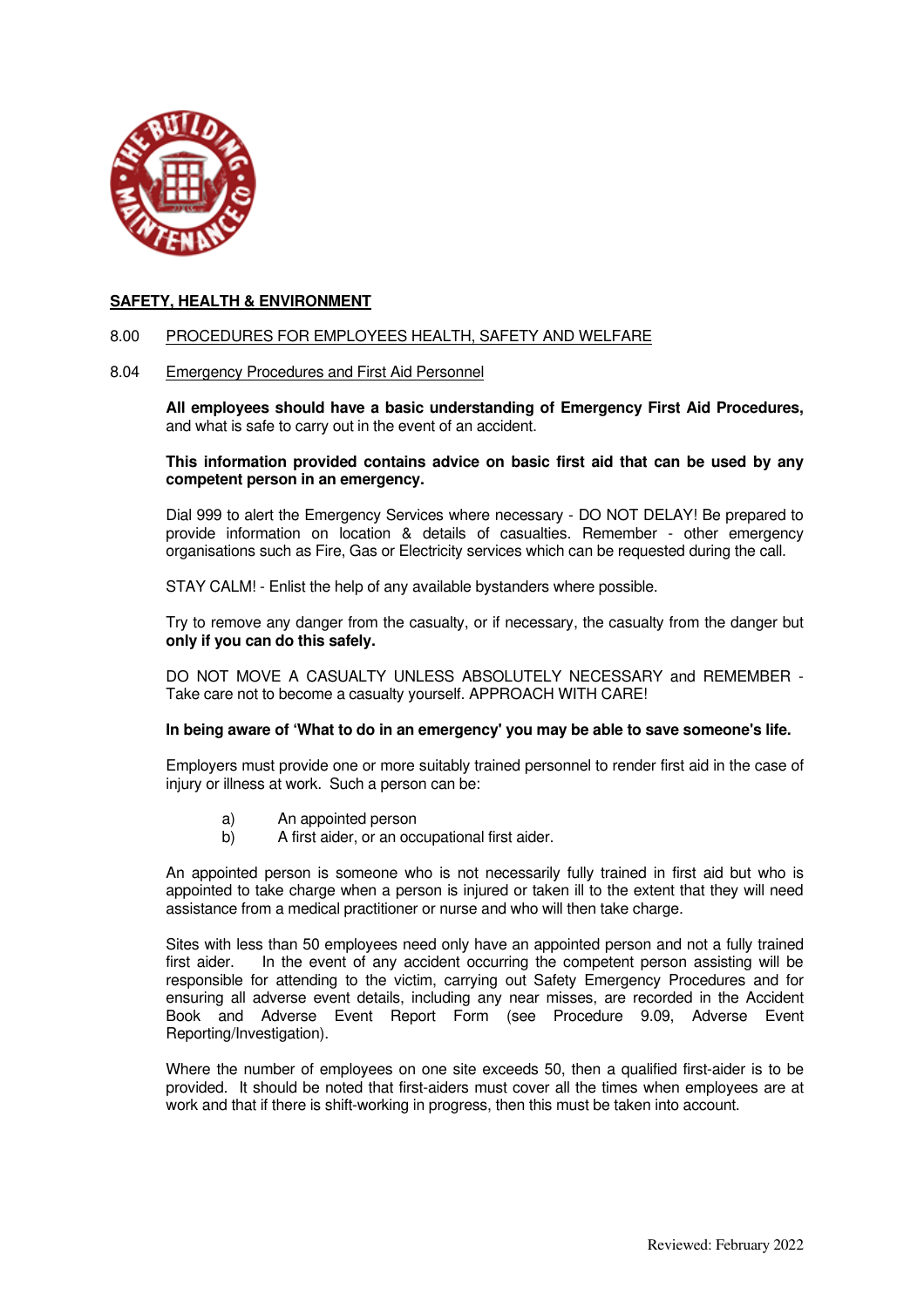**SAFETY, HEALTH & ENVIRONMENT**

8.00 PROCEDURES FOR EMPLOYEES HEALTH, SAFETY AND WELFARE

8.04 Emergency Procedures and First Aid Personnel

**All employees should have a basic understanding of Emergency First Aid Procedures,** and what is safe to carry out in the event of an accident.

**This information provided contains advice on basic first aid that can be used by any competent person in an emergency.**

Dial 999 to alert the Emergency Services where necessary - DO NOT DELAY! Be prepared to provide information on location & details of casualties. Remember - other emergency organisations such as Fire, Gas or Electricity services which can be requested during the call.

STAY CALM! - Enlist the help of any available bystanders where possible.

Try to remove any danger from the casualty, or if necessary, the casualty from the danger but **only if you can do this safely.**

DO NOT MOVE A CASUALTY UNLESS ABSOLUTELY NECESSARY and REMEMBER - Take care not to become a casualty yourself. APPROACH WITH CARE!

**In being aware of 'What to do in an emergency' you may be able to save someone's life.**

Employers must provide one or more suitably trained personnel to render first aid in the case of injury or illness at work. Such a person can be:

a) An appointed person
b) A first aider, or an occupational first aider.

An appointed person is someone who is not necessarily fully trained in first aid but who is appointed to take charge when a person is injured or taken ill to the extent that they will need assistance from a medical practitioner or nurse and who will then take charge.

Sites with less than 50 employees need only have an appointed person and not a fully trained first aider. In the event of any accident occurring the competent person assisting will be responsible for attending to the victim, carrying out Safety Emergency Procedures and for ensuring all adverse event details, including any near misses, are recorded in the Accident Book and Adverse Event Report Form (see Procedure 9.09, Adverse Event Reporting/Investigation).

Where the number of employees on one site exceeds 50, then a qualified first-aider is to be provided. It should be noted that first-aiders must cover all the times when employees are at work and that if there is shift-working in progress, then this must be taken into account.

Reviewed: February 2022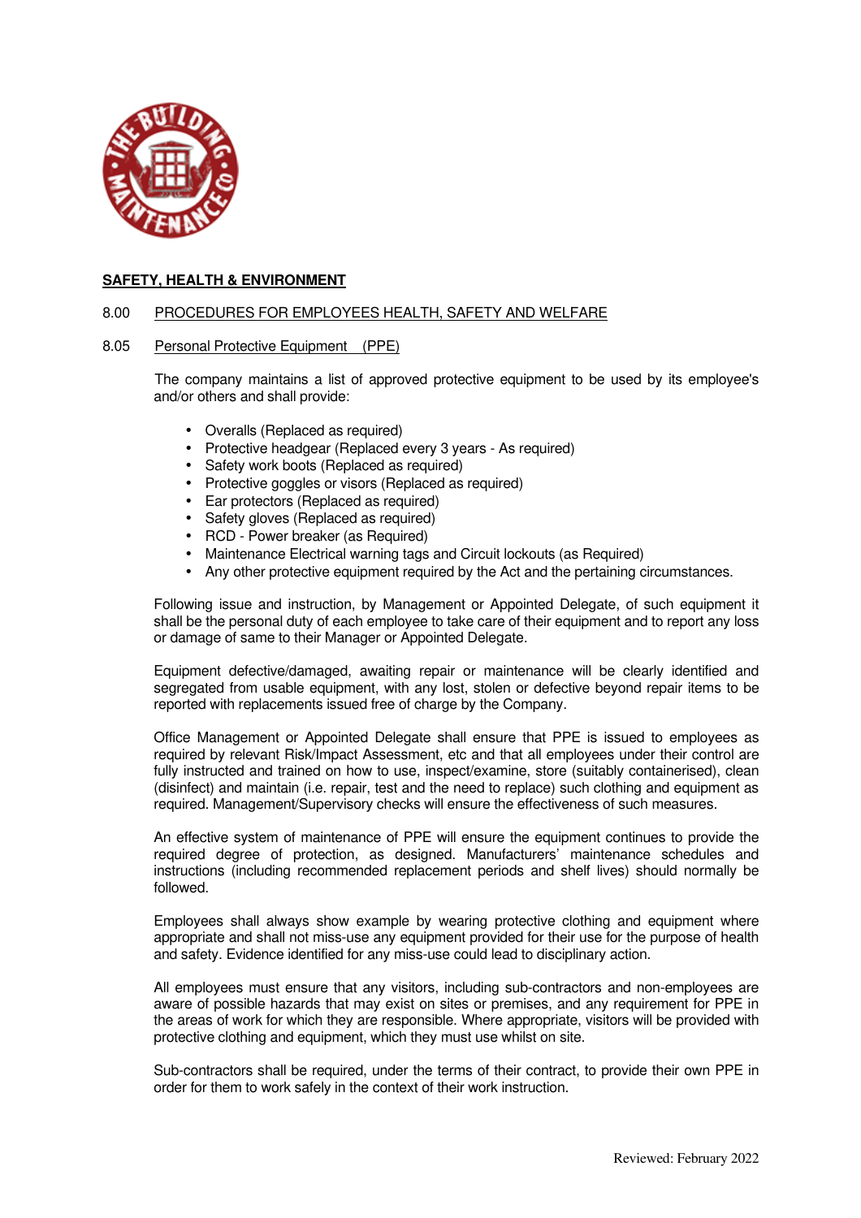**SAFETY, HEALTH & ENVIRONMENT**

8.00 PROCEDURES FOR EMPLOYEES HEALTH, SAFETY AND WELFARE

8.05 Personal Protective Equipment (PPE)

The company maintains a list of approved protective equipment to be used by its employee's and/or others and shall provide:

- Overalls (Replaced as required)
- Protective headgear (Replaced every 3 years - As required)
- Safety work boots (Replaced as required)
- Protective goggles or visors (Replaced as required)
- Ear protectors (Replaced as required)
- Safety gloves (Replaced as required)
- RCD - Power breaker (as Required)
- Maintenance Electrical warning tags and Circuit lockouts (as Required)
- Any other protective equipment required by the Act and the pertaining circumstances.

Following issue and instruction, by Management or Appointed Delegate, of such equipment it shall be the personal duty of each employee to take care of their equipment and to report any loss or damage of same to their Manager or Appointed Delegate.

Equipment defective/damaged, awaiting repair or maintenance will be clearly identified and segregated from usable equipment, with any lost, stolen or defective beyond repair items to be reported with replacements issued free of charge by the Company.

Office Management or Appointed Delegate shall ensure that PPE is issued to employees as required by relevant Risk/Impact Assessment, etc and that all employees under their control are fully instructed and trained on how to use, inspect/examine, store (suitably containerised), clean (disinfect) and maintain (i.e. repair, test and the need to replace) such clothing and equipment as required. Management/Supervisory checks will ensure the effectiveness of such measures.

An effective system of maintenance of PPE will ensure the equipment continues to provide the required degree of protection, as designed. Manufacturers' maintenance schedules and instructions (including recommended replacement periods and shelf lives) should normally be followed.

Employees shall always show example by wearing protective clothing and equipment where appropriate and shall not miss-use any equipment provided for their use for the purpose of health and safety. Evidence identified for any miss-use could lead to disciplinary action.

All employees must ensure that any visitors, including sub-contractors and non-employees are aware of possible hazards that may exist on sites or premises, and any requirement for PPE in the areas of work for which they are responsible. Where appropriate, visitors will be provided with protective clothing and equipment, which they must use whilst on site.

Sub-contractors shall be required, under the terms of their contract, to provide their own PPE in order for them to work safely in the context of their work instruction.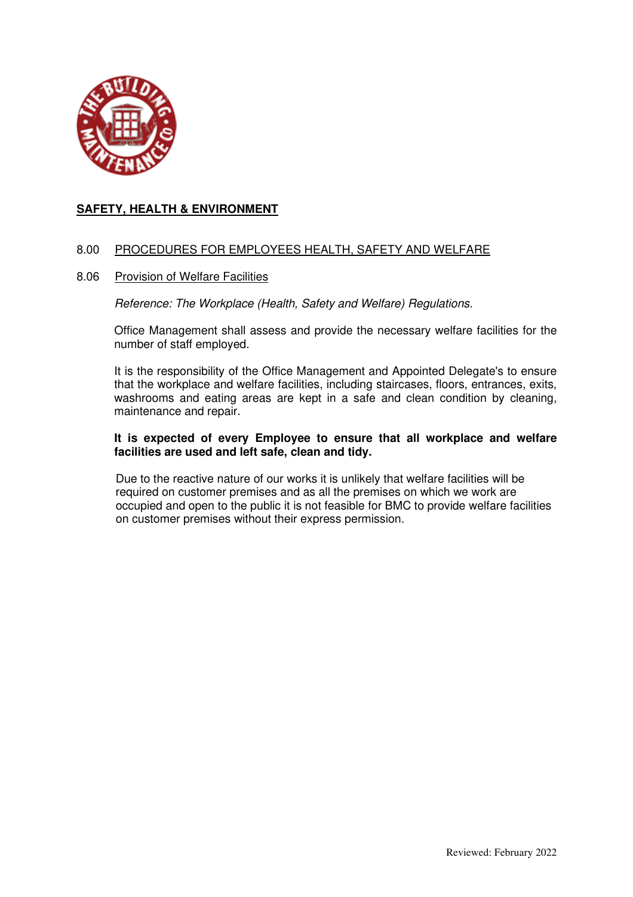## SAFETY, HEALTH & ENVIRONMENT

### 8.00 PROCEDURES FOR EMPLOYEES HEALTH, SAFETY AND WELFARE

### 8.06 Provision of Welfare Facilities

*Reference: The Workplace (Health, Safety and Welfare) Regulations.*

Office Management shall assess and provide the necessary welfare facilities for the number of staff employed.

It is the responsibility of the Office Management and Appointed Delegate's to ensure that the workplace and welfare facilities, including staircases, floors, entrances, exits, washrooms and eating areas are kept in a safe and clean condition by cleaning, maintenance and repair.

**It is expected of every Employee to ensure that all workplace and welfare facilities are used and left safe, clean and tidy.**

Due to the reactive nature of our works it is unlikely that welfare facilities will be required on customer premises and as all the premises on which we work are occupied and open to the public it is not feasible for BMC to provide welfare facilities on customer premises without their express permission.

Reviewed: February 2022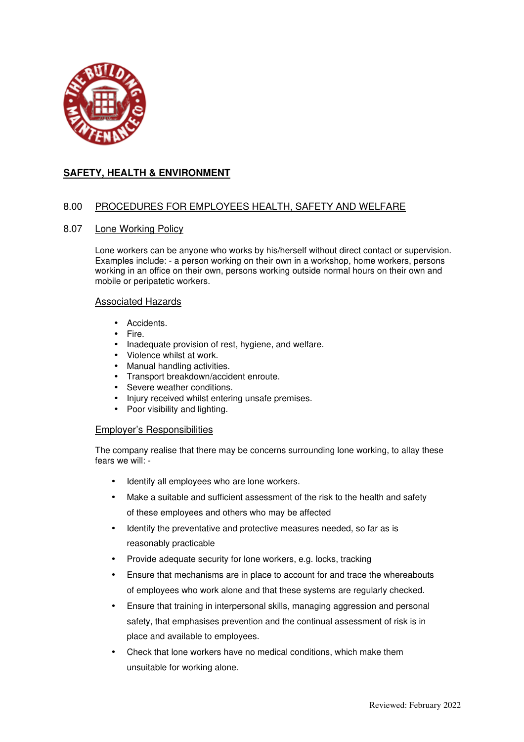## SAFETY, HEALTH & ENVIRONMENT

### 8.00 PROCEDURES FOR EMPLOYEES HEALTH, SAFETY AND WELFARE

### 8.07 Lone Working Policy

Lone workers can be anyone who works by his/herself without direct contact or supervision. Examples include: - a person working on their own in a workshop, home workers, persons working in an office on their own, persons working outside normal hours on their own and mobile or peripatetic workers.

#### Associated Hazards

- Accidents.
- Fire.
- Inadequate provision of rest, hygiene, and welfare.
- Violence whilst at work.
- Manual handling activities.
- Transport breakdown/accident enroute.
- Severe weather conditions.
- Injury received whilst entering unsafe premises.
- Poor visibility and lighting.

#### Employer's Responsibilities

The company realise that there may be concerns surrounding lone working, to allay these fears we will: -

- Identify all employees who are lone workers.
- Make a suitable and sufficient assessment of the risk to the health and safety of these employees and others who may be affected
- Identify the preventative and protective measures needed, so far as is reasonably practicable
- Provide adequate security for lone workers, e.g. locks, tracking
- Ensure that mechanisms are in place to account for and trace the whereabouts of employees who work alone and that these systems are regularly checked.
- Ensure that training in interpersonal skills, managing aggression and personal safety, that emphasises prevention and the continual assessment of risk is in place and available to employees.
- Check that lone workers have no medical conditions, which make them unsuitable for working alone.

Reviewed: February 2022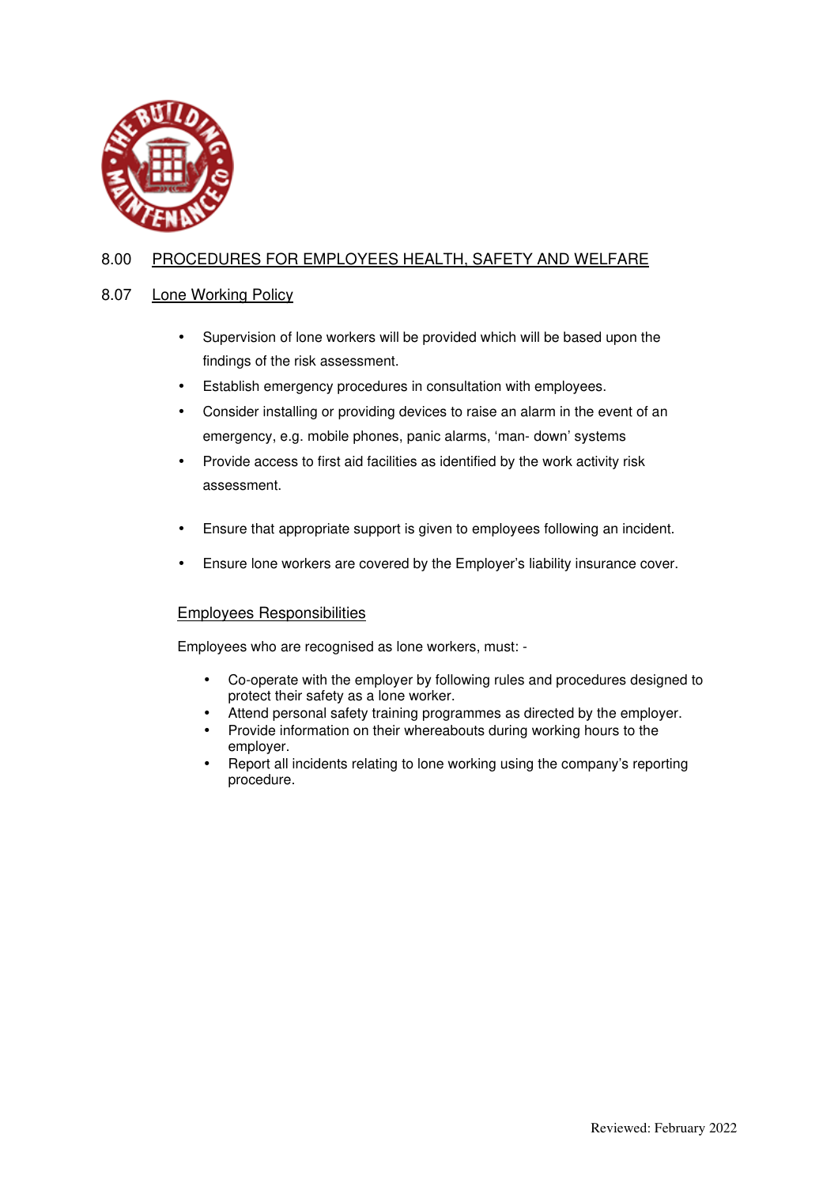## 8.00 PROCEDURES FOR EMPLOYEES HEALTH, SAFETY AND WELFARE

### 8.07 Lone Working Policy

- Supervision of lone workers will be provided which will be based upon the findings of the risk assessment.
- Establish emergency procedures in consultation with employees.
- Consider installing or providing devices to raise an alarm in the event of an emergency, e.g. mobile phones, panic alarms, 'man- down' systems
- Provide access to first aid facilities as identified by the work activity risk assessment.
- Ensure that appropriate support is given to employees following an incident.
- Ensure lone workers are covered by the Employer's liability insurance cover.

#### Employees Responsibilities

Employees who are recognised as lone workers, must: -

- Co-operate with the employer by following rules and procedures designed to protect their safety as a lone worker.
- Attend personal safety training programmes as directed by the employer.
- Provide information on their whereabouts during working hours to the employer.
- Report all incidents relating to lone working using the company's reporting procedure.

Reviewed: February 2022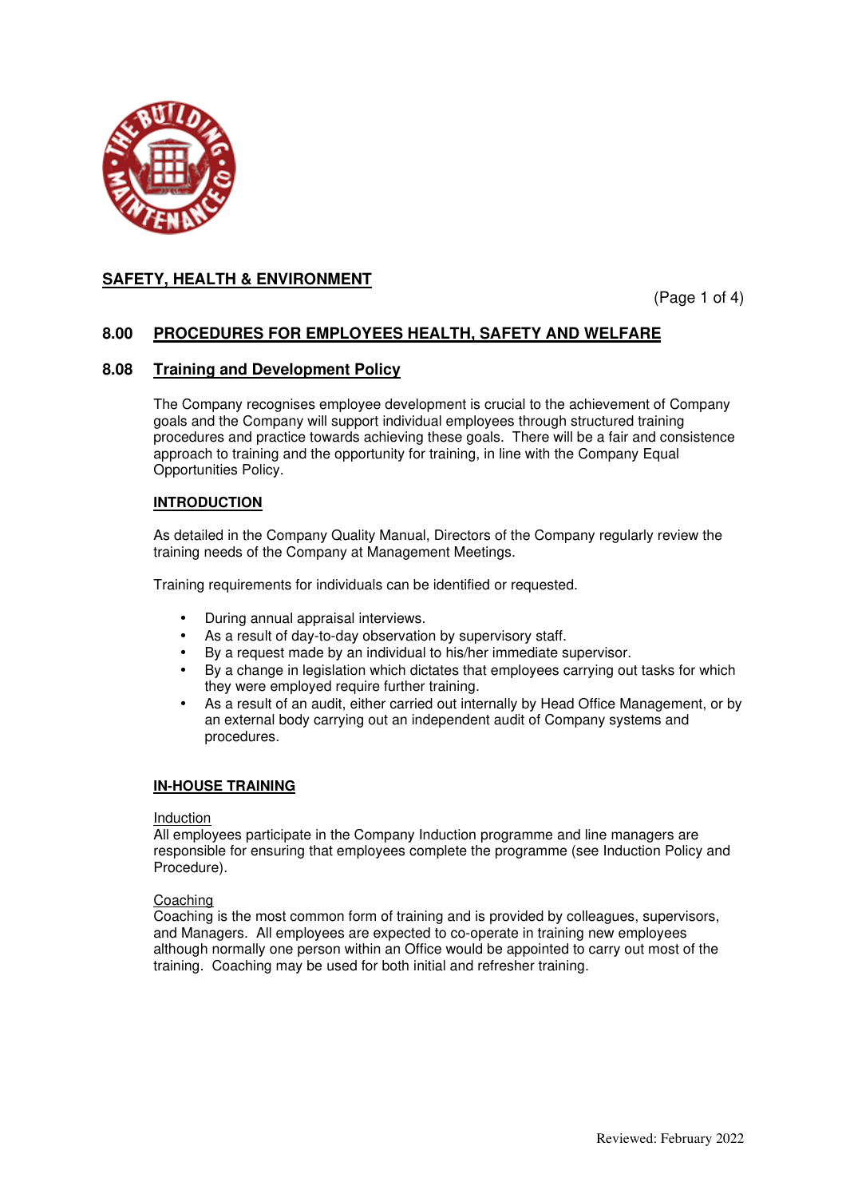## SAFETY, HEALTH & ENVIRONMENT

### 8.00 PROCEDURES FOR EMPLOYEES HEALTH, SAFETY AND WELFARE

### 8.08 Training and Development Policy

The Company recognises employee development is crucial to the achievement of Company goals and the Company will support individual employees through structured training procedures and practice towards achieving these goals. There will be a fair and consistence approach to training and the opportunity for training, in line with the Company Equal Opportunities Policy.

#### INTRODUCTION

As detailed in the Company Quality Manual, Directors of the Company regularly review the training needs of the Company at Management Meetings.

Training requirements for individuals can be identified or requested.

- During annual appraisal interviews.
- As a result of day-to-day observation by supervisory staff.
- By a request made by an individual to his/her immediate supervisor.
- By a change in legislation which dictates that employees carrying out tasks for which they were employed require further training.
- As a result of an audit, either carried out internally by Head Office Management, or by an external body carrying out an independent audit of Company systems and procedures.

#### IN-HOUSE TRAINING

Induction
All employees participate in the Company Induction programme and line managers are responsible for ensuring that employees complete the programme (see Induction Policy and Procedure).

Coaching
Coaching is the most common form of training and is provided by colleagues, supervisors, and Managers. All employees are expected to co-operate in training new employees although normally one person within an Office would be appointed to carry out most of the training. Coaching may be used for both initial and refresher training.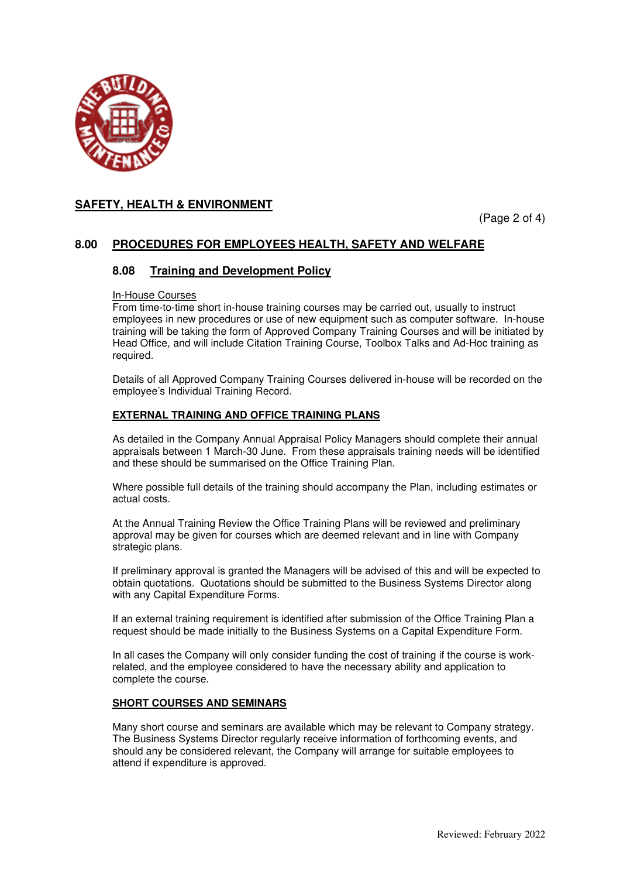## SAFETY, HEALTH & ENVIRONMENT

### 8.00 PROCEDURES FOR EMPLOYEES HEALTH, SAFETY AND WELFARE

#### 8.08 Training and Development Policy

In-House Courses

From time-to-time short in-house training courses may be carried out, usually to instruct employees in new procedures or use of new equipment such as computer software. In-house training will be taking the form of Approved Company Training Courses and will be initiated by Head Office, and will include Citation Training Course, Toolbox Talks and Ad-Hoc training as required.

Details of all Approved Company Training Courses delivered in-house will be recorded on the employee's Individual Training Record.

**EXTERNAL TRAINING AND OFFICE TRAINING PLANS**

As detailed in the Company Annual Appraisal Policy Managers should complete their annual appraisals between 1 March-30 June. From these appraisals training needs will be identified and these should be summarised on the Office Training Plan.

Where possible full details of the training should accompany the Plan, including estimates or actual costs.

At the Annual Training Review the Office Training Plans will be reviewed and preliminary approval may be given for courses which are deemed relevant and in line with Company strategic plans.

If preliminary approval is granted the Managers will be advised of this and will be expected to obtain quotations. Quotations should be submitted to the Business Systems Director along with any Capital Expenditure Forms.

If an external training requirement is identified after submission of the Office Training Plan a request should be made initially to the Business Systems on a Capital Expenditure Form.

In all cases the Company will only consider funding the cost of training if the course is work-related, and the employee considered to have the necessary ability and application to complete the course.

**SHORT COURSES AND SEMINARS**

Many short course and seminars are available which may be relevant to Company strategy. The Business Systems Director regularly receive information of forthcoming events, and should any be considered relevant, the Company will arrange for suitable employees to attend if expenditure is approved.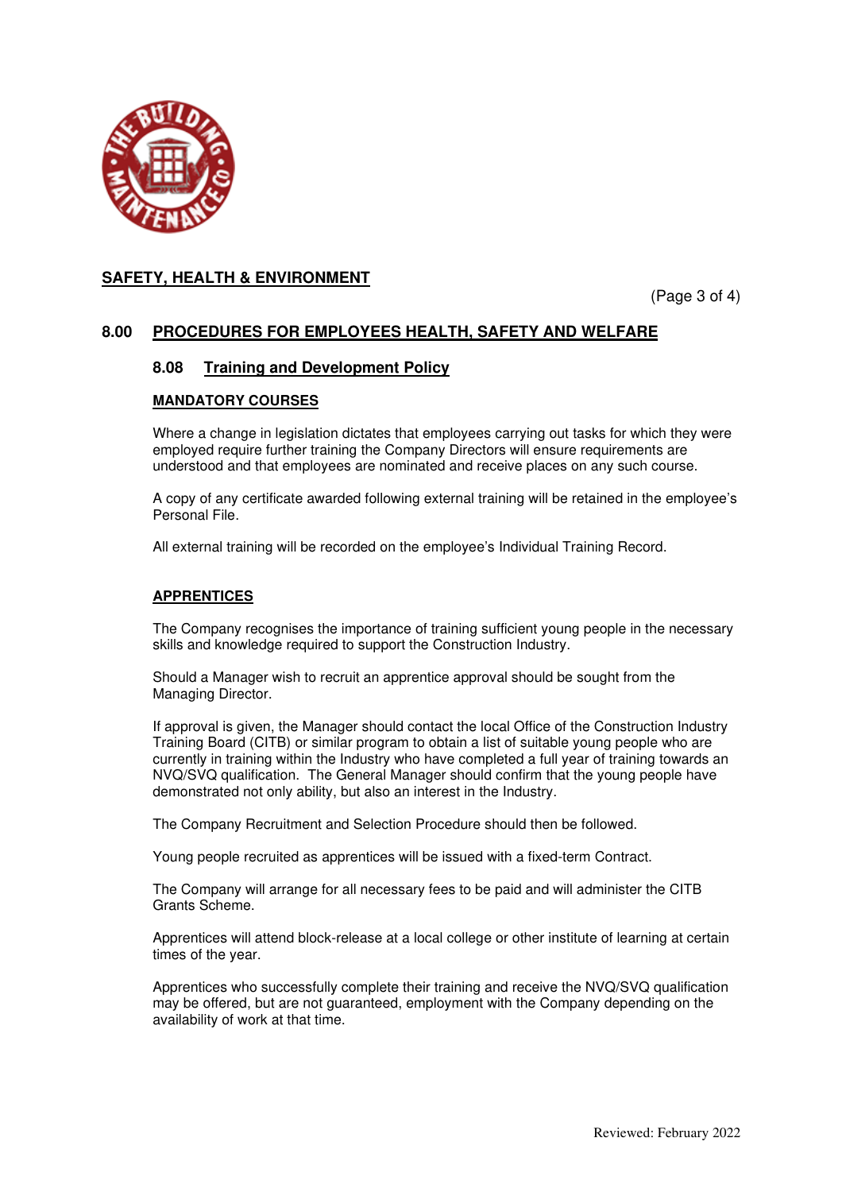## SAFETY, HEALTH & ENVIRONMENT

## 8.00 PROCEDURES FOR EMPLOYEES HEALTH, SAFETY AND WELFARE

### 8.08 Training and Development Policy

**MANDATORY COURSES**

Where a change in legislation dictates that employees carrying out tasks for which they were employed require further training the Company Directors will ensure requirements are understood and that employees are nominated and receive places on any such course.

A copy of any certificate awarded following external training will be retained in the employee's Personal File.

All external training will be recorded on the employee's Individual Training Record.

**APPRENTICES**

The Company recognises the importance of training sufficient young people in the necessary skills and knowledge required to support the Construction Industry.

Should a Manager wish to recruit an apprentice approval should be sought from the Managing Director.

If approval is given, the Manager should contact the local Office of the Construction Industry Training Board (CITB) or similar program to obtain a list of suitable young people who are currently in training within the Industry who have completed a full year of training towards an NVQ/SVQ qualification. The General Manager should confirm that the young people have demonstrated not only ability, but also an interest in the Industry.

The Company Recruitment and Selection Procedure should then be followed.

Young people recruited as apprentices will be issued with a fixed-term Contract.

The Company will arrange for all necessary fees to be paid and will administer the CITB Grants Scheme.

Apprentices will attend block-release at a local college or other institute of learning at certain times of the year.

Apprentices who successfully complete their training and receive the NVQ/SVQ qualification may be offered, but are not guaranteed, employment with the Company depending on the availability of work at that time.

Reviewed: February 2022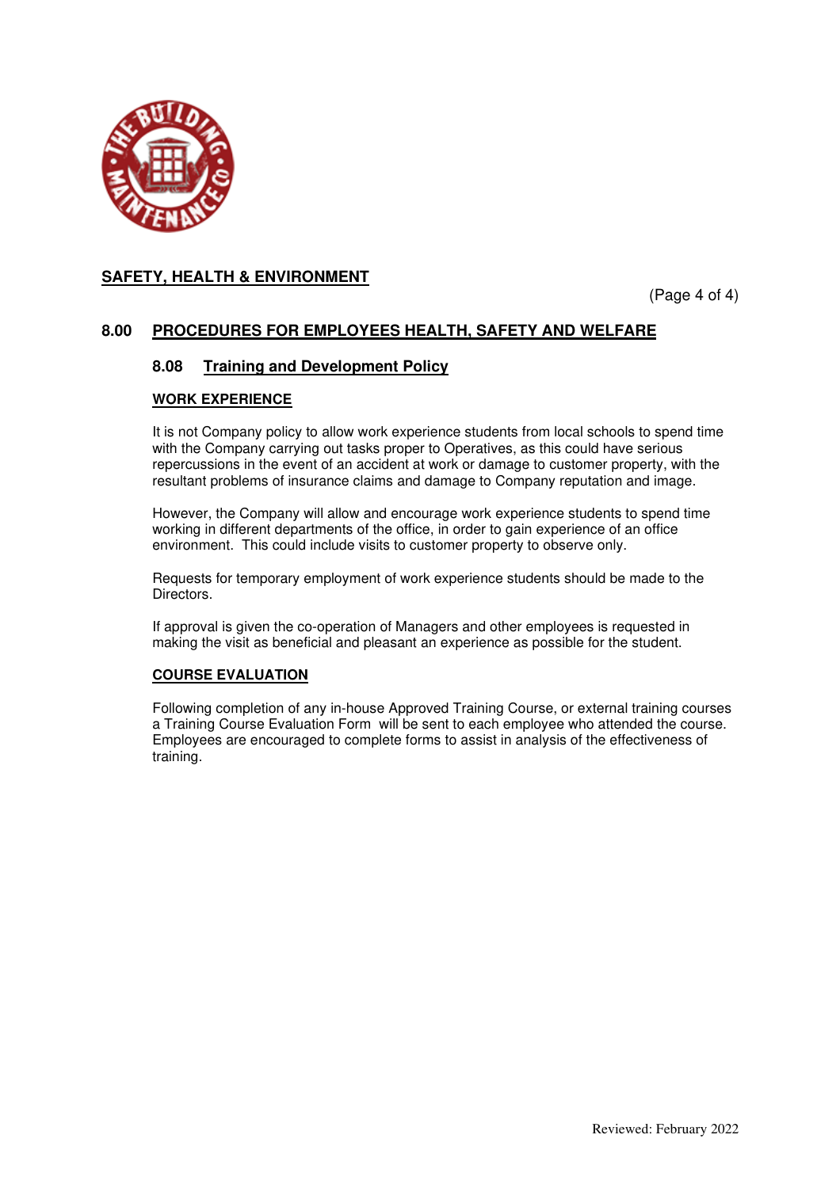## SAFETY, HEALTH & ENVIRONMENT

# 8.00 PROCEDURES FOR EMPLOYEES HEALTH, SAFETY AND WELFARE

## 8.08 Training and Development Policy

### WORK EXPERIENCE

It is not Company policy to allow work experience students from local schools to spend time with the Company carrying out tasks proper to Operatives, as this could have serious repercussions in the event of an accident at work or damage to customer property, with the resultant problems of insurance claims and damage to Company reputation and image.

However, the Company will allow and encourage work experience students to spend time working in different departments of the office, in order to gain experience of an office environment. This could include visits to customer property to observe only.

Requests for temporary employment of work experience students should be made to the Directors.

If approval is given the co-operation of Managers and other employees is requested in making the visit as beneficial and pleasant an experience as possible for the student.

### COURSE EVALUATION

Following completion of any in-house Approved Training Course, or external training courses a Training Course Evaluation Form will be sent to each employee who attended the course. Employees are encouraged to complete forms to assist in analysis of the effectiveness of training.

Reviewed: February 2022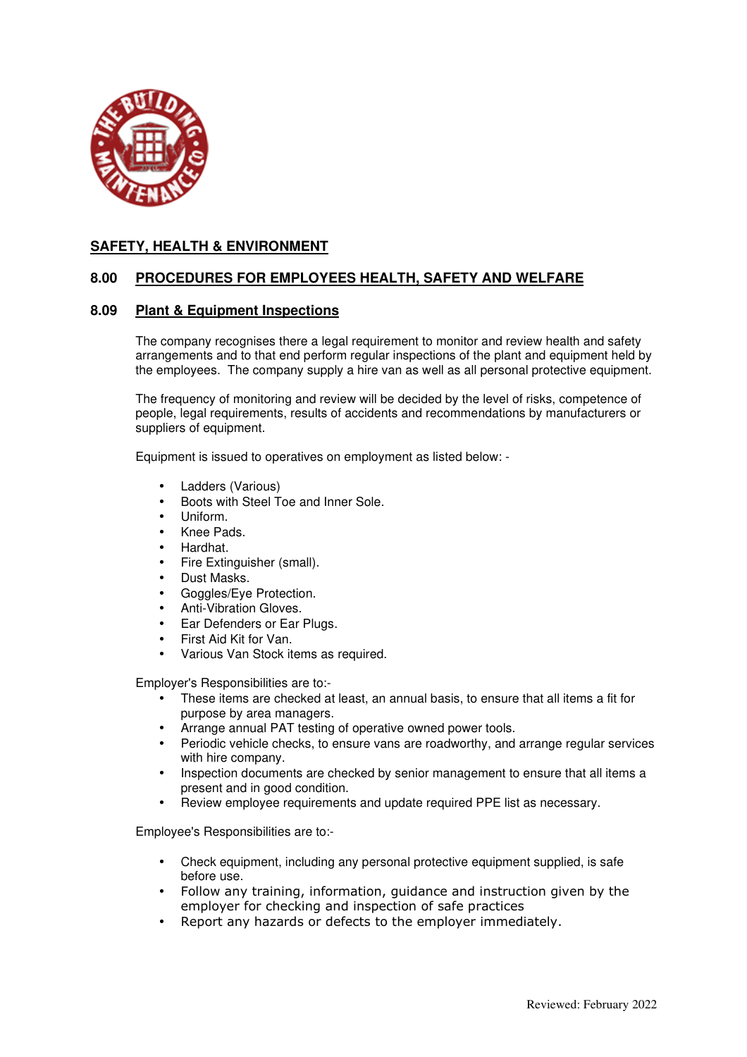## SAFETY, HEALTH & ENVIRONMENT

### 8.00 PROCEDURES FOR EMPLOYEES HEALTH, SAFETY AND WELFARE

### 8.09 Plant & Equipment Inspections

The company recognises there a legal requirement to monitor and review health and safety arrangements and to that end perform regular inspections of the plant and equipment held by the employees. The company supply a hire van as well as all personal protective equipment.

The frequency of monitoring and review will be decided by the level of risks, competence of people, legal requirements, results of accidents and recommendations by manufacturers or suppliers of equipment.

Equipment is issued to operatives on employment as listed below: -

- Ladders (Various)
- Boots with Steel Toe and Inner Sole.
- Uniform.
- Knee Pads.
- Hardhat.
- Fire Extinguisher (small).
- Dust Masks.
- Goggles/Eye Protection.
- Anti-Vibration Gloves.
- Ear Defenders or Ear Plugs.
- First Aid Kit for Van.
- Various Van Stock items as required.

Employer's Responsibilities are to:-

- These items are checked at least, an annual basis, to ensure that all items a fit for purpose by area managers.
- Arrange annual PAT testing of operative owned power tools.
- Periodic vehicle checks, to ensure vans are roadworthy, and arrange regular services with hire company.
- Inspection documents are checked by senior management to ensure that all items a present and in good condition.
- Review employee requirements and update required PPE list as necessary.

Employee's Responsibilities are to:-

- Check equipment, including any personal protective equipment supplied, is safe before use.
- Follow any training, information, guidance and instruction given by the employer for checking and inspection of safe practices
- Report any hazards or defects to the employer immediately.

Reviewed: February 2022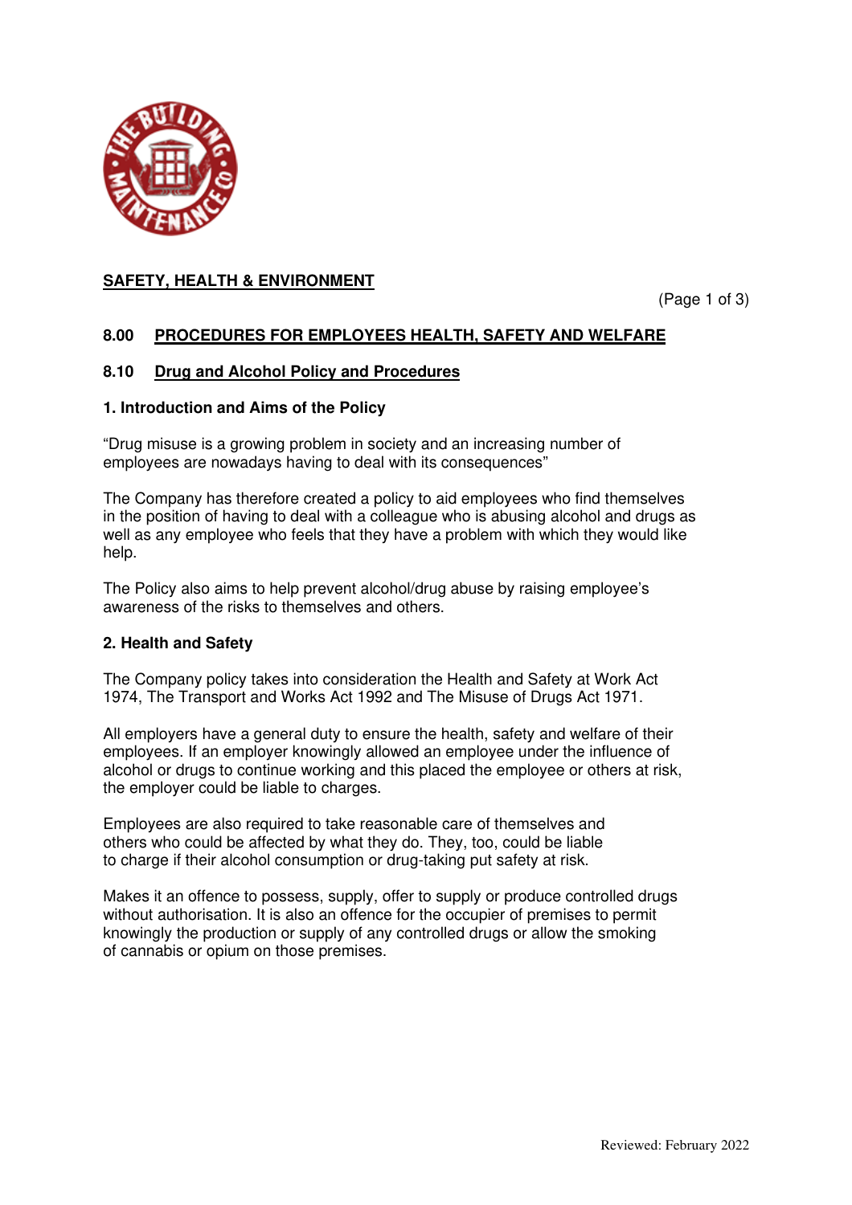## SAFETY, HEALTH & ENVIRONMENT

### 8.00 PROCEDURES FOR EMPLOYEES HEALTH, SAFETY AND WELFARE

### 8.10 Drug and Alcohol Policy and Procedures

#### 1. Introduction and Aims of the Policy

"Drug misuse is a growing problem in society and an increasing number of employees are nowadays having to deal with its consequences"

The Company has therefore created a policy to aid employees who find themselves in the position of having to deal with a colleague who is abusing alcohol and drugs as well as any employee who feels that they have a problem with which they would like help.

The Policy also aims to help prevent alcohol/drug abuse by raising employee's awareness of the risks to themselves and others.

#### 2. Health and Safety

The Company policy takes into consideration the Health and Safety at Work Act 1974, The Transport and Works Act 1992 and The Misuse of Drugs Act 1971.

All employers have a general duty to ensure the health, safety and welfare of their employees. If an employer knowingly allowed an employee under the influence of alcohol or drugs to continue working and this placed the employee or others at risk, the employer could be liable to charges.

Employees are also required to take reasonable care of themselves and others who could be affected by what they do. They, too, could be liable to charge if their alcohol consumption or drug-taking put safety at risk.

Makes it an offence to possess, supply, offer to supply or produce controlled drugs without authorisation. It is also an offence for the occupier of premises to permit knowingly the production or supply of any controlled drugs or allow the smoking of cannabis or opium on those premises.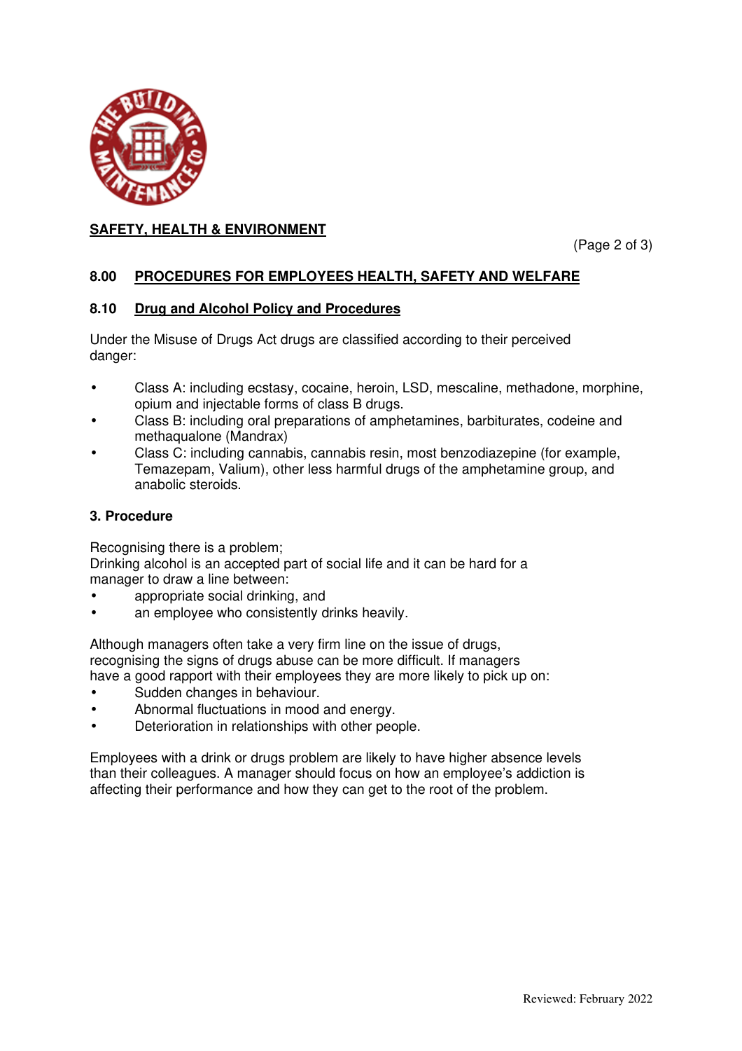## SAFETY, HEALTH & ENVIRONMENT

### 8.00 PROCEDURES FOR EMPLOYEES HEALTH, SAFETY AND WELFARE

### 8.10 Drug and Alcohol Policy and Procedures

Under the Misuse of Drugs Act drugs are classified according to their perceived danger:

- Class A: including ecstasy, cocaine, heroin, LSD, mescaline, methadone, morphine, opium and injectable forms of class B drugs.
- Class B: including oral preparations of amphetamines, barbiturates, codeine and methaqualone (Mandrax)
- Class C: including cannabis, cannabis resin, most benzodiazepine (for example, Temazepam, Valium), other less harmful drugs of the amphetamine group, and anabolic steroids.

**3. Procedure**

Recognising there is a problem;
Drinking alcohol is an accepted part of social life and it can be hard for a manager to draw a line between:

- appropriate social drinking, and
- an employee who consistently drinks heavily.

Although managers often take a very firm line on the issue of drugs, recognising the signs of drugs abuse can be more difficult. If managers have a good rapport with their employees they are more likely to pick up on:

- Sudden changes in behaviour.
- Abnormal fluctuations in mood and energy.
- Deterioration in relationships with other people.

Employees with a drink or drugs problem are likely to have higher absence levels than their colleagues. A manager should focus on how an employee's addiction is affecting their performance and how they can get to the root of the problem.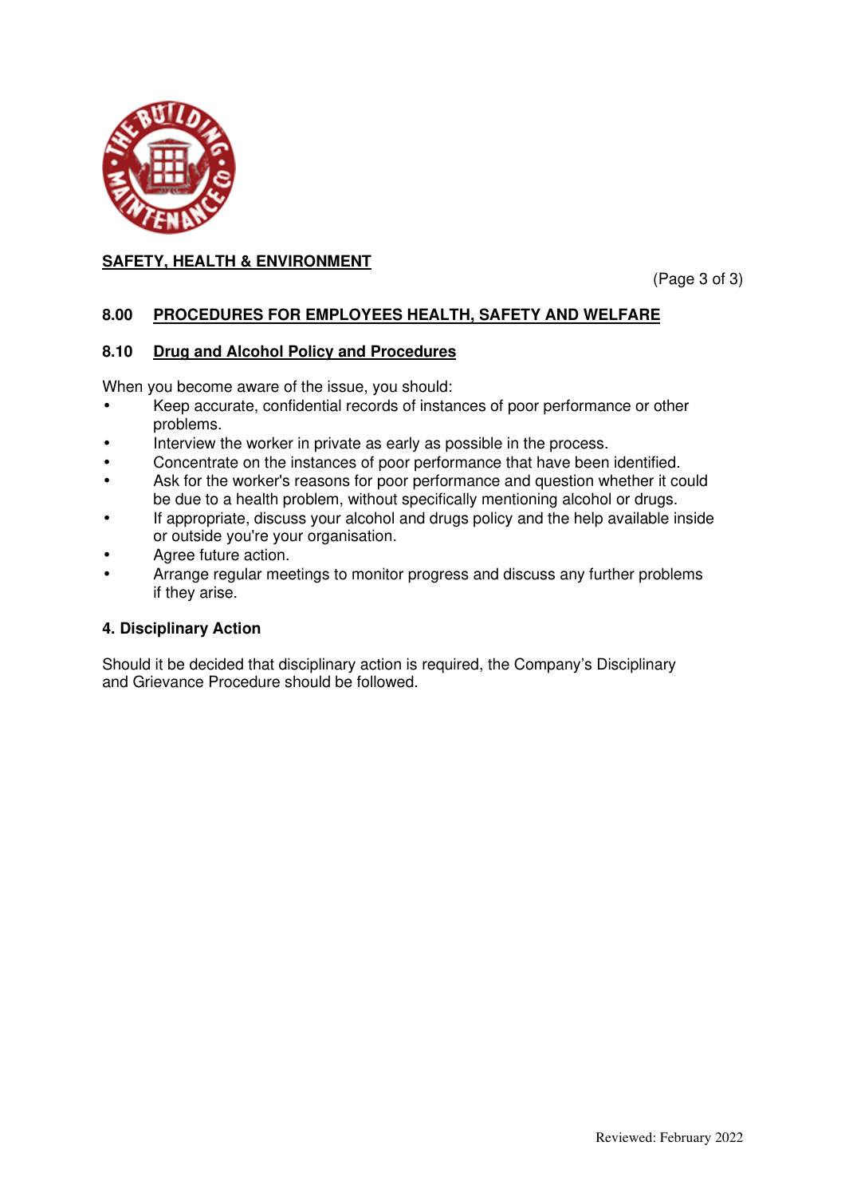## SAFETY, HEALTH & ENVIRONMENT

## 8.00 PROCEDURES FOR EMPLOYEES HEALTH, SAFETY AND WELFARE

### 8.10 Drug and Alcohol Policy and Procedures

When you become aware of the issue, you should:

- Keep accurate, confidential records of instances of poor performance or other problems.
- Interview the worker in private as early as possible in the process.
- Concentrate on the instances of poor performance that have been identified.
- Ask for the worker's reasons for poor performance and question whether it could be due to a health problem, without specifically mentioning alcohol or drugs.
- If appropriate, discuss your alcohol and drugs policy and the help available inside or outside you're your organisation.
- Agree future action.
- Arrange regular meetings to monitor progress and discuss any further problems if they arise.

**4. Disciplinary Action**

Should it be decided that disciplinary action is required, the Company's Disciplinary and Grievance Procedure should be followed.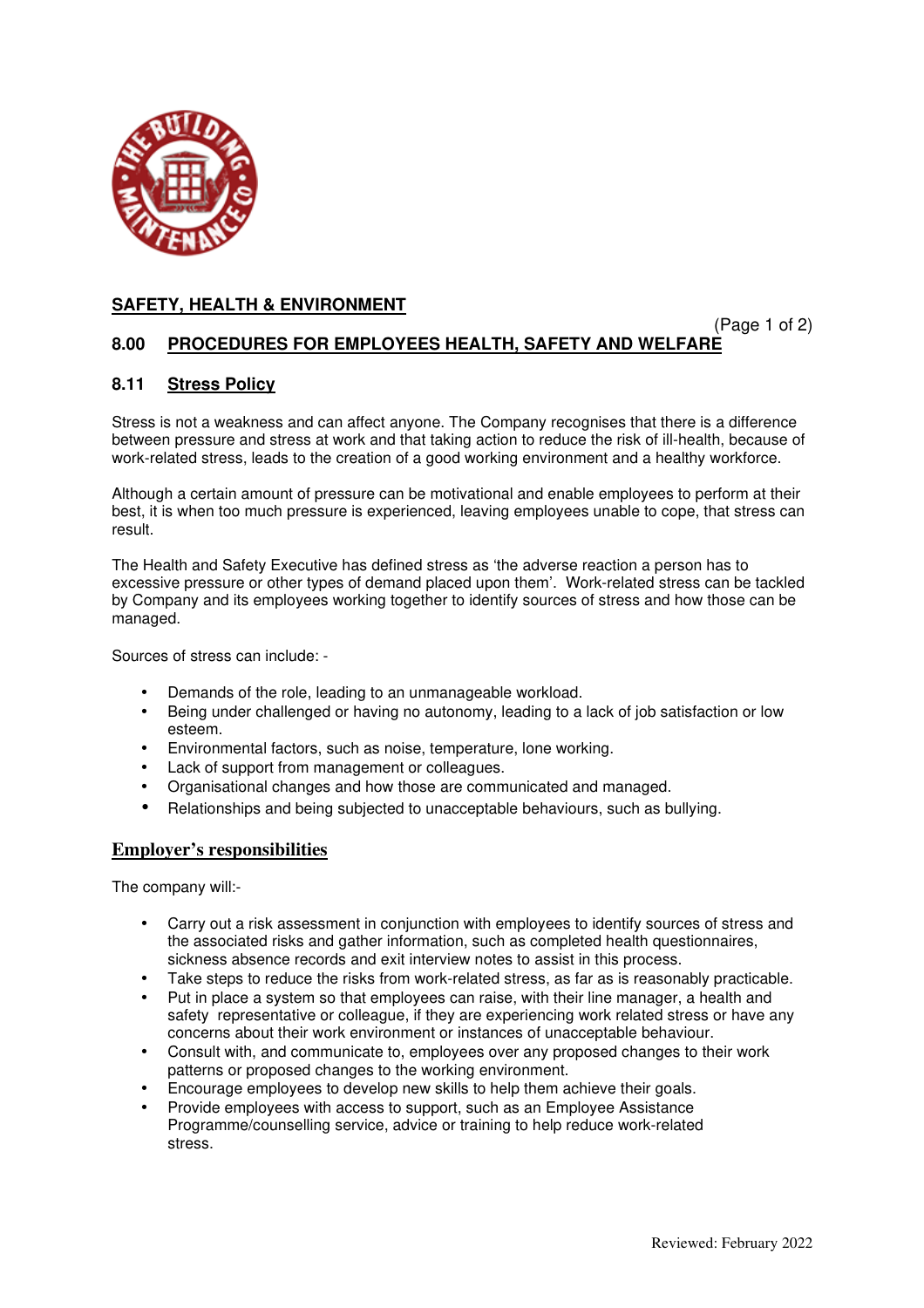## SAFETY, HEALTH & ENVIRONMENT

### 8.00 PROCEDURES FOR EMPLOYEES HEALTH, SAFETY AND WELFARE

### 8.11 Stress Policy

Stress is not a weakness and can affect anyone. The Company recognises that there is a difference between pressure and stress at work and that taking action to reduce the risk of ill-health, because of work-related stress, leads to the creation of a good working environment and a healthy workforce.

Although a certain amount of pressure can be motivational and enable employees to perform at their best, it is when too much pressure is experienced, leaving employees unable to cope, that stress can result.

The Health and Safety Executive has defined stress as 'the adverse reaction a person has to excessive pressure or other types of demand placed upon them'. Work-related stress can be tackled by Company and its employees working together to identify sources of stress and how those can be managed.

Sources of stress can include: -

- Demands of the role, leading to an unmanageable workload.
- Being under challenged or having no autonomy, leading to a lack of job satisfaction or low esteem.
- Environmental factors, such as noise, temperature, lone working.
- Lack of support from management or colleagues.
- Organisational changes and how those are communicated and managed.
- Relationships and being subjected to unacceptable behaviours, such as bullying.

### Employer's responsibilities

The company will:-

- Carry out a risk assessment in conjunction with employees to identify sources of stress and the associated risks and gather information, such as completed health questionnaires, sickness absence records and exit interview notes to assist in this process.
- Take steps to reduce the risks from work-related stress, as far as is reasonably practicable.
- Put in place a system so that employees can raise, with their line manager, a health and safety representative or colleague, if they are experiencing work related stress or have any concerns about their work environment or instances of unacceptable behaviour.
- Consult with, and communicate to, employees over any proposed changes to their work patterns or proposed changes to the working environment.
- Encourage employees to develop new skills to help them achieve their goals.
- Provide employees with access to support, such as an Employee Assistance Programme/counselling service, advice or training to help reduce work-related stress.

Reviewed: February 2022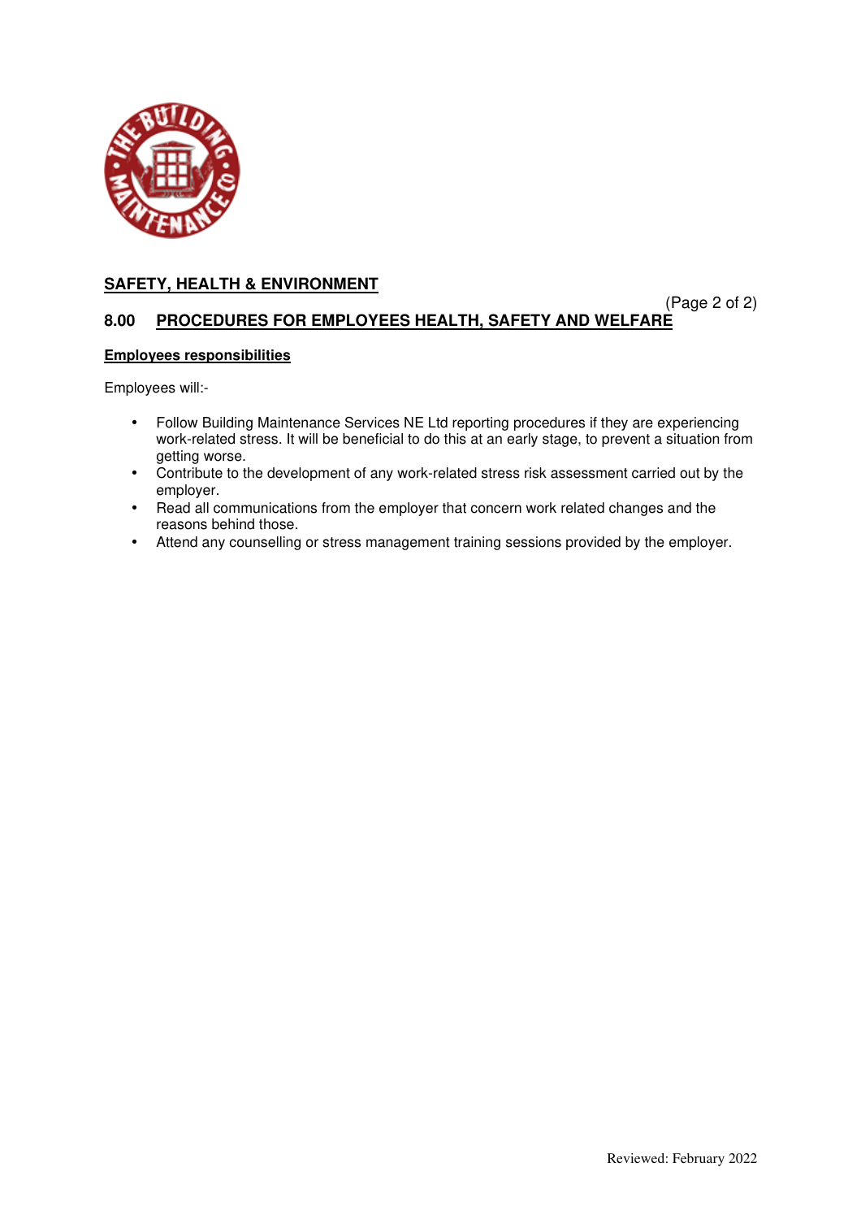## SAFETY, HEALTH & ENVIRONMENT

## 8.00 PROCEDURES FOR EMPLOYEES HEALTH, SAFETY AND WELFARE

**Employees responsibilities**

Employees will:-

- Follow Building Maintenance Services NE Ltd reporting procedures if they are experiencing work-related stress. It will be beneficial to do this at an early stage, to prevent a situation from getting worse.
- Contribute to the development of any work-related stress risk assessment carried out by the employer.
- Read all communications from the employer that concern work related changes and the reasons behind those.
- Attend any counselling or stress management training sessions provided by the employer.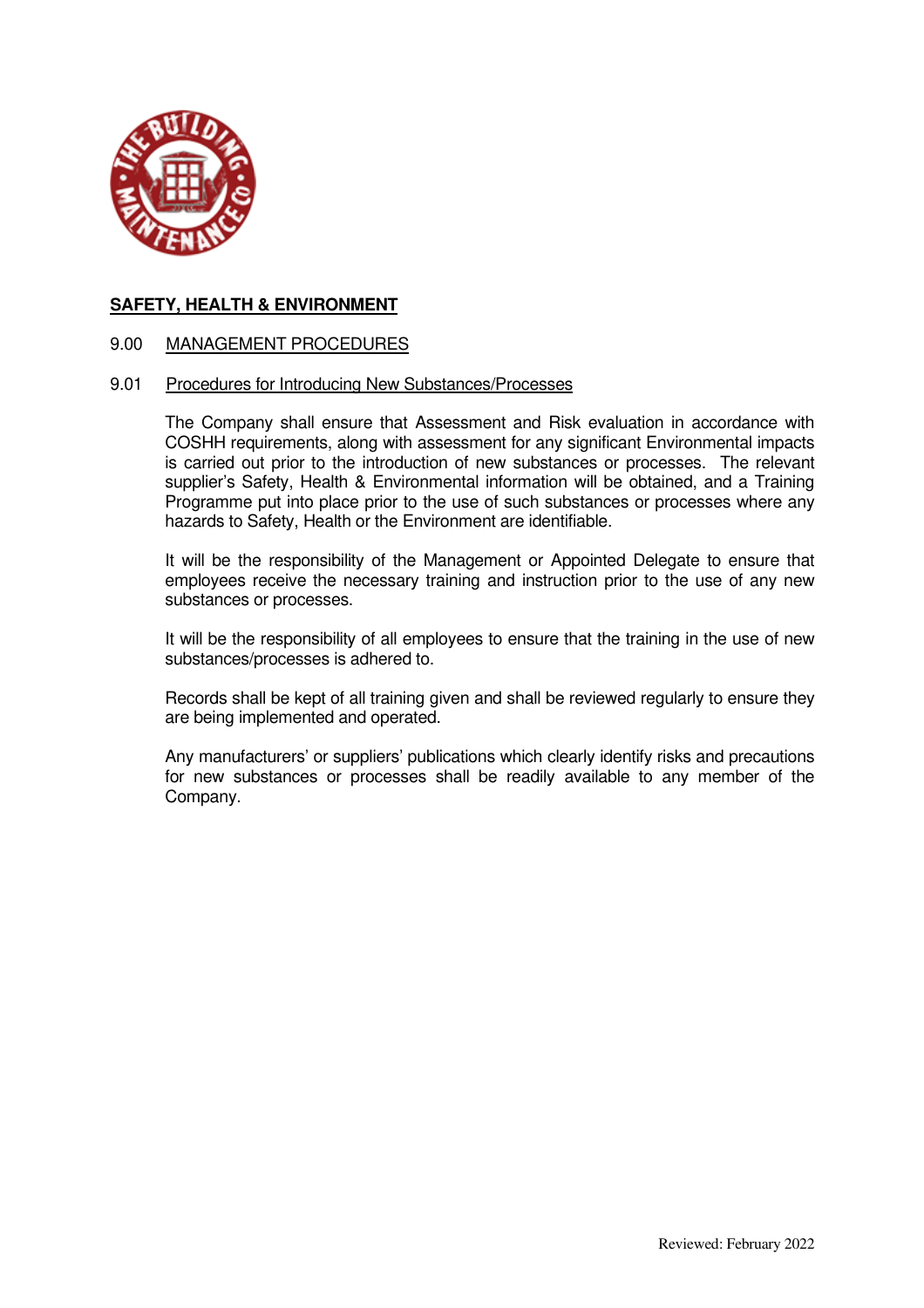## SAFETY, HEALTH & ENVIRONMENT

### 9.00 MANAGEMENT PROCEDURES

### 9.01 Procedures for Introducing New Substances/Processes

The Company shall ensure that Assessment and Risk evaluation in accordance with COSHH requirements, along with assessment for any significant Environmental impacts is carried out prior to the introduction of new substances or processes. The relevant supplier's Safety, Health & Environmental information will be obtained, and a Training Programme put into place prior to the use of such substances or processes where any hazards to Safety, Health or the Environment are identifiable.

It will be the responsibility of the Management or Appointed Delegate to ensure that employees receive the necessary training and instruction prior to the use of any new substances or processes.

It will be the responsibility of all employees to ensure that the training in the use of new substances/processes is adhered to.

Records shall be kept of all training given and shall be reviewed regularly to ensure they are being implemented and operated.

Any manufacturers' or suppliers' publications which clearly identify risks and precautions for new substances or processes shall be readily available to any member of the Company.

Reviewed: February 2022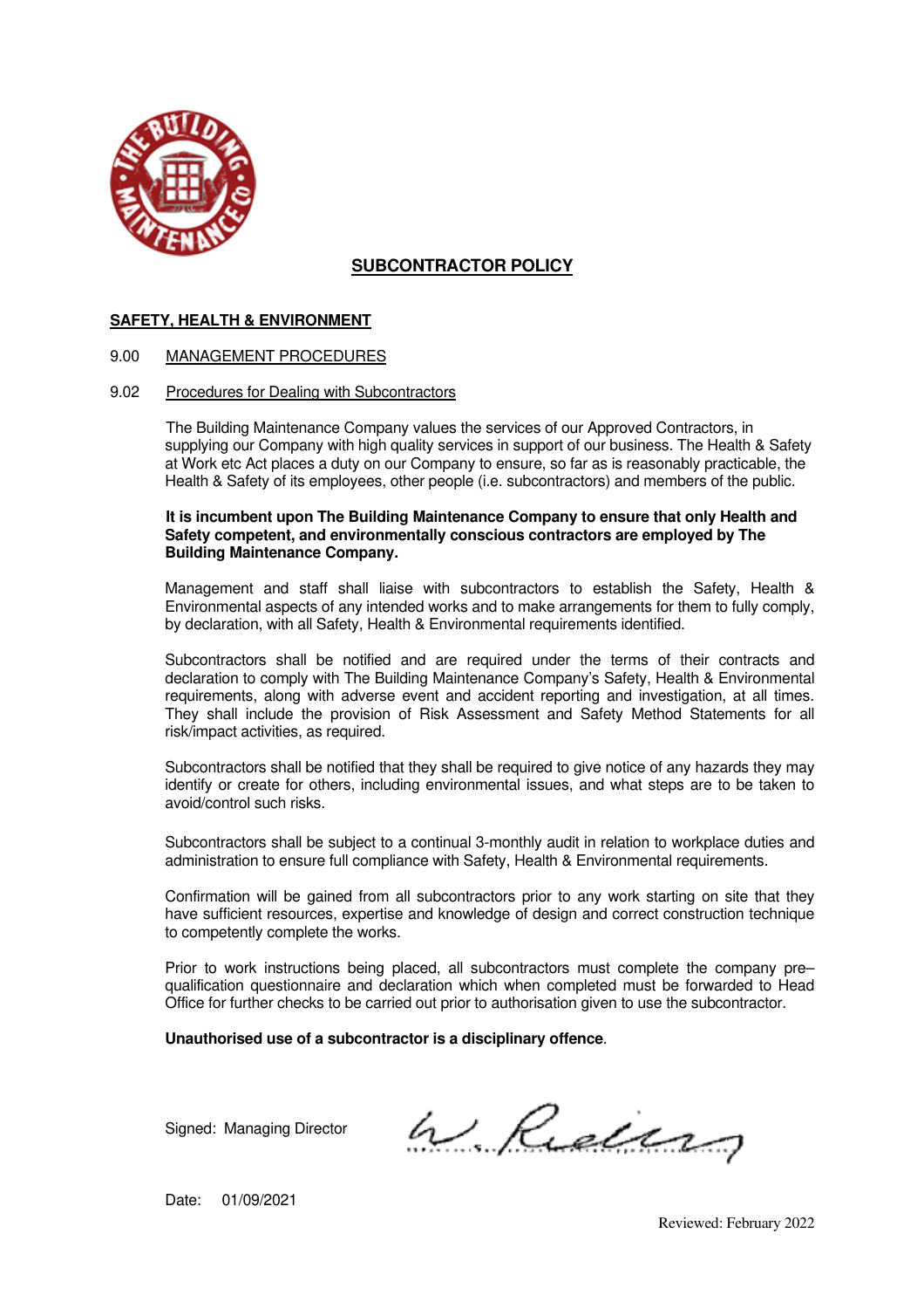# SUBCONTRACTOR POLICY

## SAFETY, HEALTH & ENVIRONMENT

### 9.00 MANAGEMENT PROCEDURES

### 9.02 Procedures for Dealing with Subcontractors

The Building Maintenance Company values the services of our Approved Contractors, in supplying our Company with high quality services in support of our business. The Health & Safety at Work etc Act places a duty on our Company to ensure, so far as is reasonably practicable, the Health & Safety of its employees, other people (i.e. subcontractors) and members of the public.

**It is incumbent upon The Building Maintenance Company to ensure that only Health and Safety competent, and environmentally conscious contractors are employed by The Building Maintenance Company.**

Management and staff shall liaise with subcontractors to establish the Safety, Health & Environmental aspects of any intended works and to make arrangements for them to fully comply, by declaration, with all Safety, Health & Environmental requirements identified.

Subcontractors shall be notified and are required under the terms of their contracts and declaration to comply with The Building Maintenance Company's Safety, Health & Environmental requirements, along with adverse event and accident reporting and investigation, at all times. They shall include the provision of Risk Assessment and Safety Method Statements for all risk/impact activities, as required.

Subcontractors shall be notified that they shall be required to give notice of any hazards they may identify or create for others, including environmental issues, and what steps are to be taken to avoid/control such risks.

Subcontractors shall be subject to a continual 3-monthly audit in relation to workplace duties and administration to ensure full compliance with Safety, Health & Environmental requirements.

Confirmation will be gained from all subcontractors prior to any work starting on site that they have sufficient resources, expertise and knowledge of design and correct construction technique to competently complete the works.

Prior to work instructions being placed, all subcontractors must complete the company pre–qualification questionnaire and declaration which when completed must be forwarded to Head Office for further checks to be carried out prior to authorisation given to use the subcontractor.

**Unauthorised use of a subcontractor is a disciplinary offence**.

Signed: Managing Director

Date: 01/09/2021

Reviewed: February 2022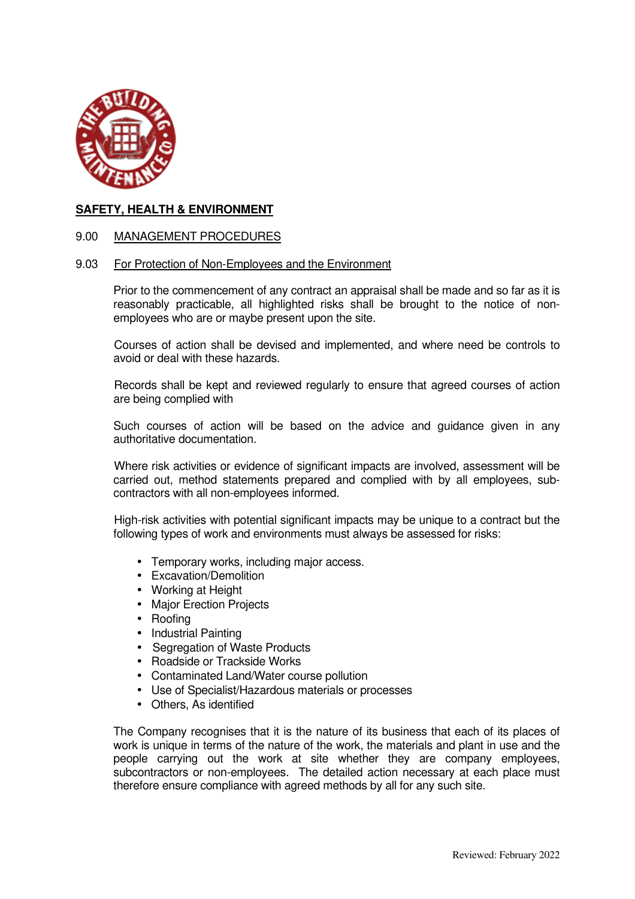**SAFETY, HEALTH & ENVIRONMENT**

9.00 MANAGEMENT PROCEDURES

9.03 For Protection of Non-Employees and the Environment

Prior to the commencement of any contract an appraisal shall be made and so far as it is reasonably practicable, all highlighted risks shall be brought to the notice of non-employees who are or maybe present upon the site.

Courses of action shall be devised and implemented, and where need be controls to avoid or deal with these hazards.

Records shall be kept and reviewed regularly to ensure that agreed courses of action are being complied with

Such courses of action will be based on the advice and guidance given in any authoritative documentation.

Where risk activities or evidence of significant impacts are involved, assessment will be carried out, method statements prepared and complied with by all employees, sub-contractors with all non-employees informed.

High-risk activities with potential significant impacts may be unique to a contract but the following types of work and environments must always be assessed for risks:

- Temporary works, including major access.
- Excavation/Demolition
- Working at Height
- Major Erection Projects
- Roofing
- Industrial Painting
- Segregation of Waste Products
- Roadside or Trackside Works
- Contaminated Land/Water course pollution
- Use of Specialist/Hazardous materials or processes
- Others, As identified

The Company recognises that it is the nature of its business that each of its places of work is unique in terms of the nature of the work, the materials and plant in use and the people carrying out the work at site whether they are company employees, subcontractors or non-employees. The detailed action necessary at each place must therefore ensure compliance with agreed methods by all for any such site.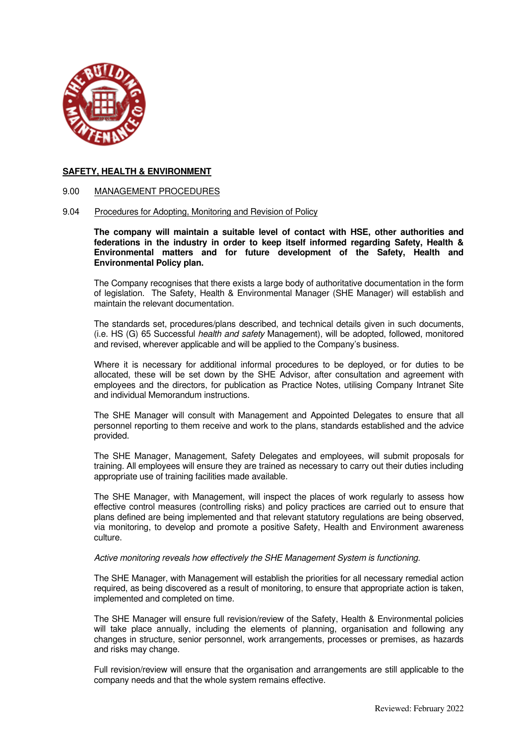**SAFETY, HEALTH & ENVIRONMENT**

9.00 MANAGEMENT PROCEDURES

9.04 Procedures for Adopting, Monitoring and Revision of Policy

**The company will maintain a suitable level of contact with HSE, other authorities and federations in the industry in order to keep itself informed regarding Safety, Health & Environmental matters and for future development of the Safety, Health and Environmental Policy plan.**

The Company recognises that there exists a large body of authoritative documentation in the form of legislation. The Safety, Health & Environmental Manager (SHE Manager) will establish and maintain the relevant documentation.

The standards set, procedures/plans described, and technical details given in such documents, (i.e. HS (G) 65 Successful *health and safety* Management), will be adopted, followed, monitored and revised, wherever applicable and will be applied to the Company's business.

Where it is necessary for additional informal procedures to be deployed, or for duties to be allocated, these will be set down by the SHE Advisor, after consultation and agreement with employees and the directors, for publication as Practice Notes, utilising Company Intranet Site and individual Memorandum instructions.

The SHE Manager will consult with Management and Appointed Delegates to ensure that all personnel reporting to them receive and work to the plans, standards established and the advice provided.

The SHE Manager, Management, Safety Delegates and employees, will submit proposals for training. All employees will ensure they are trained as necessary to carry out their duties including appropriate use of training facilities made available.

The SHE Manager, with Management, will inspect the places of work regularly to assess how effective control measures (controlling risks) and policy practices are carried out to ensure that plans defined are being implemented and that relevant statutory regulations are being observed, via monitoring, to develop and promote a positive Safety, Health and Environment awareness culture.

*Active monitoring reveals how effectively the SHE Management System is functioning.*

The SHE Manager, with Management will establish the priorities for all necessary remedial action required, as being discovered as a result of monitoring, to ensure that appropriate action is taken, implemented and completed on time.

The SHE Manager will ensure full revision/review of the Safety, Health & Environmental policies will take place annually, including the elements of planning, organisation and following any changes in structure, senior personnel, work arrangements, processes or premises, as hazards and risks may change.

Full revision/review will ensure that the organisation and arrangements are still applicable to the company needs and that the whole system remains effective.

Reviewed: February 2022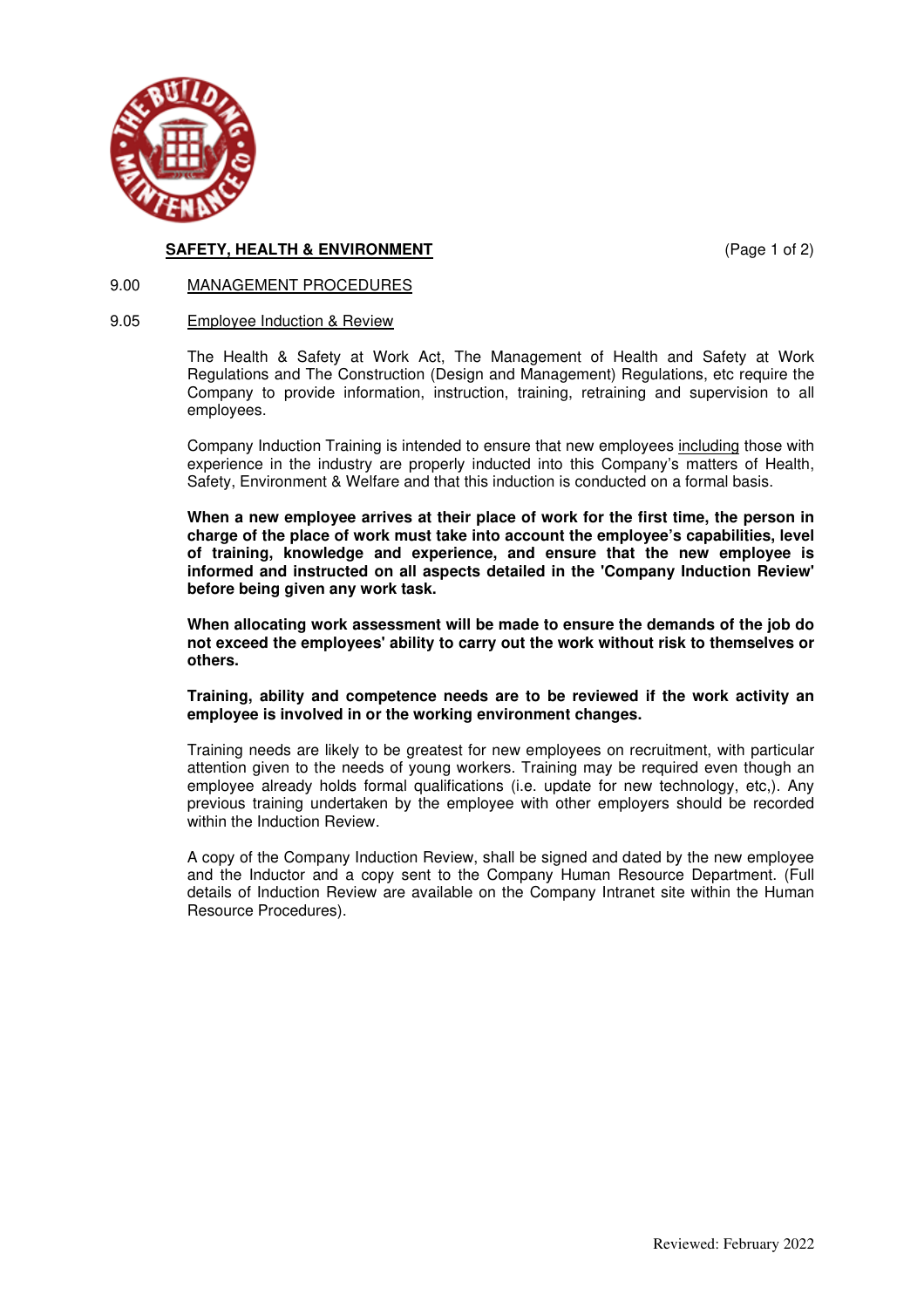## SAFETY, HEALTH & ENVIRONMENT

### 9.00 MANAGEMENT PROCEDURES

### 9.05 Employee Induction & Review

The Health & Safety at Work Act, The Management of Health and Safety at Work Regulations and The Construction (Design and Management) Regulations, etc require the Company to provide information, instruction, training, retraining and supervision to all employees.

Company Induction Training is intended to ensure that new employees including those with experience in the industry are properly inducted into this Company's matters of Health, Safety, Environment & Welfare and that this induction is conducted on a formal basis.

**When a new employee arrives at their place of work for the first time, the person in charge of the place of work must take into account the employee's capabilities, level of training, knowledge and experience, and ensure that the new employee is informed and instructed on all aspects detailed in the 'Company Induction Review' before being given any work task.**

**When allocating work assessment will be made to ensure the demands of the job do not exceed the employees' ability to carry out the work without risk to themselves or others.**

**Training, ability and competence needs are to be reviewed if the work activity an employee is involved in or the working environment changes.**

Training needs are likely to be greatest for new employees on recruitment, with particular attention given to the needs of young workers. Training may be required even though an employee already holds formal qualifications (i.e. update for new technology, etc,). Any previous training undertaken by the employee with other employers should be recorded within the Induction Review.

A copy of the Company Induction Review, shall be signed and dated by the new employee and the Inductor and a copy sent to the Company Human Resource Department. (Full details of Induction Review are available on the Company Intranet site within the Human Resource Procedures).

Reviewed: February 2022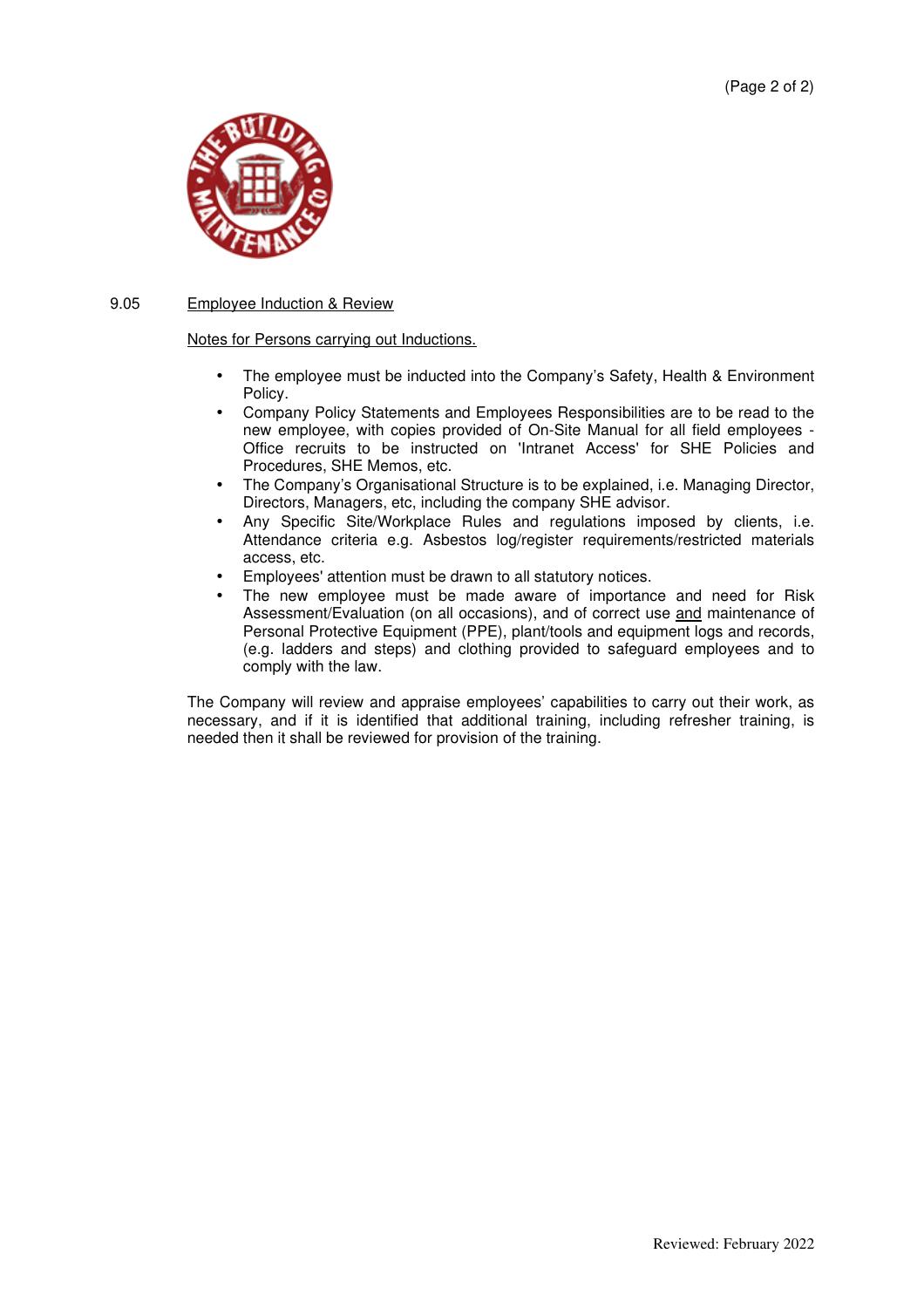## 9.05 Employee Induction & Review

Notes for Persons carrying out Inductions.

- The employee must be inducted into the Company's Safety, Health & Environment Policy.
- Company Policy Statements and Employees Responsibilities are to be read to the new employee, with copies provided of On-Site Manual for all field employees - Office recruits to be instructed on 'Intranet Access' for SHE Policies and Procedures, SHE Memos, etc.
- The Company's Organisational Structure is to be explained, i.e. Managing Director, Directors, Managers, etc, including the company SHE advisor.
- Any Specific Site/Workplace Rules and regulations imposed by clients, i.e. Attendance criteria e.g. Asbestos log/register requirements/restricted materials access, etc.
- Employees' attention must be drawn to all statutory notices.
- The new employee must be made aware of importance and need for Risk Assessment/Evaluation (on all occasions), and of correct use and maintenance of Personal Protective Equipment (PPE), plant/tools and equipment logs and records, (e.g. ladders and steps) and clothing provided to safeguard employees and to comply with the law.

The Company will review and appraise employees' capabilities to carry out their work, as necessary, and if it is identified that additional training, including refresher training, is needed then it shall be reviewed for provision of the training.

Reviewed: February 2022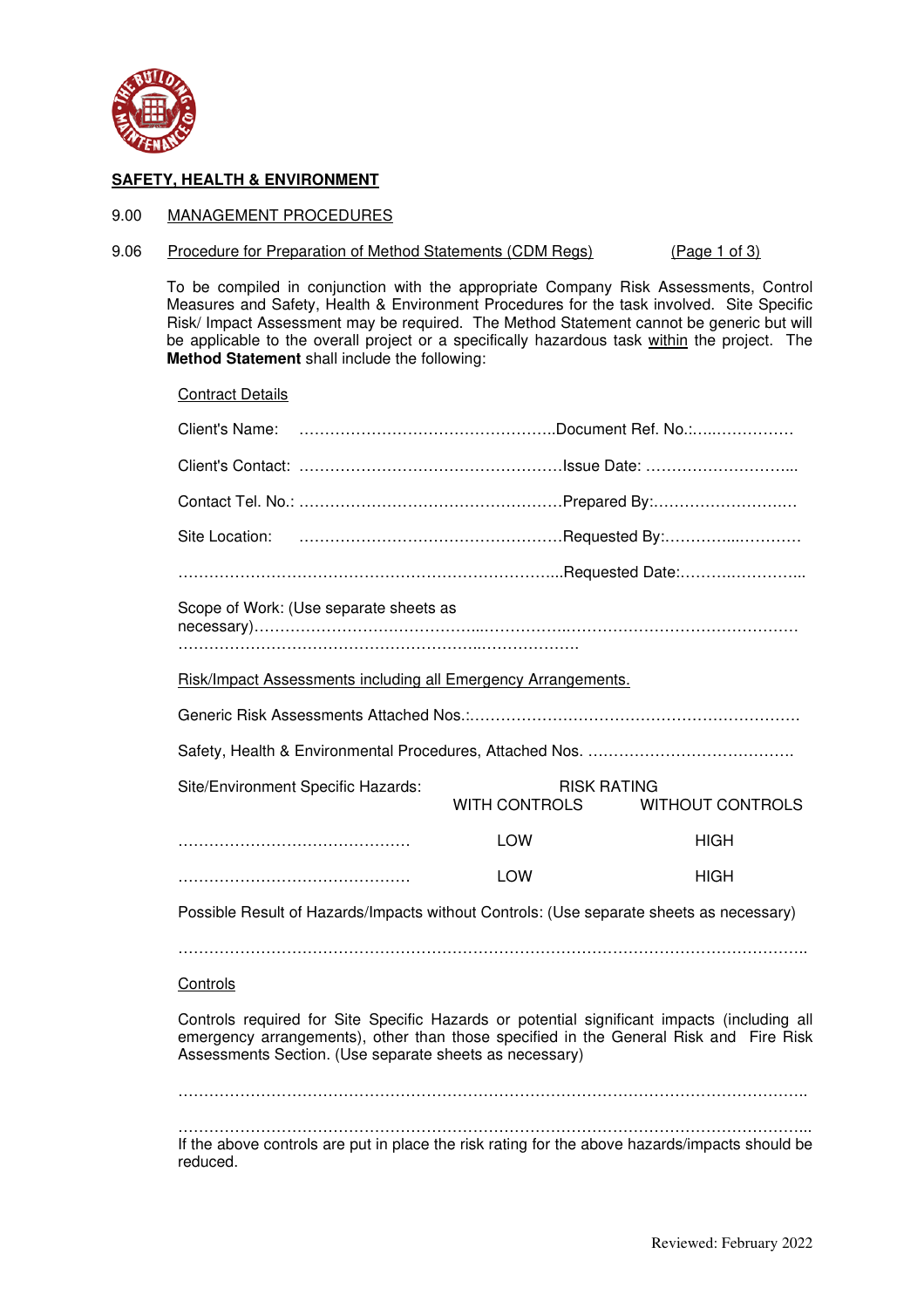## SAFETY, HEALTH & ENVIRONMENT

9.00 MANAGEMENT PROCEDURES

9.06 Procedure for Preparation of Method Statements (CDM Regs) (Page 1 of 3)

To be compiled in conjunction with the appropriate Company Risk Assessments, Control Measures and Safety, Health & Environment Procedures for the task involved. Site Specific Risk/ Impact Assessment may be required. The Method Statement cannot be generic but will be applicable to the overall project or a specifically hazardous task within the project. The **Method Statement** shall include the following:

Contract Details

Client's Name: …………………………………………..Document Ref. No.:…..……………

Client's Contact: ……………………………………………Issue Date: ………………………...

Contact Tel. No.: ……………………………………………Prepared By:……………………….

Site Location: ……………………………………………Requested By:…………...…………

…………………………………………………………………..Requested Date:…………………...

Scope of Work: (Use separate sheets as necessary)………………………………………………………………………………………………
……………………………………………………………………

Risk/Impact Assessments including all Emergency Arrangements.

Generic Risk Assessments Attached Nos.:………………………………………………………

Safety, Health & Environmental Procedures, Attached Nos. …………………………………

| Site/Environment Specific Hazards: | RISK RATING WITH CONTROLS | RISK RATING WITHOUT CONTROLS |
|---|---|---|
| ……………………………………… | LOW | HIGH |
| ……………………………………… | LOW | HIGH |

Possible Result of Hazards/Impacts without Controls: (Use separate sheets as necessary)

……………………………………………………………………………………………………………

Controls

Controls required for Site Specific Hazards or potential significant impacts (including all emergency arrangements), other than those specified in the General Risk and Fire Risk Assessments Section. (Use separate sheets as necessary)

……………………………………………………………………………………………………………

……………………………………………………………………………………………………………

If the above controls are put in place the risk rating for the above hazards/impacts should be reduced.

Reviewed: February 2022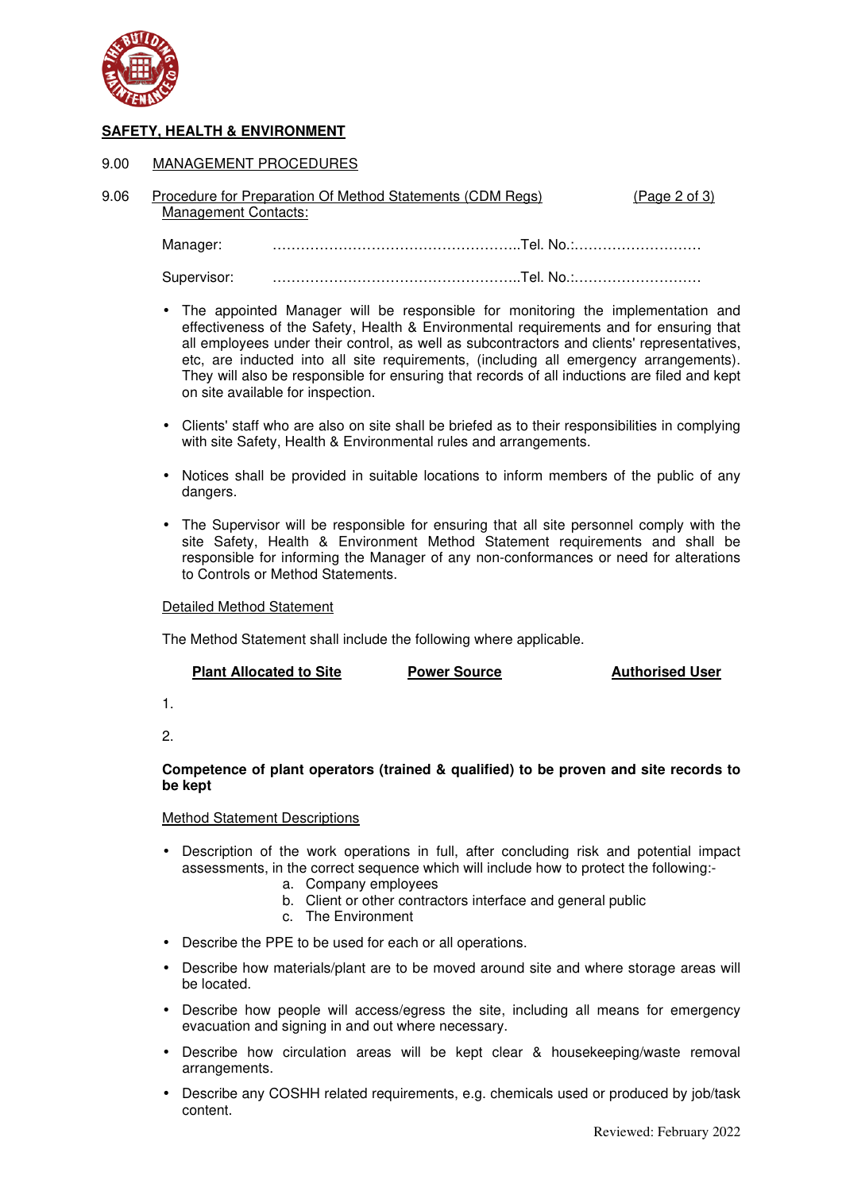**SAFETY, HEALTH & ENVIRONMENT**

9.00 MANAGEMENT PROCEDURES

9.06 Procedure for Preparation Of Method Statements (CDM Regs) (Page 2 of 3)

Management Contacts:

Manager: ……………………………………………..Tel. No.:………………………

Supervisor: ……………………………………………..Tel. No.:………………………

- The appointed Manager will be responsible for monitoring the implementation and effectiveness of the Safety, Health & Environmental requirements and for ensuring that all employees under their control, as well as subcontractors and clients' representatives, etc, are inducted into all site requirements, (including all emergency arrangements). They will also be responsible for ensuring that records of all inductions are filed and kept on site available for inspection.

- Clients' staff who are also on site shall be briefed as to their responsibilities in complying with site Safety, Health & Environmental rules and arrangements.

- Notices shall be provided in suitable locations to inform members of the public of any dangers.

- The Supervisor will be responsible for ensuring that all site personnel comply with the site Safety, Health & Environment Method Statement requirements and shall be responsible for informing the Manager of any non-conformances or need for alterations to Controls or Method Statements.

Detailed Method Statement

The Method Statement shall include the following where applicable.

| | Plant Allocated to Site | Power Source | Authorised User |
|---|---|---|---|
| 1. | | | |
| 2. | | | |

**Competence of plant operators (trained & qualified) to be proven and site records to be kept**

Method Statement Descriptions

- Description of the work operations in full, after concluding risk and potential impact assessments, in the correct sequence which will include how to protect the following:-
  a. Company employees
  b. Client or other contractors interface and general public
  c. The Environment

- Describe the PPE to be used for each or all operations.

- Describe how materials/plant are to be moved around site and where storage areas will be located.

- Describe how people will access/egress the site, including all means for emergency evacuation and signing in and out where necessary.

- Describe how circulation areas will be kept clear & housekeeping/waste removal arrangements.

- Describe any COSHH related requirements, e.g. chemicals used or produced by job/task content.

Reviewed: February 2022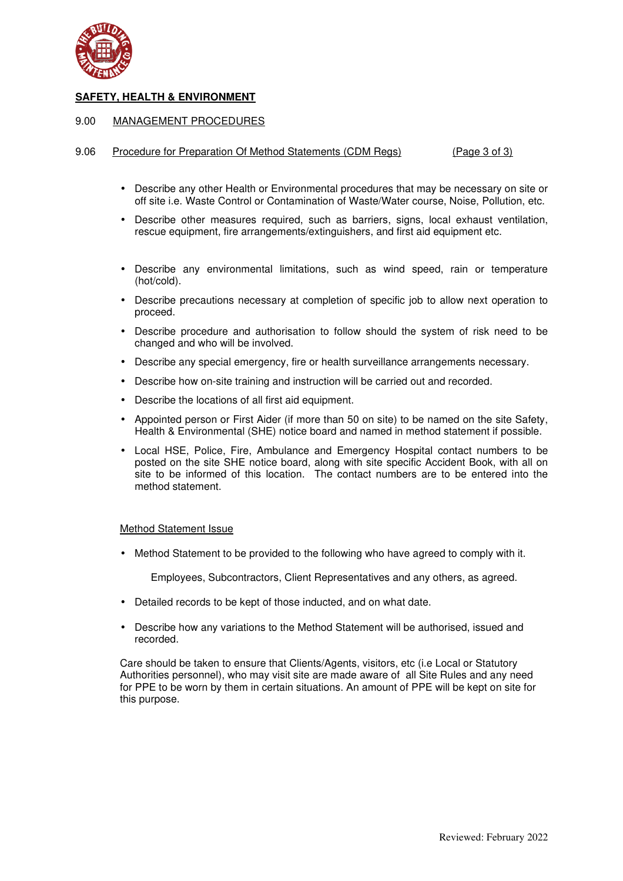**SAFETY, HEALTH & ENVIRONMENT**

9.00 MANAGEMENT PROCEDURES

9.06 Procedure for Preparation Of Method Statements (CDM Regs) (Page 3 of 3)

- Describe any other Health or Environmental procedures that may be necessary on site or off site i.e. Waste Control or Contamination of Waste/Water course, Noise, Pollution, etc.
- Describe other measures required, such as barriers, signs, local exhaust ventilation, rescue equipment, fire arrangements/extinguishers, and first aid equipment etc.
- Describe any environmental limitations, such as wind speed, rain or temperature (hot/cold).
- Describe precautions necessary at completion of specific job to allow next operation to proceed.
- Describe procedure and authorisation to follow should the system of risk need to be changed and who will be involved.
- Describe any special emergency, fire or health surveillance arrangements necessary.
- Describe how on-site training and instruction will be carried out and recorded.
- Describe the locations of all first aid equipment.
- Appointed person or First Aider (if more than 50 on site) to be named on the site Safety, Health & Environmental (SHE) notice board and named in method statement if possible.
- Local HSE, Police, Fire, Ambulance and Emergency Hospital contact numbers to be posted on the site SHE notice board, along with site specific Accident Book, with all on site to be informed of this location. The contact numbers are to be entered into the method statement.

Method Statement Issue

- Method Statement to be provided to the following who have agreed to comply with it.

  Employees, Subcontractors, Client Representatives and any others, as agreed.

- Detailed records to be kept of those inducted, and on what date.
- Describe how any variations to the Method Statement will be authorised, issued and recorded.

Care should be taken to ensure that Clients/Agents, visitors, etc (i.e Local or Statutory Authorities personnel), who may visit site are made aware of all Site Rules and any need for PPE to be worn by them in certain situations. An amount of PPE will be kept on site for this purpose.

Reviewed: February 2022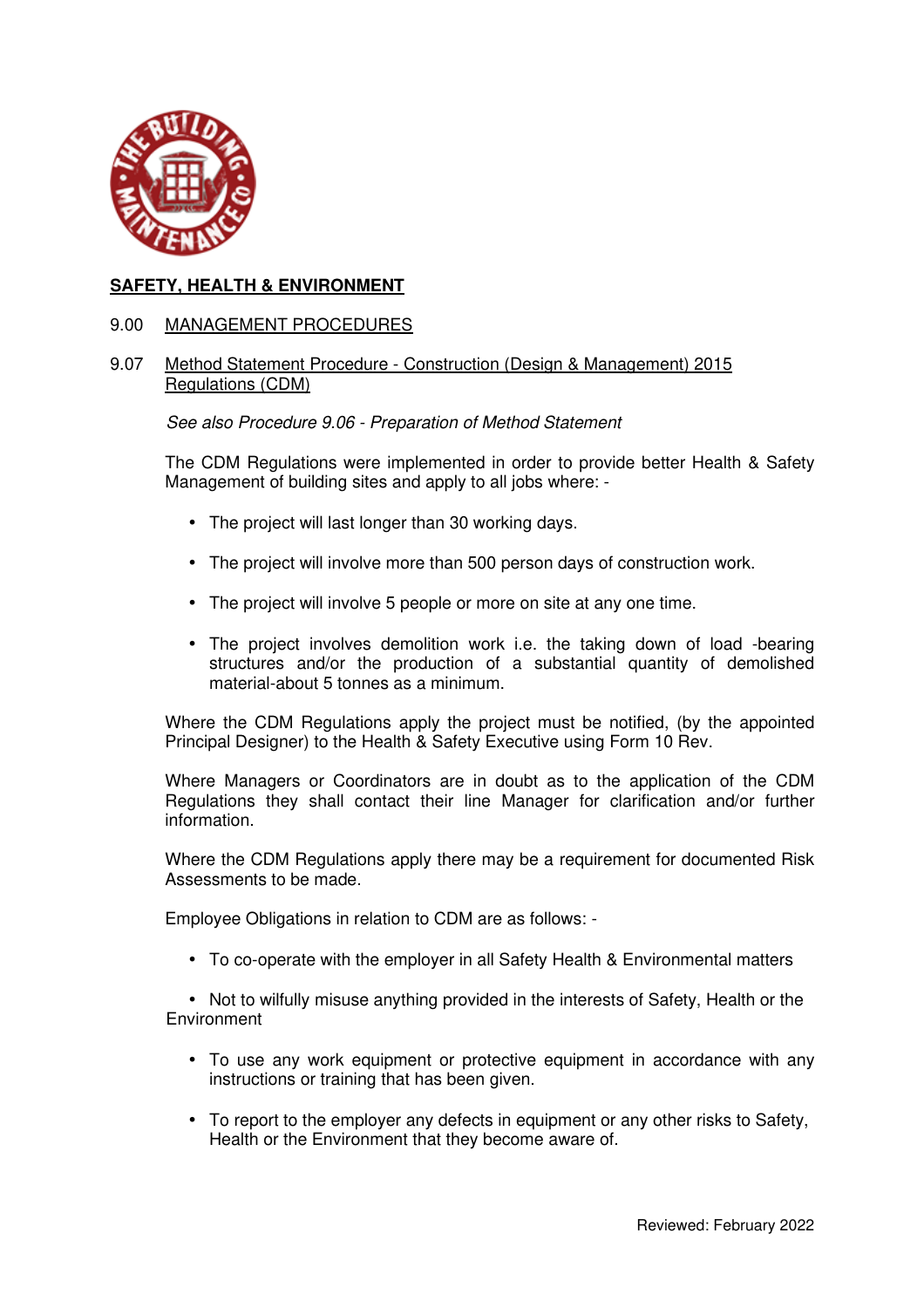## SAFETY, HEALTH & ENVIRONMENT

### 9.00 MANAGEMENT PROCEDURES

### 9.07 Method Statement Procedure - Construction (Design & Management) 2015 Regulations (CDM)

*See also Procedure 9.06 - Preparation of Method Statement*

The CDM Regulations were implemented in order to provide better Health & Safety Management of building sites and apply to all jobs where: -

- The project will last longer than 30 working days.
- The project will involve more than 500 person days of construction work.
- The project will involve 5 people or more on site at any one time.
- The project involves demolition work i.e. the taking down of load -bearing structures and/or the production of a substantial quantity of demolished material-about 5 tonnes as a minimum.

Where the CDM Regulations apply the project must be notified, (by the appointed Principal Designer) to the Health & Safety Executive using Form 10 Rev.

Where Managers or Coordinators are in doubt as to the application of the CDM Regulations they shall contact their line Manager for clarification and/or further information.

Where the CDM Regulations apply there may be a requirement for documented Risk Assessments to be made.

Employee Obligations in relation to CDM are as follows: -

- To co-operate with the employer in all Safety Health & Environmental matters
- Not to wilfully misuse anything provided in the interests of Safety, Health or the Environment
- To use any work equipment or protective equipment in accordance with any instructions or training that has been given.
- To report to the employer any defects in equipment or any other risks to Safety, Health or the Environment that they become aware of.

Reviewed: February 2022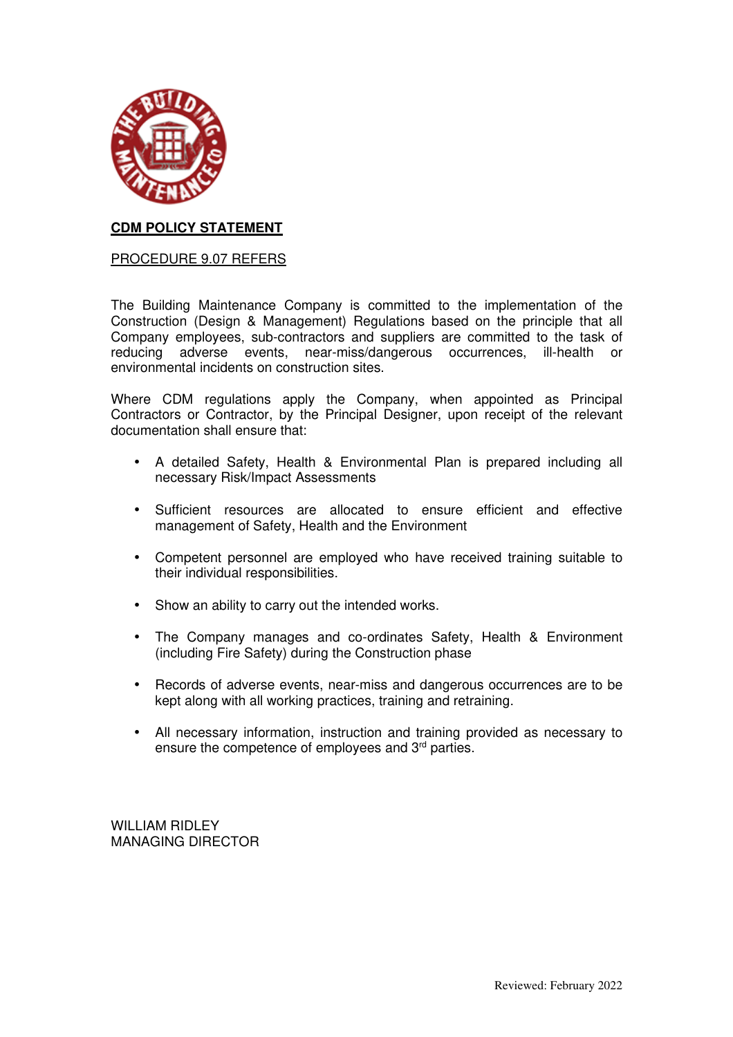**CDM POLICY STATEMENT**

PROCEDURE 9.07 REFERS

The Building Maintenance Company is committed to the implementation of the Construction (Design & Management) Regulations based on the principle that all Company employees, sub-contractors and suppliers are committed to the task of reducing adverse events, near-miss/dangerous occurrences, ill-health or environmental incidents on construction sites.

Where CDM regulations apply the Company, when appointed as Principal Contractors or Contractor, by the Principal Designer, upon receipt of the relevant documentation shall ensure that:

- A detailed Safety, Health & Environmental Plan is prepared including all necessary Risk/Impact Assessments
- Sufficient resources are allocated to ensure efficient and effective management of Safety, Health and the Environment
- Competent personnel are employed who have received training suitable to their individual responsibilities.
- Show an ability to carry out the intended works.
- The Company manages and co-ordinates Safety, Health & Environment (including Fire Safety) during the Construction phase
- Records of adverse events, near-miss and dangerous occurrences are to be kept along with all working practices, training and retraining.
- All necessary information, instruction and training provided as necessary to ensure the competence of employees and 3rd parties.

WILLIAM RIDLEY
MANAGING DIRECTOR

Reviewed: February 2022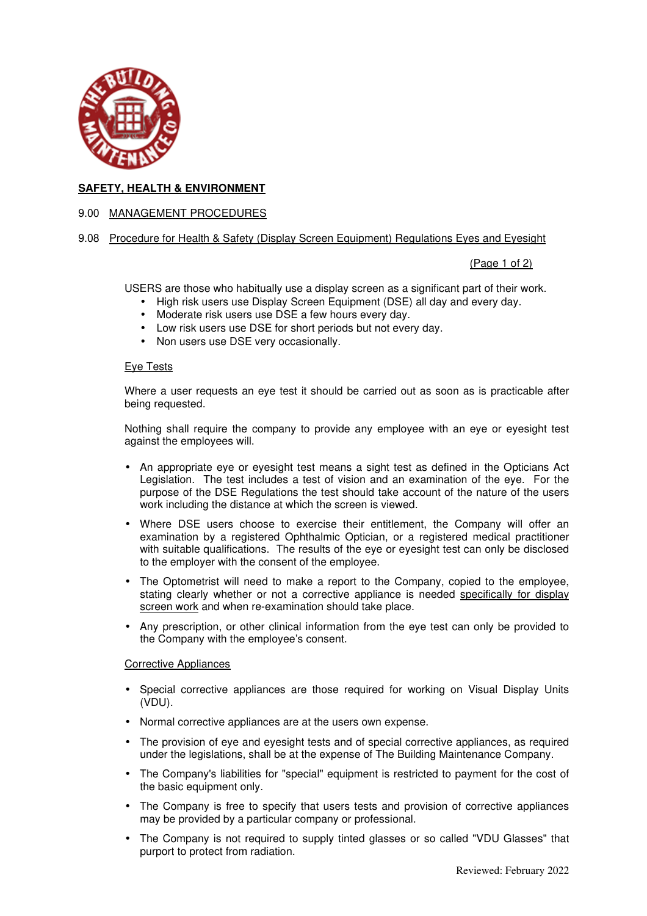**SAFETY, HEALTH & ENVIRONMENT**

9.00 MANAGEMENT PROCEDURES

9.08 Procedure for Health & Safety (Display Screen Equipment) Regulations Eyes and Eyesight

(Page 1 of 2)

USERS are those who habitually use a display screen as a significant part of their work.

- High risk users use Display Screen Equipment (DSE) all day and every day.
- Moderate risk users use DSE a few hours every day.
- Low risk users use DSE for short periods but not every day.
- Non users use DSE very occasionally.

Eye Tests

Where a user requests an eye test it should be carried out as soon as is practicable after being requested.

Nothing shall require the company to provide any employee with an eye or eyesight test against the employees will.

- An appropriate eye or eyesight test means a sight test as defined in the Opticians Act Legislation. The test includes a test of vision and an examination of the eye. For the purpose of the DSE Regulations the test should take account of the nature of the users work including the distance at which the screen is viewed.
- Where DSE users choose to exercise their entitlement, the Company will offer an examination by a registered Ophthalmic Optician, or a registered medical practitioner with suitable qualifications. The results of the eye or eyesight test can only be disclosed to the employer with the consent of the employee.
- The Optometrist will need to make a report to the Company, copied to the employee, stating clearly whether or not a corrective appliance is needed specifically for display screen work and when re-examination should take place.
- Any prescription, or other clinical information from the eye test can only be provided to the Company with the employee's consent.

Corrective Appliances

- Special corrective appliances are those required for working on Visual Display Units (VDU).
- Normal corrective appliances are at the users own expense.
- The provision of eye and eyesight tests and of special corrective appliances, as required under the legislations, shall be at the expense of The Building Maintenance Company.
- The Company's liabilities for "special" equipment is restricted to payment for the cost of the basic equipment only.
- The Company is free to specify that users tests and provision of corrective appliances may be provided by a particular company or professional.
- The Company is not required to supply tinted glasses or so called "VDU Glasses" that purport to protect from radiation.

Reviewed: February 2022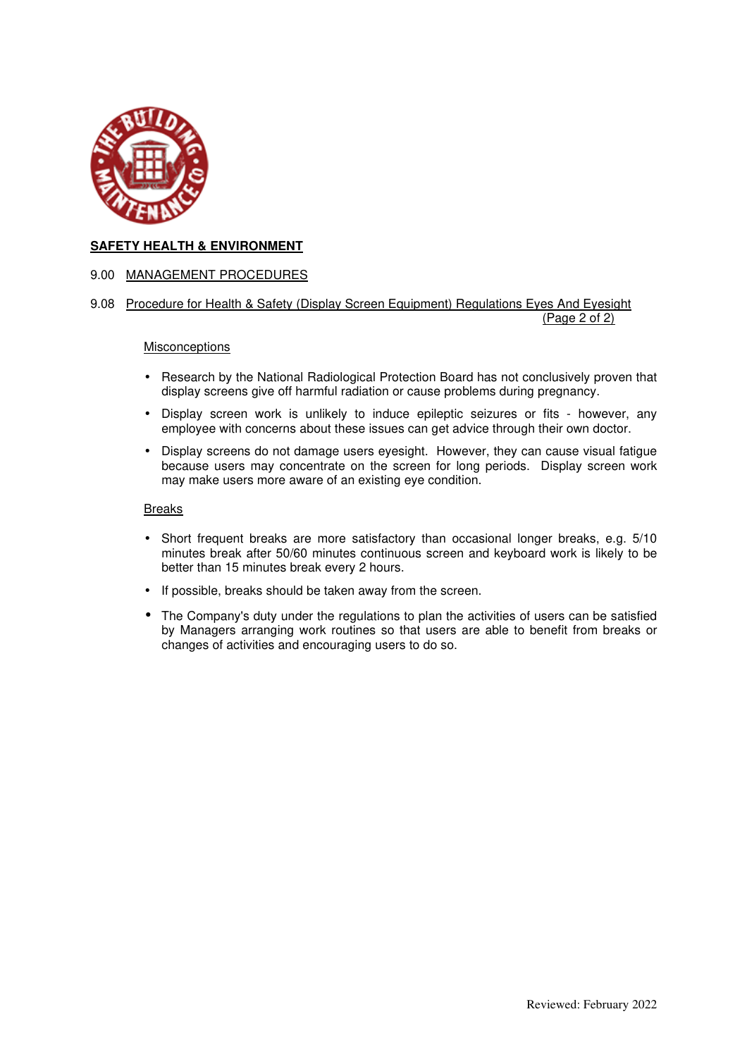**SAFETY HEALTH & ENVIRONMENT**

9.00 MANAGEMENT PROCEDURES

9.08 Procedure for Health & Safety (Display Screen Equipment) Regulations Eyes And Eyesight

Misconceptions

- Research by the National Radiological Protection Board has not conclusively proven that display screens give off harmful radiation or cause problems during pregnancy.
- Display screen work is unlikely to induce epileptic seizures or fits - however, any employee with concerns about these issues can get advice through their own doctor.
- Display screens do not damage users eyesight. However, they can cause visual fatigue because users may concentrate on the screen for long periods. Display screen work may make users more aware of an existing eye condition.

Breaks

- Short frequent breaks are more satisfactory than occasional longer breaks, e.g. 5/10 minutes break after 50/60 minutes continuous screen and keyboard work is likely to be better than 15 minutes break every 2 hours.
- If possible, breaks should be taken away from the screen.
- The Company's duty under the regulations to plan the activities of users can be satisfied by Managers arranging work routines so that users are able to benefit from breaks or changes of activities and encouraging users to do so.

Reviewed: February 2022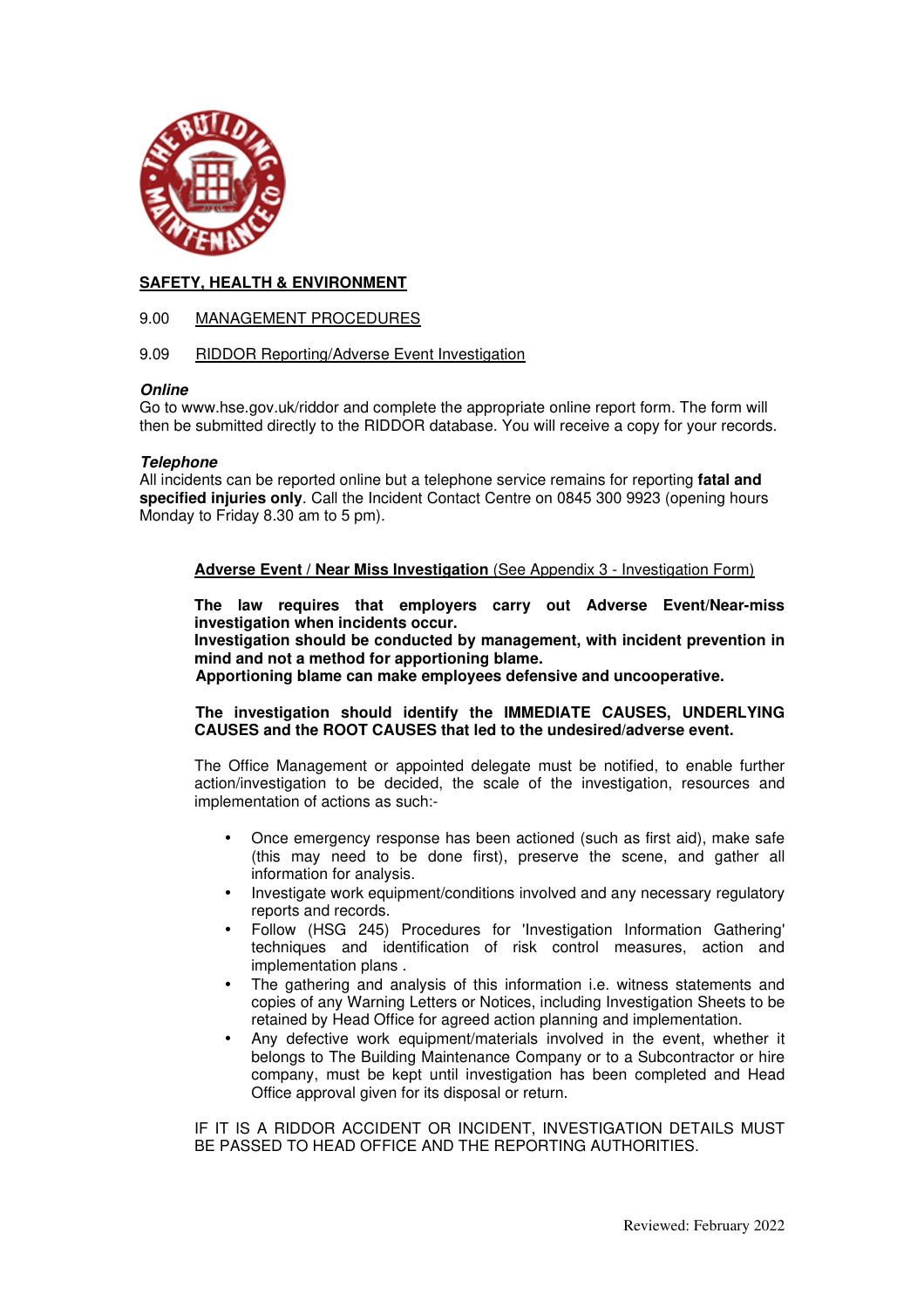**SAFETY, HEALTH & ENVIRONMENT**

9.00 MANAGEMENT PROCEDURES

9.09 RIDDOR Reporting/Adverse Event Investigation

***Online***

Go to www.hse.gov.uk/riddor and complete the appropriate online report form. The form will then be submitted directly to the RIDDOR database. You will receive a copy for your records.

***Telephone***

All incidents can be reported online but a telephone service remains for reporting **fatal and specified injuries only**. Call the Incident Contact Centre on 0845 300 9923 (opening hours Monday to Friday 8.30 am to 5 pm).

**Adverse Event / Near Miss Investigation** (See Appendix 3 - Investigation Form)

**The law requires that employers carry out Adverse Event/Near-miss investigation when incidents occur.**
**Investigation should be conducted by management, with incident prevention in mind and not a method for apportioning blame.**
**Apportioning blame can make employees defensive and uncooperative.**

**The investigation should identify the IMMEDIATE CAUSES, UNDERLYING CAUSES and the ROOT CAUSES that led to the undesired/adverse event.**

The Office Management or appointed delegate must be notified, to enable further action/investigation to be decided, the scale of the investigation, resources and implementation of actions as such:-

- Once emergency response has been actioned (such as first aid), make safe (this may need to be done first), preserve the scene, and gather all information for analysis.
- Investigate work equipment/conditions involved and any necessary regulatory reports and records.
- Follow (HSG 245) Procedures for 'Investigation Information Gathering' techniques and identification of risk control measures, action and implementation plans .
- The gathering and analysis of this information i.e. witness statements and copies of any Warning Letters or Notices, including Investigation Sheets to be retained by Head Office for agreed action planning and implementation.
- Any defective work equipment/materials involved in the event, whether it belongs to The Building Maintenance Company or to a Subcontractor or hire company, must be kept until investigation has been completed and Head Office approval given for its disposal or return.

IF IT IS A RIDDOR ACCIDENT OR INCIDENT, INVESTIGATION DETAILS MUST BE PASSED TO HEAD OFFICE AND THE REPORTING AUTHORITIES.

Reviewed: February 2022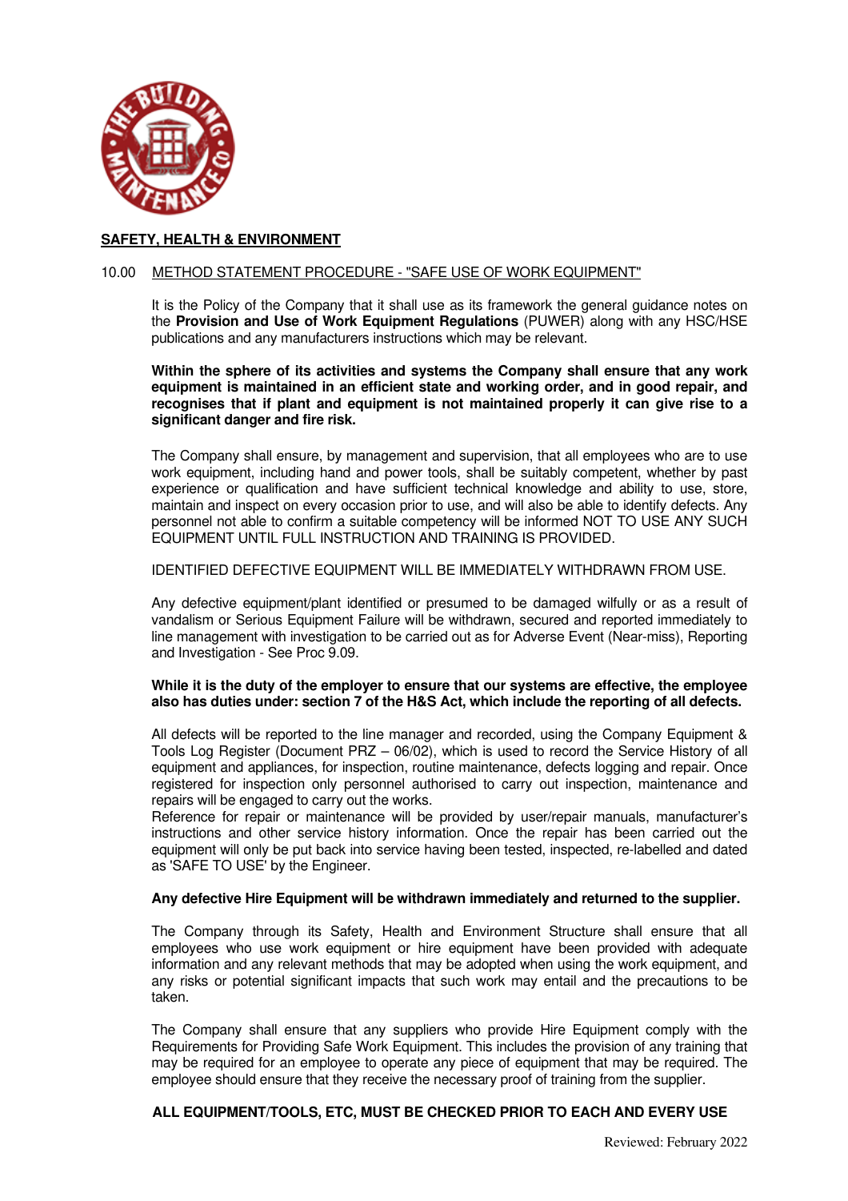## SAFETY, HEALTH & ENVIRONMENT

### 10.00 METHOD STATEMENT PROCEDURE - "SAFE USE OF WORK EQUIPMENT"

It is the Policy of the Company that it shall use as its framework the general guidance notes on the **Provision and Use of Work Equipment Regulations** (PUWER) along with any HSC/HSE publications and any manufacturers instructions which may be relevant.

**Within the sphere of its activities and systems the Company shall ensure that any work equipment is maintained in an efficient state and working order, and in good repair, and recognises that if plant and equipment is not maintained properly it can give rise to a significant danger and fire risk.**

The Company shall ensure, by management and supervision, that all employees who are to use work equipment, including hand and power tools, shall be suitably competent, whether by past experience or qualification and have sufficient technical knowledge and ability to use, store, maintain and inspect on every occasion prior to use, and will also be able to identify defects. Any personnel not able to confirm a suitable competency will be informed NOT TO USE ANY SUCH EQUIPMENT UNTIL FULL INSTRUCTION AND TRAINING IS PROVIDED.

IDENTIFIED DEFECTIVE EQUIPMENT WILL BE IMMEDIATELY WITHDRAWN FROM USE.

Any defective equipment/plant identified or presumed to be damaged wilfully or as a result of vandalism or Serious Equipment Failure will be withdrawn, secured and reported immediately to line management with investigation to be carried out as for Adverse Event (Near-miss), Reporting and Investigation - See Proc 9.09.

**While it is the duty of the employer to ensure that our systems are effective, the employee also has duties under: section 7 of the H&S Act, which include the reporting of all defects.**

All defects will be reported to the line manager and recorded, using the Company Equipment & Tools Log Register (Document PRZ – 06/02), which is used to record the Service History of all equipment and appliances, for inspection, routine maintenance, defects logging and repair. Once registered for inspection only personnel authorised to carry out inspection, maintenance and repairs will be engaged to carry out the works.
Reference for repair or maintenance will be provided by user/repair manuals, manufacturer's instructions and other service history information. Once the repair has been carried out the equipment will only be put back into service having been tested, inspected, re-labelled and dated as 'SAFE TO USE' by the Engineer.

**Any defective Hire Equipment will be withdrawn immediately and returned to the supplier.**

The Company through its Safety, Health and Environment Structure shall ensure that all employees who use work equipment or hire equipment have been provided with adequate information and any relevant methods that may be adopted when using the work equipment, and any risks or potential significant impacts that such work may entail and the precautions to be taken.

The Company shall ensure that any suppliers who provide Hire Equipment comply with the Requirements for Providing Safe Work Equipment. This includes the provision of any training that may be required for an employee to operate any piece of equipment that may be required. The employee should ensure that they receive the necessary proof of training from the supplier.

**ALL EQUIPMENT/TOOLS, ETC, MUST BE CHECKED PRIOR TO EACH AND EVERY USE**

Reviewed: February 2022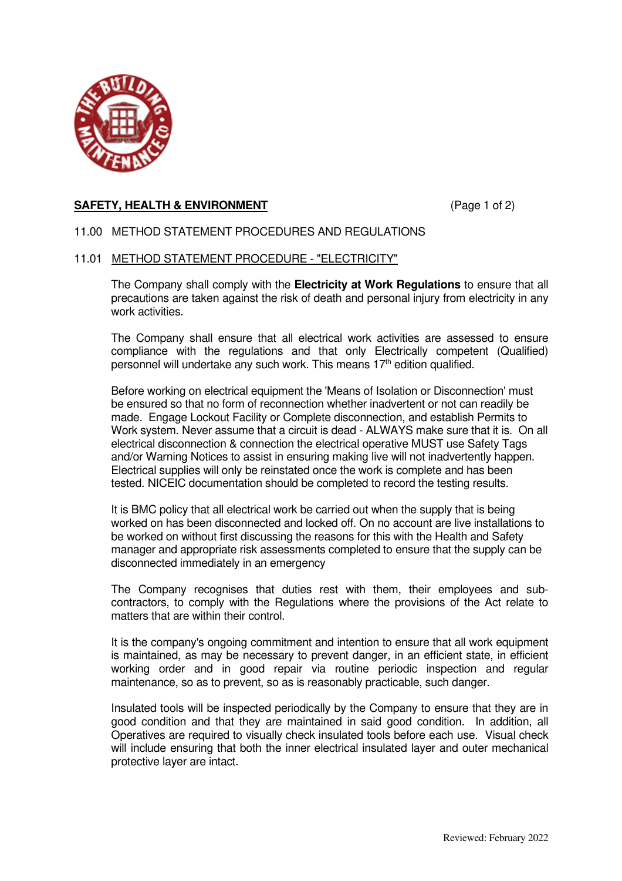**SAFETY, HEALTH & ENVIRONMENT**

11.00 METHOD STATEMENT PROCEDURES AND REGULATIONS

11.01 METHOD STATEMENT PROCEDURE - "ELECTRICITY"

The Company shall comply with the **Electricity at Work Regulations** to ensure that all precautions are taken against the risk of death and personal injury from electricity in any work activities.

The Company shall ensure that all electrical work activities are assessed to ensure compliance with the regulations and that only Electrically competent (Qualified) personnel will undertake any such work. This means 17th edition qualified.

Before working on electrical equipment the 'Means of Isolation or Disconnection' must be ensured so that no form of reconnection whether inadvertent or not can readily be made. Engage Lockout Facility or Complete disconnection, and establish Permits to Work system. Never assume that a circuit is dead - ALWAYS make sure that it is. On all electrical disconnection & connection the electrical operative MUST use Safety Tags and/or Warning Notices to assist in ensuring making live will not inadvertently happen. Electrical supplies will only be reinstated once the work is complete and has been tested. NICEIC documentation should be completed to record the testing results.

It is BMC policy that all electrical work be carried out when the supply that is being worked on has been disconnected and locked off. On no account are live installations to be worked on without first discussing the reasons for this with the Health and Safety manager and appropriate risk assessments completed to ensure that the supply can be disconnected immediately in an emergency

The Company recognises that duties rest with them, their employees and sub-contractors, to comply with the Regulations where the provisions of the Act relate to matters that are within their control.

It is the company's ongoing commitment and intention to ensure that all work equipment is maintained, as may be necessary to prevent danger, in an efficient state, in efficient working order and in good repair via routine periodic inspection and regular maintenance, so as to prevent, so as is reasonably practicable, such danger.

Insulated tools will be inspected periodically by the Company to ensure that they are in good condition and that they are maintained in said good condition. In addition, all Operatives are required to visually check insulated tools before each use. Visual check will include ensuring that both the inner electrical insulated layer and outer mechanical protective layer are intact.

Reviewed: February 2022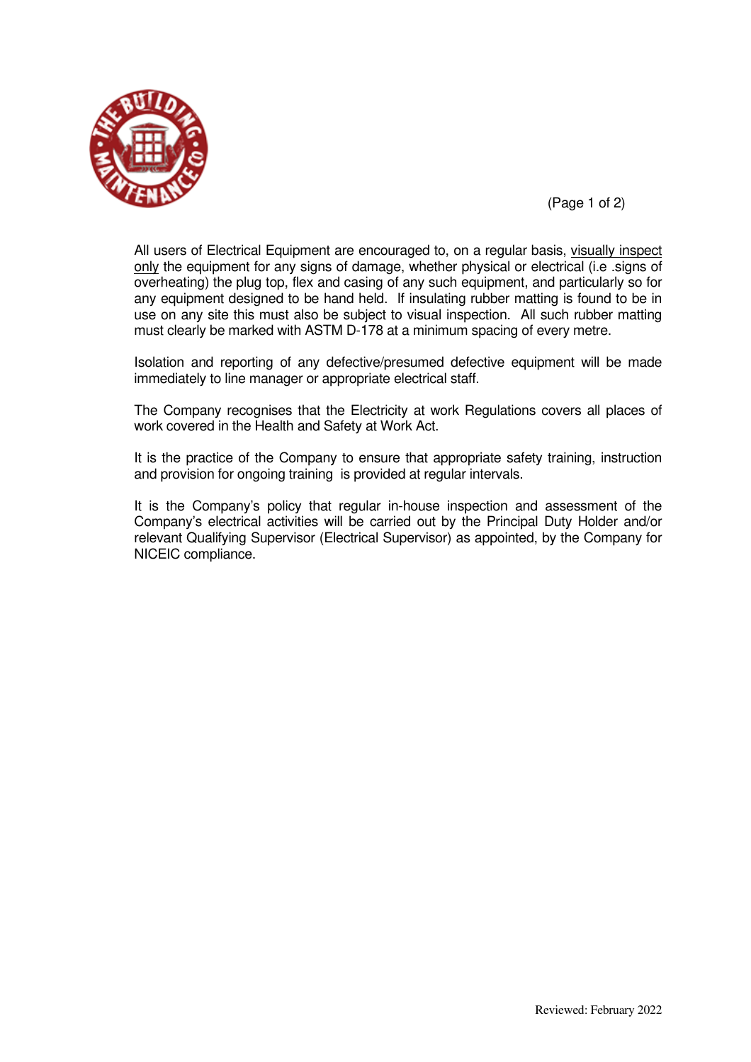All users of Electrical Equipment are encouraged to, on a regular basis, visually inspect only the equipment for any signs of damage, whether physical or electrical (i.e .signs of overheating) the plug top, flex and casing of any such equipment, and particularly so for any equipment designed to be hand held. If insulating rubber matting is found to be in use on any site this must also be subject to visual inspection. All such rubber matting must clearly be marked with ASTM D-178 at a minimum spacing of every metre.

Isolation and reporting of any defective/presumed defective equipment will be made immediately to line manager or appropriate electrical staff.

The Company recognises that the Electricity at work Regulations covers all places of work covered in the Health and Safety at Work Act.

It is the practice of the Company to ensure that appropriate safety training, instruction and provision for ongoing training is provided at regular intervals.

It is the Company's policy that regular in-house inspection and assessment of the Company's electrical activities will be carried out by the Principal Duty Holder and/or relevant Qualifying Supervisor (Electrical Supervisor) as appointed, by the Company for NICEIC compliance.

Reviewed: February 2022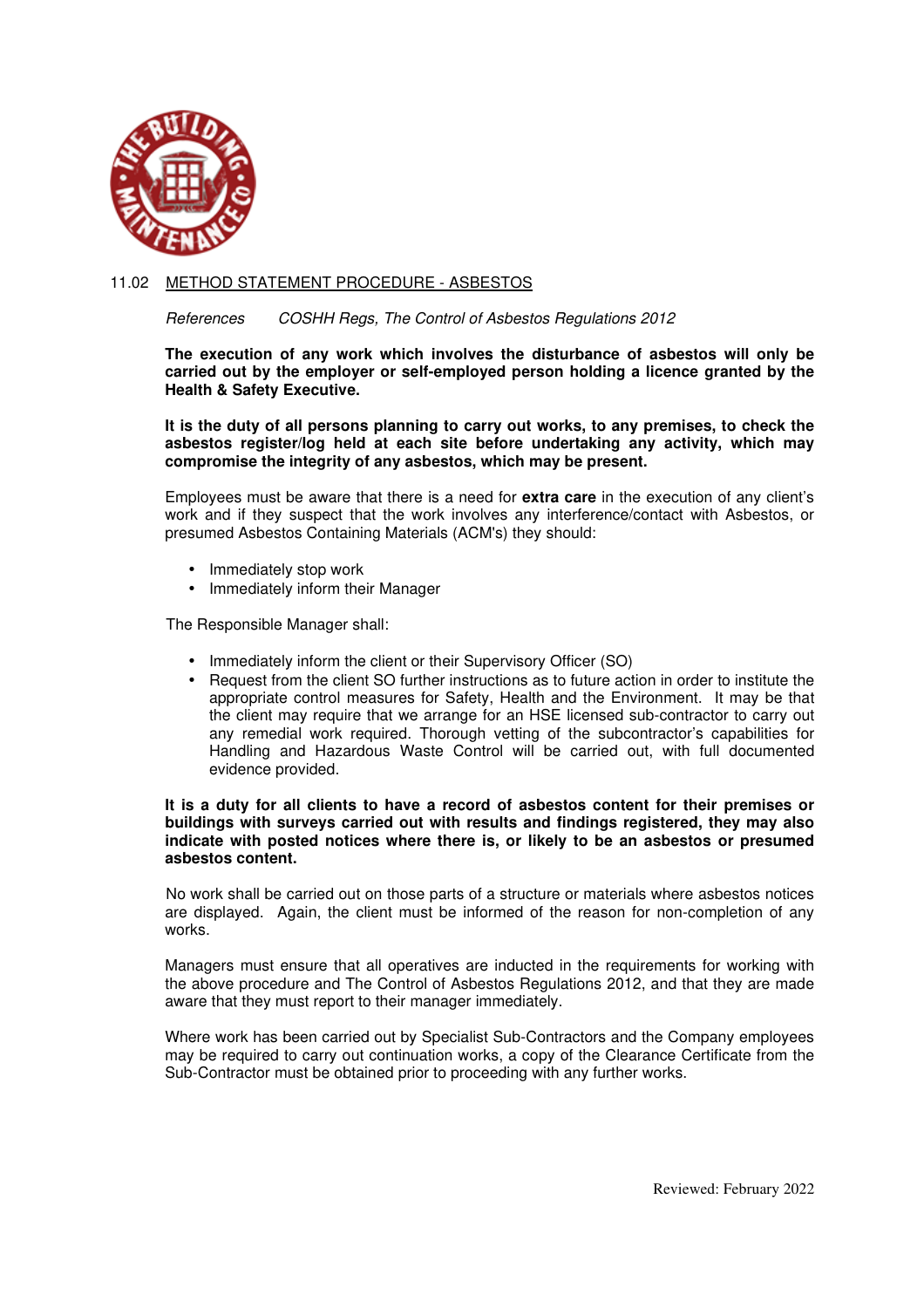## 11.02 METHOD STATEMENT PROCEDURE - ASBESTOS

*References COSHH Regs, The Control of Asbestos Regulations 2012*

**The execution of any work which involves the disturbance of asbestos will only be carried out by the employer or self-employed person holding a licence granted by the Health & Safety Executive.**

**It is the duty of all persons planning to carry out works, to any premises, to check the asbestos register/log held at each site before undertaking any activity, which may compromise the integrity of any asbestos, which may be present.**

Employees must be aware that there is a need for **extra care** in the execution of any client's work and if they suspect that the work involves any interference/contact with Asbestos, or presumed Asbestos Containing Materials (ACM's) they should:

- Immediately stop work
- Immediately inform their Manager

The Responsible Manager shall:

- Immediately inform the client or their Supervisory Officer (SO)
- Request from the client SO further instructions as to future action in order to institute the appropriate control measures for Safety, Health and the Environment. It may be that the client may require that we arrange for an HSE licensed sub-contractor to carry out any remedial work required. Thorough vetting of the subcontractor's capabilities for Handling and Hazardous Waste Control will be carried out, with full documented evidence provided.

**It is a duty for all clients to have a record of asbestos content for their premises or buildings with surveys carried out with results and findings registered, they may also indicate with posted notices where there is, or likely to be an asbestos or presumed asbestos content.**

No work shall be carried out on those parts of a structure or materials where asbestos notices are displayed. Again, the client must be informed of the reason for non-completion of any works.

Managers must ensure that all operatives are inducted in the requirements for working with the above procedure and The Control of Asbestos Regulations 2012, and that they are made aware that they must report to their manager immediately.

Where work has been carried out by Specialist Sub-Contractors and the Company employees may be required to carry out continuation works, a copy of the Clearance Certificate from the Sub-Contractor must be obtained prior to proceeding with any further works.

Reviewed: February 2022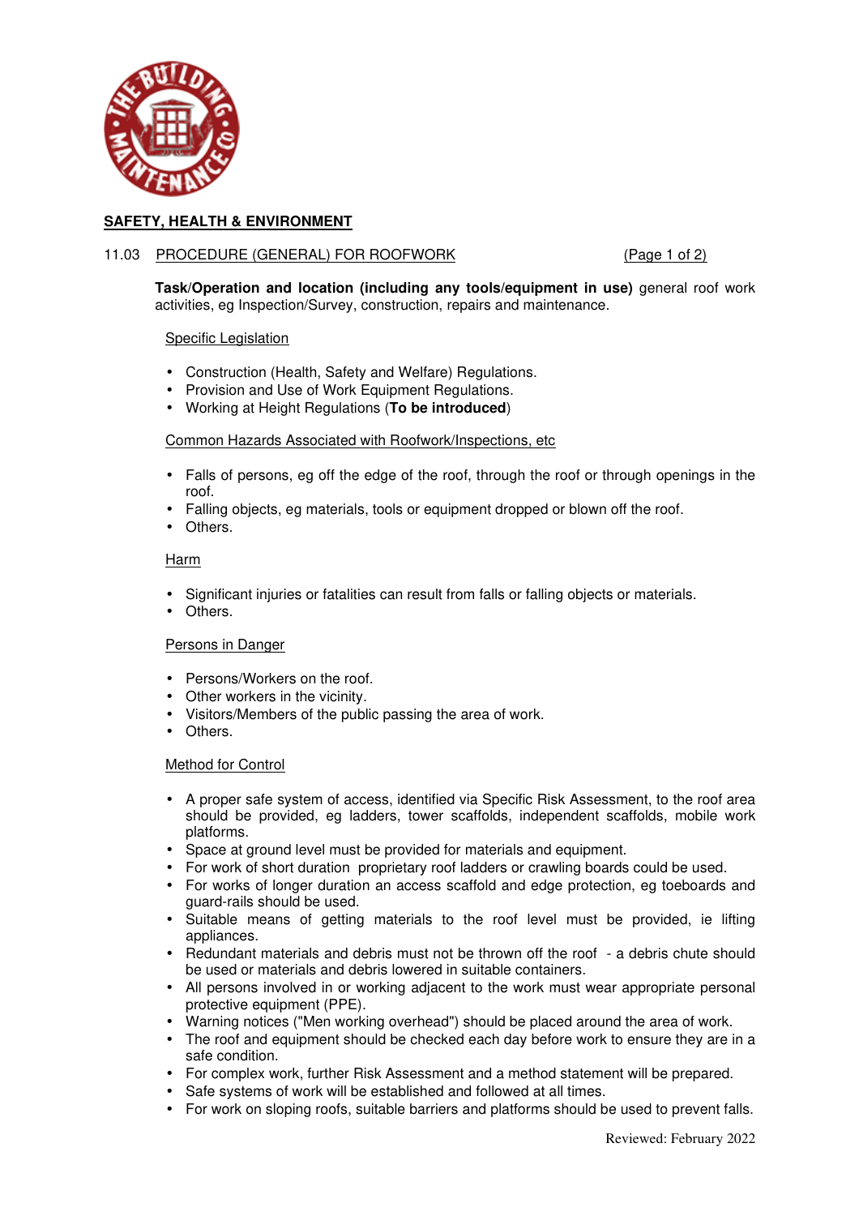## SAFETY, HEALTH & ENVIRONMENT

### 11.03 PROCEDURE (GENERAL) FOR ROOFWORK

**Task/Operation and location (including any tools/equipment in use)** general roof work activities, eg Inspection/Survey, construction, repairs and maintenance.

Specific Legislation

- Construction (Health, Safety and Welfare) Regulations.
- Provision and Use of Work Equipment Regulations.
- Working at Height Regulations (**To be introduced**)

Common Hazards Associated with Roofwork/Inspections, etc

- Falls of persons, eg off the edge of the roof, through the roof or through openings in the roof.
- Falling objects, eg materials, tools or equipment dropped or blown off the roof.
- Others.

Harm

- Significant injuries or fatalities can result from falls or falling objects or materials.
- Others.

Persons in Danger

- Persons/Workers on the roof.
- Other workers in the vicinity.
- Visitors/Members of the public passing the area of work.
- Others.

Method for Control

- A proper safe system of access, identified via Specific Risk Assessment, to the roof area should be provided, eg ladders, tower scaffolds, independent scaffolds, mobile work platforms.
- Space at ground level must be provided for materials and equipment.
- For work of short duration proprietary roof ladders or crawling boards could be used.
- For works of longer duration an access scaffold and edge protection, eg toeboards and guard-rails should be used.
- Suitable means of getting materials to the roof level must be provided, ie lifting appliances.
- Redundant materials and debris must not be thrown off the roof - a debris chute should be used or materials and debris lowered in suitable containers.
- All persons involved in or working adjacent to the work must wear appropriate personal protective equipment (PPE).
- Warning notices ("Men working overhead") should be placed around the area of work.
- The roof and equipment should be checked each day before work to ensure they are in a safe condition.
- For complex work, further Risk Assessment and a method statement will be prepared.
- Safe systems of work will be established and followed at all times.
- For work on sloping roofs, suitable barriers and platforms should be used to prevent falls.

Reviewed: February 2022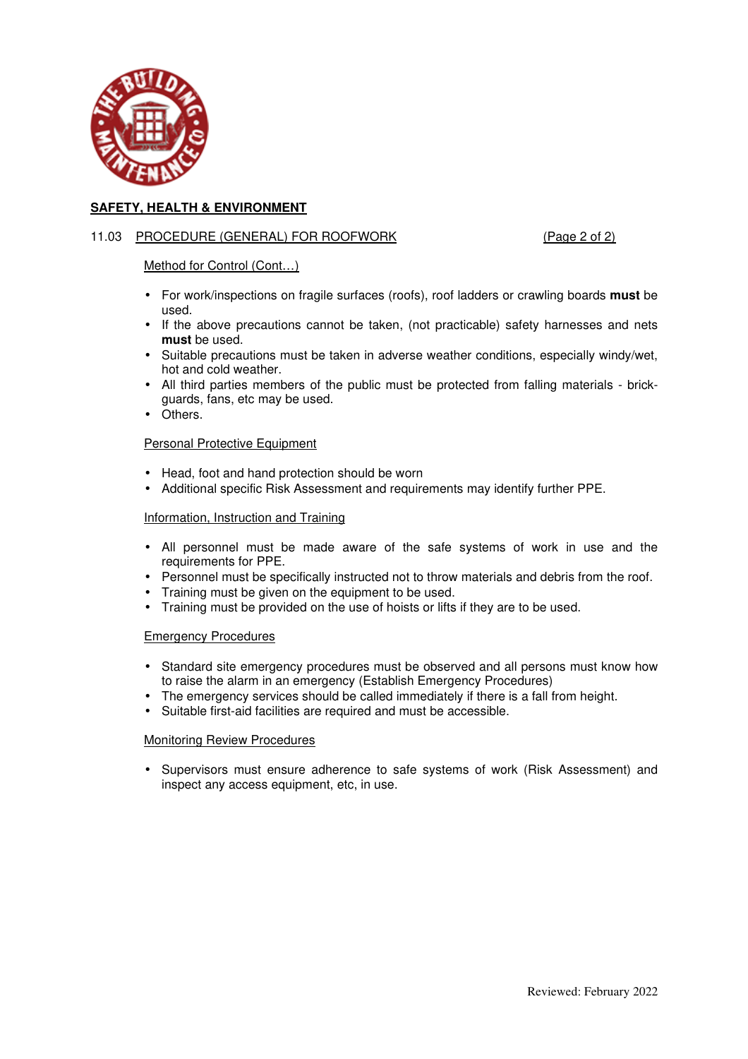**SAFETY, HEALTH & ENVIRONMENT**

11.03 PROCEDURE (GENERAL) FOR ROOFWORK (Page 2 of 2)

Method for Control (Cont…)

- For work/inspections on fragile surfaces (roofs), roof ladders or crawling boards **must** be used.
- If the above precautions cannot be taken, (not practicable) safety harnesses and nets **must** be used.
- Suitable precautions must be taken in adverse weather conditions, especially windy/wet, hot and cold weather.
- All third parties members of the public must be protected from falling materials - brick-guards, fans, etc may be used.
- Others.

Personal Protective Equipment

- Head, foot and hand protection should be worn
- Additional specific Risk Assessment and requirements may identify further PPE.

Information, Instruction and Training

- All personnel must be made aware of the safe systems of work in use and the requirements for PPE.
- Personnel must be specifically instructed not to throw materials and debris from the roof.
- Training must be given on the equipment to be used.
- Training must be provided on the use of hoists or lifts if they are to be used.

Emergency Procedures

- Standard site emergency procedures must be observed and all persons must know how to raise the alarm in an emergency (Establish Emergency Procedures)
- The emergency services should be called immediately if there is a fall from height.
- Suitable first-aid facilities are required and must be accessible.

Monitoring Review Procedures

- Supervisors must ensure adherence to safe systems of work (Risk Assessment) and inspect any access equipment, etc, in use.

Reviewed: February 2022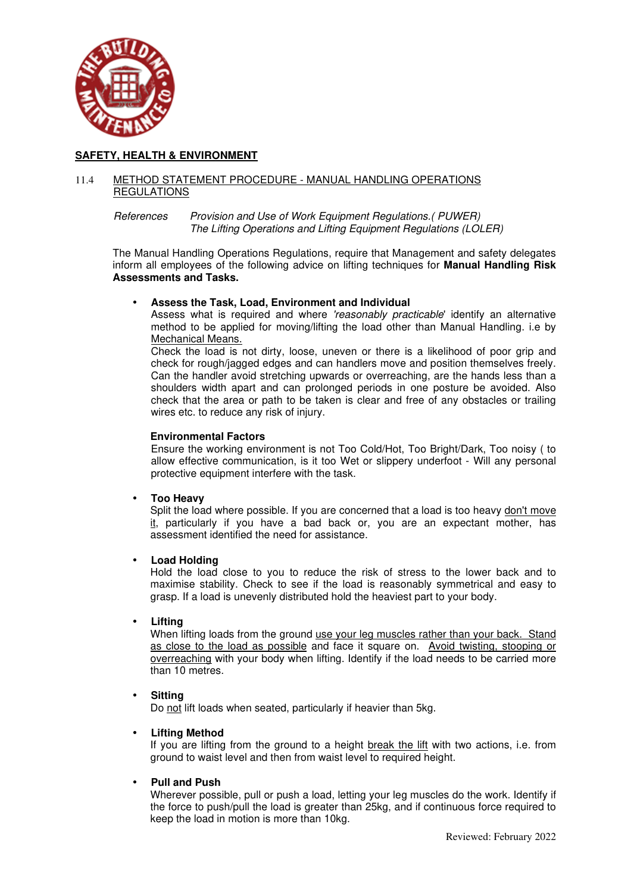**SAFETY, HEALTH & ENVIRONMENT**

11.4 METHOD STATEMENT PROCEDURE - MANUAL HANDLING OPERATIONS REGULATIONS

*References* *Provision and Use of Work Equipment Regulations.( PUWER)*
*The Lifting Operations and Lifting Equipment Regulations (LOLER)*

The Manual Handling Operations Regulations, require that Management and safety delegates inform all employees of the following advice on lifting techniques for **Manual Handling Risk Assessments and Tasks.**

- **Assess the Task, Load, Environment and Individual**
  Assess what is required and where *'reasonably practicable'* identify an alternative method to be applied for moving/lifting the load other than Manual Handling. i.e by Mechanical Means.
  Check the load is not dirty, loose, uneven or there is a likelihood of poor grip and check for rough/jagged edges and can handlers move and position themselves freely. Can the handler avoid stretching upwards or overreaching, are the hands less than a shoulders width apart and can prolonged periods in one posture be avoided. Also check that the area or path to be taken is clear and free of any obstacles or trailing wires etc. to reduce any risk of injury.

  **Environmental Factors**
  Ensure the working environment is not Too Cold/Hot, Too Bright/Dark, Too noisy ( to allow effective communication, is it too Wet or slippery underfoot - Will any personal protective equipment interfere with the task.

- **Too Heavy**
  Split the load where possible. If you are concerned that a load is too heavy don't move it, particularly if you have a bad back or, you are an expectant mother, has assessment identified the need for assistance.

- **Load Holding**
  Hold the load close to you to reduce the risk of stress to the lower back and to maximise stability. Check to see if the load is reasonably symmetrical and easy to grasp. If a load is unevenly distributed hold the heaviest part to your body.

- **Lifting**
  When lifting loads from the ground use your leg muscles rather than your back. Stand as close to the load as possible and face it square on. Avoid twisting, stooping or overreaching with your body when lifting. Identify if the load needs to be carried more than 10 metres.

- **Sitting**
  Do not lift loads when seated, particularly if heavier than 5kg.

- **Lifting Method**
  If you are lifting from the ground to a height break the lift with two actions, i.e. from ground to waist level and then from waist level to required height.

- **Pull and Push**
  Wherever possible, pull or push a load, letting your leg muscles do the work. Identify if the force to push/pull the load is greater than 25kg, and if continuous force required to keep the load in motion is more than 10kg.

Reviewed: February 2022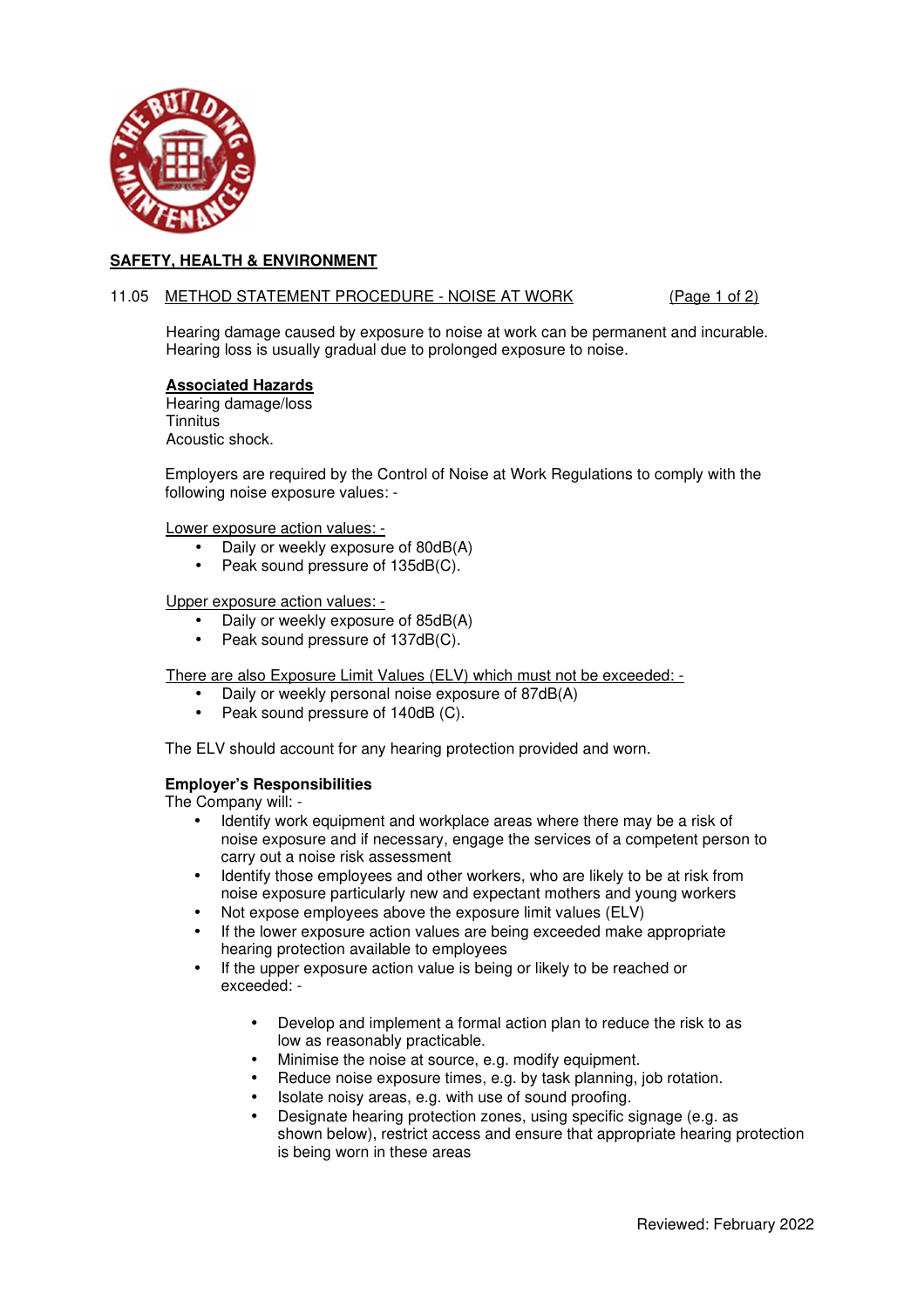## SAFETY, HEALTH & ENVIRONMENT

### 11.05 METHOD STATEMENT PROCEDURE - NOISE AT WORK

Hearing damage caused by exposure to noise at work can be permanent and incurable. Hearing loss is usually gradual due to prolonged exposure to noise.

**Associated Hazards**

Hearing damage/loss
Tinnitus
Acoustic shock.

Employers are required by the Control of Noise at Work Regulations to comply with the following noise exposure values: -

Lower exposure action values: -

- Daily or weekly exposure of 80dB(A)
- Peak sound pressure of 135dB(C).

Upper exposure action values: -

- Daily or weekly exposure of 85dB(A)
- Peak sound pressure of 137dB(C).

There are also Exposure Limit Values (ELV) which must not be exceeded: -

- Daily or weekly personal noise exposure of 87dB(A)
- Peak sound pressure of 140dB (C).

The ELV should account for any hearing protection provided and worn.

**Employer's Responsibilities**

The Company will: -

- Identify work equipment and workplace areas where there may be a risk of noise exposure and if necessary, engage the services of a competent person to carry out a noise risk assessment
- Identify those employees and other workers, who are likely to be at risk from noise exposure particularly new and expectant mothers and young workers
- Not expose employees above the exposure limit values (ELV)
- If the lower exposure action values are being exceeded make appropriate hearing protection available to employees
- If the upper exposure action value is being or likely to be reached or exceeded: -
  - Develop and implement a formal action plan to reduce the risk to as low as reasonably practicable.
  - Minimise the noise at source, e.g. modify equipment.
  - Reduce noise exposure times, e.g. by task planning, job rotation.
  - Isolate noisy areas, e.g. with use of sound proofing.
  - Designate hearing protection zones, using specific signage (e.g. as shown below), restrict access and ensure that appropriate hearing protection is being worn in these areas

Reviewed: February 2022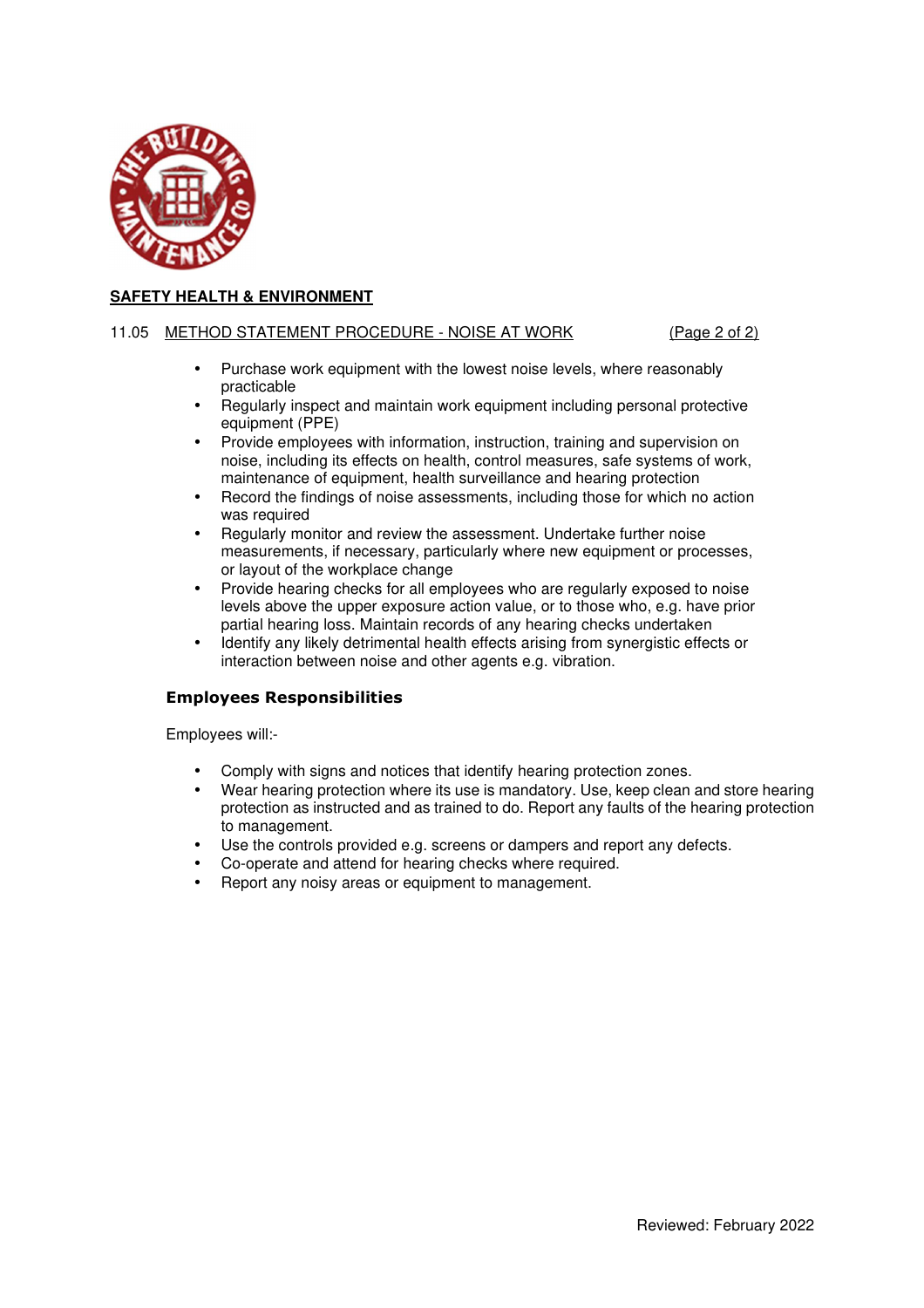**SAFETY HEALTH & ENVIRONMENT**

11.05 METHOD STATEMENT PROCEDURE - NOISE AT WORK

- Purchase work equipment with the lowest noise levels, where reasonably practicable
- Regularly inspect and maintain work equipment including personal protective equipment (PPE)
- Provide employees with information, instruction, training and supervision on noise, including its effects on health, control measures, safe systems of work, maintenance of equipment, health surveillance and hearing protection
- Record the findings of noise assessments, including those for which no action was required
- Regularly monitor and review the assessment. Undertake further noise measurements, if necessary, particularly where new equipment or processes, or layout of the workplace change
- Provide hearing checks for all employees who are regularly exposed to noise levels above the upper exposure action value, or to those who, e.g. have prior partial hearing loss. Maintain records of any hearing checks undertaken
- Identify any likely detrimental health effects arising from synergistic effects or interaction between noise and other agents e.g. vibration.

### Employees Responsibilities

Employees will:-

- Comply with signs and notices that identify hearing protection zones.
- Wear hearing protection where its use is mandatory. Use, keep clean and store hearing protection as instructed and as trained to do. Report any faults of the hearing protection to management.
- Use the controls provided e.g. screens or dampers and report any defects.
- Co-operate and attend for hearing checks where required.
- Report any noisy areas or equipment to management.

Reviewed: February 2022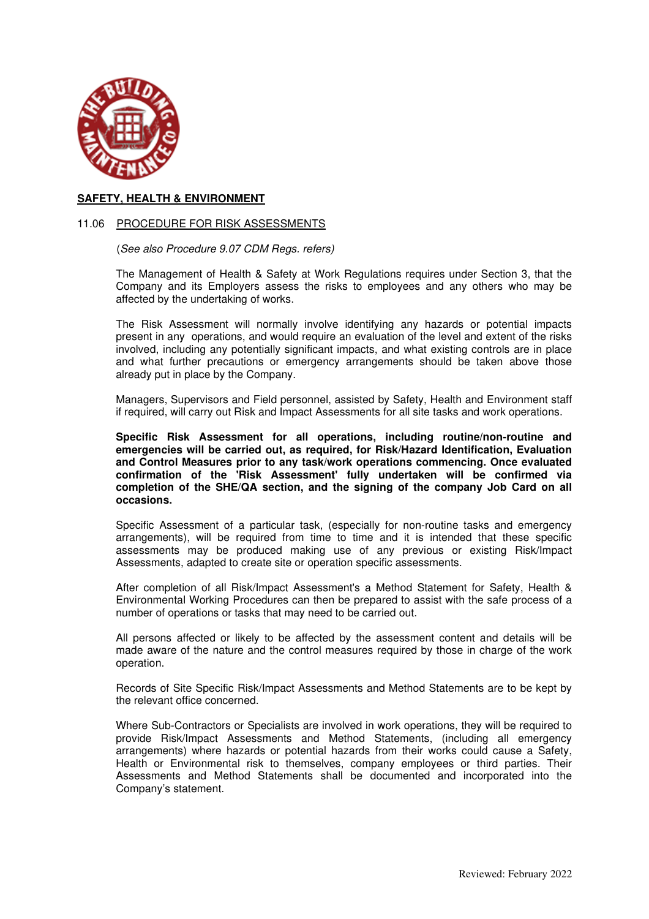**SAFETY, HEALTH & ENVIRONMENT**

11.06 PROCEDURE FOR RISK ASSESSMENTS

(*See also Procedure 9.07 CDM Regs. refers)*

The Management of Health & Safety at Work Regulations requires under Section 3, that the Company and its Employers assess the risks to employees and any others who may be affected by the undertaking of works.

The Risk Assessment will normally involve identifying any hazards or potential impacts present in any operations, and would require an evaluation of the level and extent of the risks involved, including any potentially significant impacts, and what existing controls are in place and what further precautions or emergency arrangements should be taken above those already put in place by the Company.

Managers, Supervisors and Field personnel, assisted by Safety, Health and Environment staff if required, will carry out Risk and Impact Assessments for all site tasks and work operations.

**Specific Risk Assessment for all operations, including routine/non-routine and emergencies will be carried out, as required, for Risk/Hazard Identification, Evaluation and Control Measures prior to any task/work operations commencing. Once evaluated confirmation of the 'Risk Assessment' fully undertaken will be confirmed via completion of the SHE/QA section, and the signing of the company Job Card on all occasions.**

Specific Assessment of a particular task, (especially for non-routine tasks and emergency arrangements), will be required from time to time and it is intended that these specific assessments may be produced making use of any previous or existing Risk/Impact Assessments, adapted to create site or operation specific assessments.

After completion of all Risk/Impact Assessment's a Method Statement for Safety, Health & Environmental Working Procedures can then be prepared to assist with the safe process of a number of operations or tasks that may need to be carried out.

All persons affected or likely to be affected by the assessment content and details will be made aware of the nature and the control measures required by those in charge of the work operation.

Records of Site Specific Risk/Impact Assessments and Method Statements are to be kept by the relevant office concerned.

Where Sub-Contractors or Specialists are involved in work operations, they will be required to provide Risk/Impact Assessments and Method Statements, (including all emergency arrangements) where hazards or potential hazards from their works could cause a Safety, Health or Environmental risk to themselves, company employees or third parties. Their Assessments and Method Statements shall be documented and incorporated into the Company's statement.

Reviewed: February 2022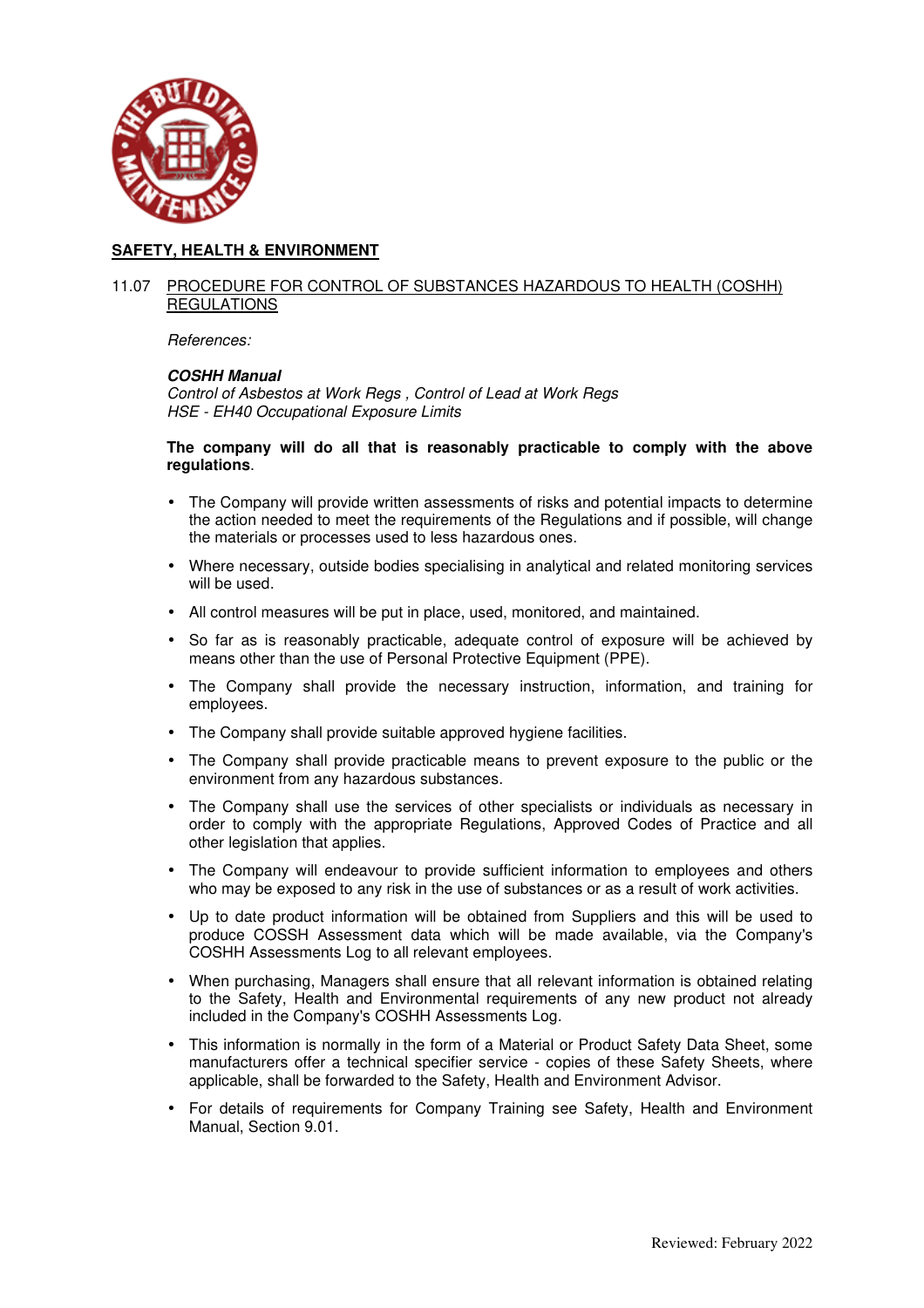## SAFETY, HEALTH & ENVIRONMENT

### 11.07 PROCEDURE FOR CONTROL OF SUBSTANCES HAZARDOUS TO HEALTH (COSHH) REGULATIONS

*References:*

***COSHH Manual***
*Control of Asbestos at Work Regs , Control of Lead at Work Regs*
*HSE - EH40 Occupational Exposure Limits*

**The company will do all that is reasonably practicable to comply with the above regulations**.

- The Company will provide written assessments of risks and potential impacts to determine the action needed to meet the requirements of the Regulations and if possible, will change the materials or processes used to less hazardous ones.
- Where necessary, outside bodies specialising in analytical and related monitoring services will be used.
- All control measures will be put in place, used, monitored, and maintained.
- So far as is reasonably practicable, adequate control of exposure will be achieved by means other than the use of Personal Protective Equipment (PPE).
- The Company shall provide the necessary instruction, information, and training for employees.
- The Company shall provide suitable approved hygiene facilities.
- The Company shall provide practicable means to prevent exposure to the public or the environment from any hazardous substances.
- The Company shall use the services of other specialists or individuals as necessary in order to comply with the appropriate Regulations, Approved Codes of Practice and all other legislation that applies.
- The Company will endeavour to provide sufficient information to employees and others who may be exposed to any risk in the use of substances or as a result of work activities.
- Up to date product information will be obtained from Suppliers and this will be used to produce COSSH Assessment data which will be made available, via the Company's COSHH Assessments Log to all relevant employees.
- When purchasing, Managers shall ensure that all relevant information is obtained relating to the Safety, Health and Environmental requirements of any new product not already included in the Company's COSHH Assessments Log.
- This information is normally in the form of a Material or Product Safety Data Sheet, some manufacturers offer a technical specifier service - copies of these Safety Sheets, where applicable, shall be forwarded to the Safety, Health and Environment Advisor.
- For details of requirements for Company Training see Safety, Health and Environment Manual, Section 9.01.

Reviewed: February 2022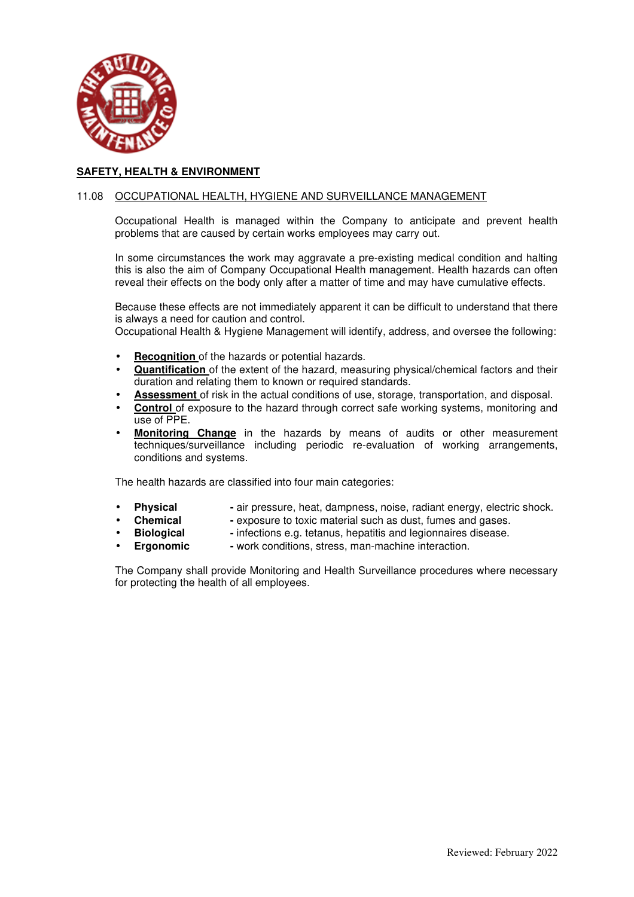**SAFETY, HEALTH & ENVIRONMENT**

11.08 OCCUPATIONAL HEALTH, HYGIENE AND SURVEILLANCE MANAGEMENT

Occupational Health is managed within the Company to anticipate and prevent health problems that are caused by certain works employees may carry out.

In some circumstances the work may aggravate a pre-existing medical condition and halting this is also the aim of Company Occupational Health management. Health hazards can often reveal their effects on the body only after a matter of time and may have cumulative effects.

Because these effects are not immediately apparent it can be difficult to understand that there is always a need for caution and control.
Occupational Health & Hygiene Management will identify, address, and oversee the following:

- **Recognition** of the hazards or potential hazards.
- **Quantification** of the extent of the hazard, measuring physical/chemical factors and their duration and relating them to known or required standards.
- **Assessment** of risk in the actual conditions of use, storage, transportation, and disposal.
- **Control** of exposure to the hazard through correct safe working systems, monitoring and use of PPE.
- **Monitoring Change** in the hazards by means of audits or other measurement techniques/surveillance including periodic re-evaluation of working arrangements, conditions and systems.

The health hazards are classified into four main categories:

- **Physical** - air pressure, heat, dampness, noise, radiant energy, electric shock.
- **Chemical** - exposure to toxic material such as dust, fumes and gases.
- **Biological** - infections e.g. tetanus, hepatitis and legionnaires disease.
- **Ergonomic** - work conditions, stress, man-machine interaction.

The Company shall provide Monitoring and Health Surveillance procedures where necessary for protecting the health of all employees.

Reviewed: February 2022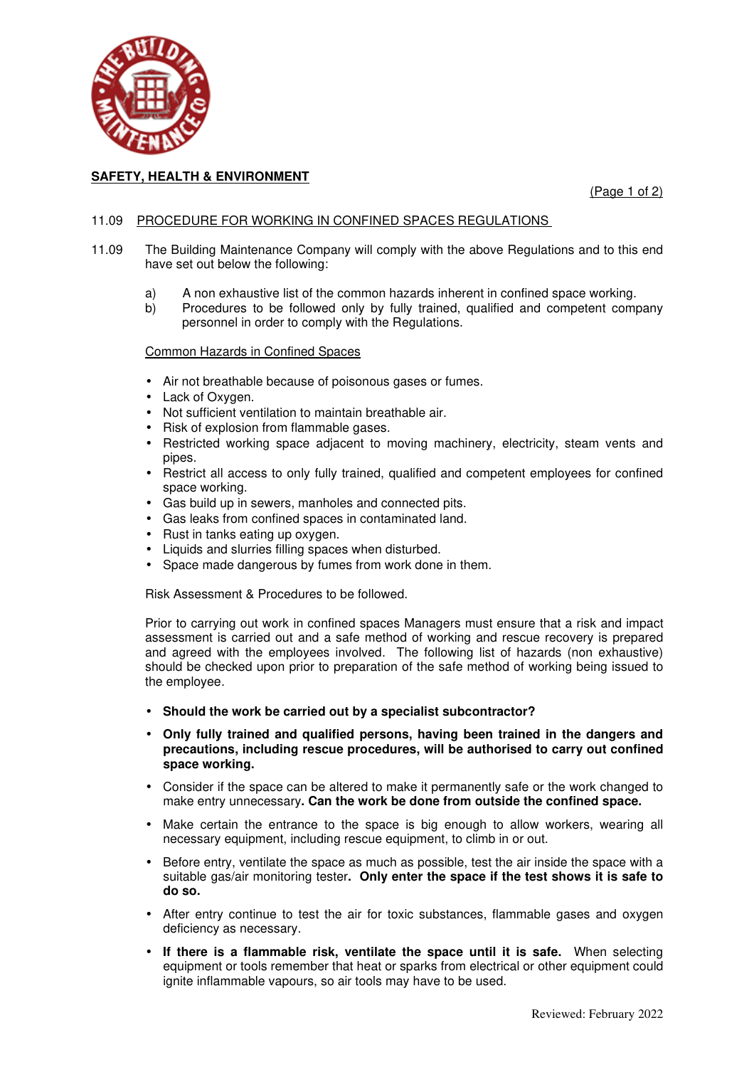**SAFETY, HEALTH & ENVIRONMENT**

## 11.09 PROCEDURE FOR WORKING IN CONFINED SPACES REGULATIONS

11.09 The Building Maintenance Company will comply with the above Regulations and to this end have set out below the following:

a) A non exhaustive list of the common hazards inherent in confined space working.
b) Procedures to be followed only by fully trained, qualified and competent company personnel in order to comply with the Regulations.

### Common Hazards in Confined Spaces

- Air not breathable because of poisonous gases or fumes.
- Lack of Oxygen.
- Not sufficient ventilation to maintain breathable air.
- Risk of explosion from flammable gases.
- Restricted working space adjacent to moving machinery, electricity, steam vents and pipes.
- Restrict all access to only fully trained, qualified and competent employees for confined space working.
- Gas build up in sewers, manholes and connected pits.
- Gas leaks from confined spaces in contaminated land.
- Rust in tanks eating up oxygen.
- Liquids and slurries filling spaces when disturbed.
- Space made dangerous by fumes from work done in them.

Risk Assessment & Procedures to be followed.

Prior to carrying out work in confined spaces Managers must ensure that a risk and impact assessment is carried out and a safe method of working and rescue recovery is prepared and agreed with the employees involved. The following list of hazards (non exhaustive) should be checked upon prior to preparation of the safe method of working being issued to the employee.

- **Should the work be carried out by a specialist subcontractor?**
- **Only fully trained and qualified persons, having been trained in the dangers and precautions, including rescue procedures, will be authorised to carry out confined space working.**
- Consider if the space can be altered to make it permanently safe or the work changed to make entry unnecessary**. Can the work be done from outside the confined space.**
- Make certain the entrance to the space is big enough to allow workers, wearing all necessary equipment, including rescue equipment, to climb in or out.
- Before entry, ventilate the space as much as possible, test the air inside the space with a suitable gas/air monitoring tester**. Only enter the space if the test shows it is safe to do so.**
- After entry continue to test the air for toxic substances, flammable gases and oxygen deficiency as necessary.
- **If there is a flammable risk, ventilate the space until it is safe.** When selecting equipment or tools remember that heat or sparks from electrical or other equipment could ignite inflammable vapours, so air tools may have to be used.

Reviewed: February 2022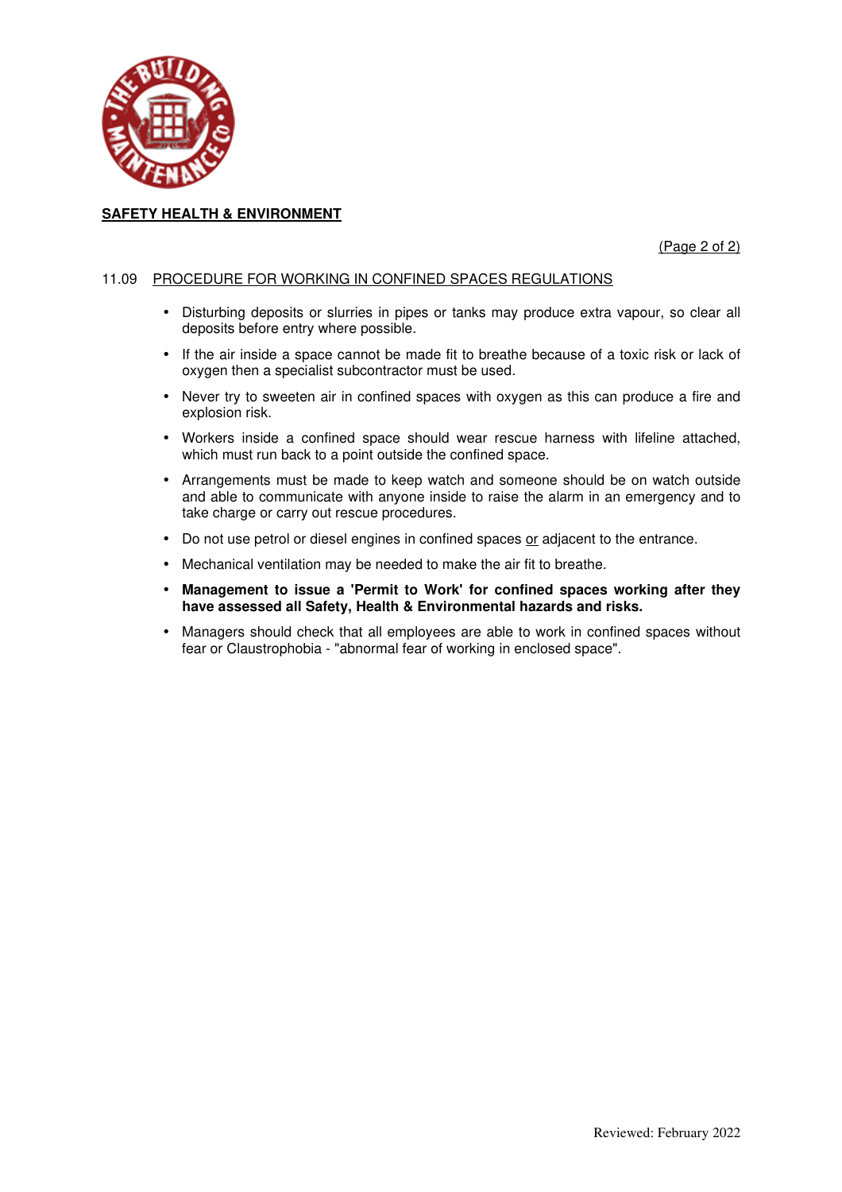**SAFETY HEALTH & ENVIRONMENT**

## 11.09 PROCEDURE FOR WORKING IN CONFINED SPACES REGULATIONS

- Disturbing deposits or slurries in pipes or tanks may produce extra vapour, so clear all deposits before entry where possible.
- If the air inside a space cannot be made fit to breathe because of a toxic risk or lack of oxygen then a specialist subcontractor must be used.
- Never try to sweeten air in confined spaces with oxygen as this can produce a fire and explosion risk.
- Workers inside a confined space should wear rescue harness with lifeline attached, which must run back to a point outside the confined space.
- Arrangements must be made to keep watch and someone should be on watch outside and able to communicate with anyone inside to raise the alarm in an emergency and to take charge or carry out rescue procedures.
- Do not use petrol or diesel engines in confined spaces or adjacent to the entrance.
- Mechanical ventilation may be needed to make the air fit to breathe.
- **Management to issue a 'Permit to Work' for confined spaces working after they have assessed all Safety, Health & Environmental hazards and risks.**
- Managers should check that all employees are able to work in confined spaces without fear or Claustrophobia - "abnormal fear of working in enclosed space".

Reviewed: February 2022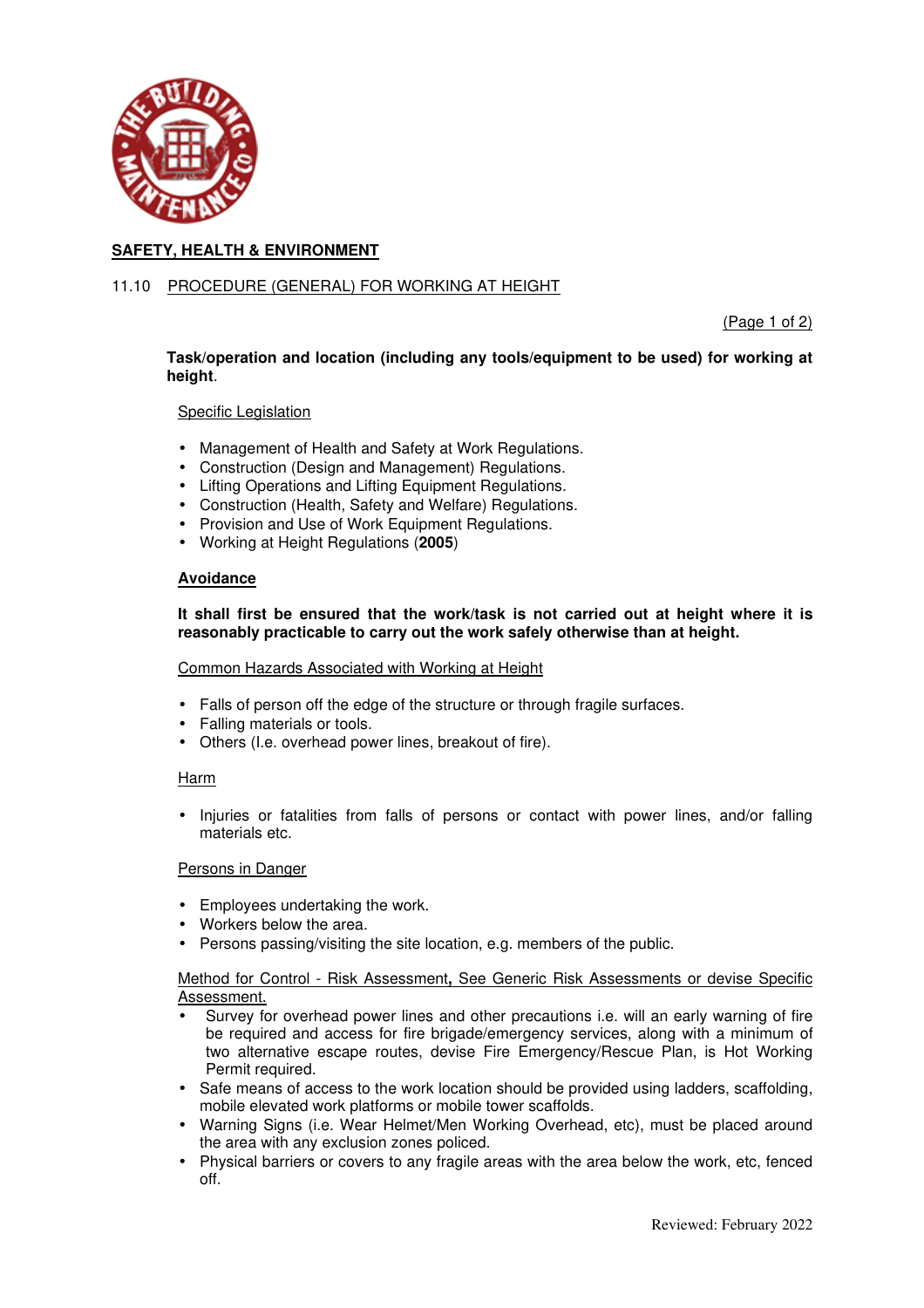## SAFETY, HEALTH & ENVIRONMENT

### 11.10 PROCEDURE (GENERAL) FOR WORKING AT HEIGHT

(Page 1 of 2)

**Task/operation and location (including any tools/equipment to be used) for working at height**.

Specific Legislation

- Management of Health and Safety at Work Regulations.
- Construction (Design and Management) Regulations.
- Lifting Operations and Lifting Equipment Regulations.
- Construction (Health, Safety and Welfare) Regulations.
- Provision and Use of Work Equipment Regulations.
- Working at Height Regulations (**2005**)

**Avoidance**

**It shall first be ensured that the work/task is not carried out at height where it is reasonably practicable to carry out the work safely otherwise than at height.**

Common Hazards Associated with Working at Height

- Falls of person off the edge of the structure or through fragile surfaces.
- Falling materials or tools.
- Others (I.e. overhead power lines, breakout of fire).

Harm

- Injuries or fatalities from falls of persons or contact with power lines, and/or falling materials etc.

Persons in Danger

- Employees undertaking the work.
- Workers below the area.
- Persons passing/visiting the site location, e.g. members of the public.

Method for Control - Risk Assessment**,** See Generic Risk Assessments or devise Specific Assessment.

- Survey for overhead power lines and other precautions i.e. will an early warning of fire be required and access for fire brigade/emergency services, along with a minimum of two alternative escape routes, devise Fire Emergency/Rescue Plan, is Hot Working Permit required.
- Safe means of access to the work location should be provided using ladders, scaffolding, mobile elevated work platforms or mobile tower scaffolds.
- Warning Signs (i.e. Wear Helmet/Men Working Overhead, etc), must be placed around the area with any exclusion zones policed.
- Physical barriers or covers to any fragile areas with the area below the work, etc, fenced off.

Reviewed: February 2022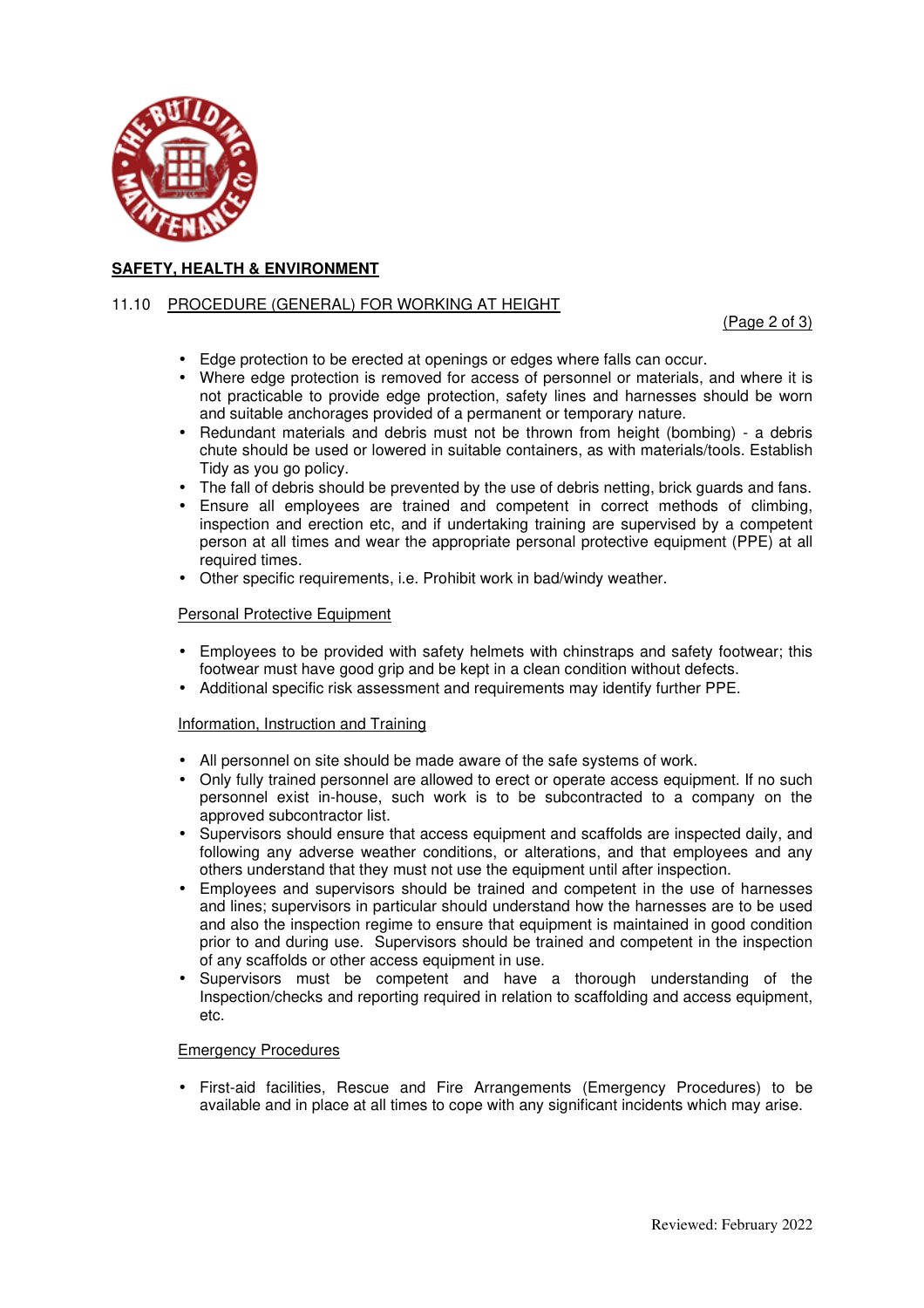**SAFETY, HEALTH & ENVIRONMENT**

11.10 PROCEDURE (GENERAL) FOR WORKING AT HEIGHT

- Edge protection to be erected at openings or edges where falls can occur.
- Where edge protection is removed for access of personnel or materials, and where it is not practicable to provide edge protection, safety lines and harnesses should be worn and suitable anchorages provided of a permanent or temporary nature.
- Redundant materials and debris must not be thrown from height (bombing) - a debris chute should be used or lowered in suitable containers, as with materials/tools. Establish Tidy as you go policy.
- The fall of debris should be prevented by the use of debris netting, brick guards and fans.
- Ensure all employees are trained and competent in correct methods of climbing, inspection and erection etc, and if undertaking training are supervised by a competent person at all times and wear the appropriate personal protective equipment (PPE) at all required times.
- Other specific requirements, i.e. Prohibit work in bad/windy weather.

Personal Protective Equipment

- Employees to be provided with safety helmets with chinstraps and safety footwear; this footwear must have good grip and be kept in a clean condition without defects.
- Additional specific risk assessment and requirements may identify further PPE.

Information, Instruction and Training

- All personnel on site should be made aware of the safe systems of work.
- Only fully trained personnel are allowed to erect or operate access equipment. If no such personnel exist in-house, such work is to be subcontracted to a company on the approved subcontractor list.
- Supervisors should ensure that access equipment and scaffolds are inspected daily, and following any adverse weather conditions, or alterations, and that employees and any others understand that they must not use the equipment until after inspection.
- Employees and supervisors should be trained and competent in the use of harnesses and lines; supervisors in particular should understand how the harnesses are to be used and also the inspection regime to ensure that equipment is maintained in good condition prior to and during use. Supervisors should be trained and competent in the inspection of any scaffolds or other access equipment in use.
- Supervisors must be competent and have a thorough understanding of the Inspection/checks and reporting required in relation to scaffolding and access equipment, etc.

Emergency Procedures

- First-aid facilities, Rescue and Fire Arrangements (Emergency Procedures) to be available and in place at all times to cope with any significant incidents which may arise.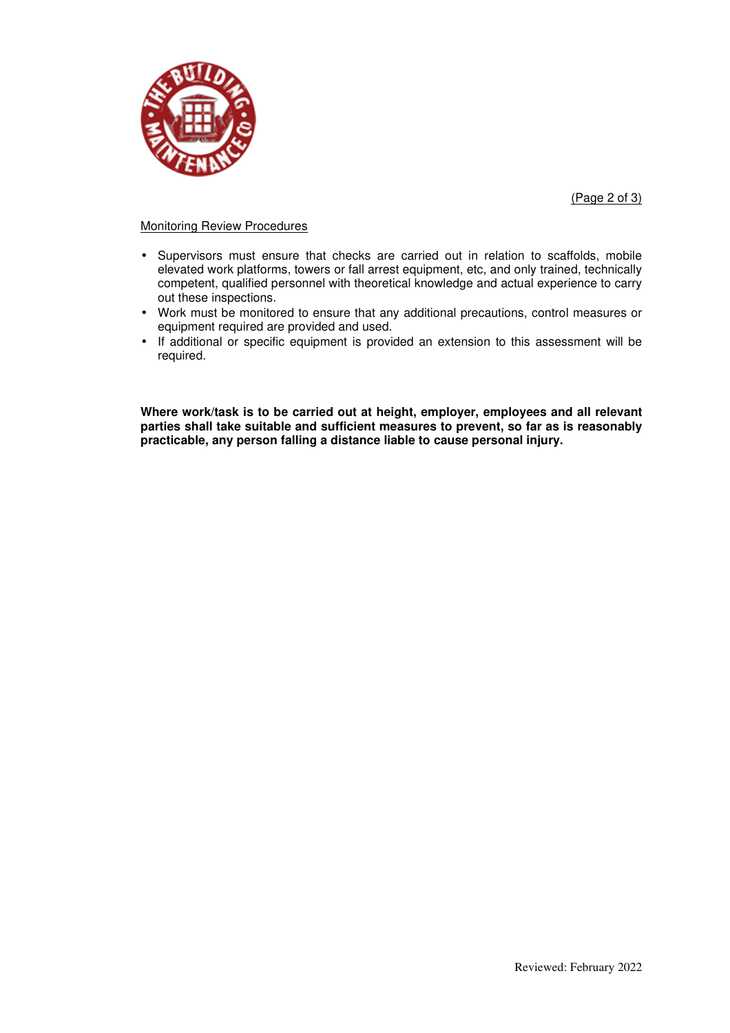<u>Monitoring Review Procedures</u>

- Supervisors must ensure that checks are carried out in relation to scaffolds, mobile elevated work platforms, towers or fall arrest equipment, etc, and only trained, technically competent, qualified personnel with theoretical knowledge and actual experience to carry out these inspections.
- Work must be monitored to ensure that any additional precautions, control measures or equipment required are provided and used.
- If additional or specific equipment is provided an extension to this assessment will be required.

**Where work/task is to be carried out at height, employer, employees and all relevant parties shall take suitable and sufficient measures to prevent, so far as is reasonably practicable, any person falling a distance liable to cause personal injury.**

Reviewed: February 2022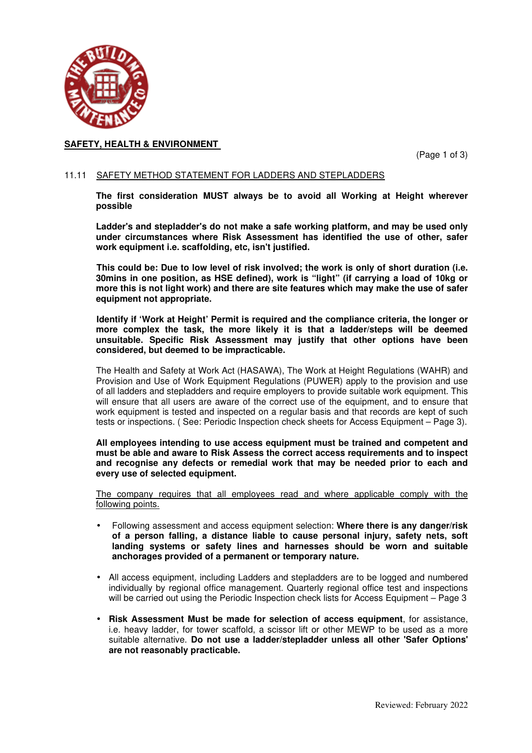**SAFETY, HEALTH & ENVIRONMENT**

## 11.11 SAFETY METHOD STATEMENT FOR LADDERS AND STEPLADDERS

**The first consideration MUST always be to avoid all Working at Height wherever possible**

**Ladder's and stepladder's do not make a safe working platform, and may be used only under circumstances where Risk Assessment has identified the use of other, safer work equipment i.e. scaffolding, etc, isn't justified.**

**This could be: Due to low level of risk involved; the work is only of short duration (i.e. 30mins in one position, as HSE defined), work is "light" (if carrying a load of 10kg or more this is not light work) and there are site features which may make the use of safer equipment not appropriate.**

**Identify if 'Work at Height' Permit is required and the compliance criteria, the longer or more complex the task, the more likely it is that a ladder/steps will be deemed unsuitable. Specific Risk Assessment may justify that other options have been considered, but deemed to be impracticable.**

The Health and Safety at Work Act (HASAWA), The Work at Height Regulations (WAHR) and Provision and Use of Work Equipment Regulations (PUWER) apply to the provision and use of all ladders and stepladders and require employers to provide suitable work equipment. This will ensure that all users are aware of the correct use of the equipment, and to ensure that work equipment is tested and inspected on a regular basis and that records are kept of such tests or inspections. ( See: Periodic Inspection check sheets for Access Equipment – Page 3).

**All employees intending to use access equipment must be trained and competent and must be able and aware to Risk Assess the correct access requirements and to inspect and recognise any defects or remedial work that may be needed prior to each and every use of selected equipment.**

<u>The company requires that all employees read and where applicable comply with the following points.</u>

- Following assessment and access equipment selection: **Where there is any danger/risk of a person falling, a distance liable to cause personal injury, safety nets, soft landing systems or safety lines and harnesses should be worn and suitable anchorages provided of a permanent or temporary nature.**
- All access equipment, including Ladders and stepladders are to be logged and numbered individually by regional office management. Quarterly regional office test and inspections will be carried out using the Periodic Inspection check lists for Access Equipment – Page 3
- **Risk Assessment Must be made for selection of access equipment**, for assistance, i.e. heavy ladder, for tower scaffold, a scissor lift or other MEWP to be used as a more suitable alternative. **Do not use a ladder/stepladder unless all other 'Safer Options' are not reasonably practicable.**

Reviewed: February 2022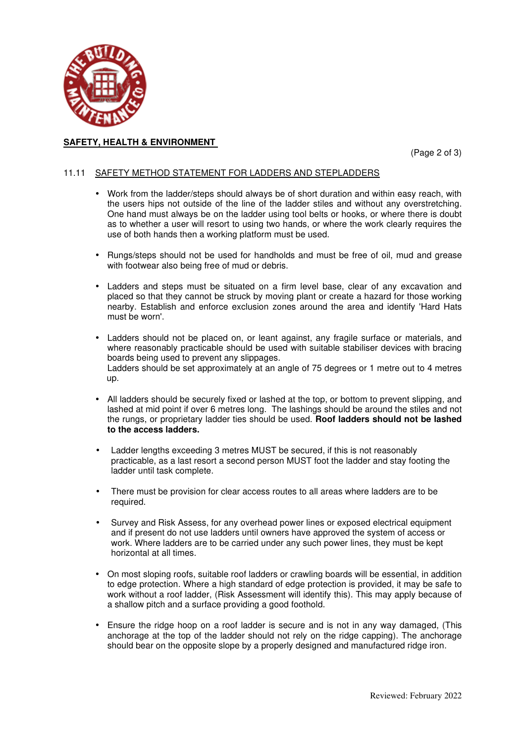**SAFETY, HEALTH & ENVIRONMENT**

## 11.11 SAFETY METHOD STATEMENT FOR LADDERS AND STEPLADDERS

- Work from the ladder/steps should always be of short duration and within easy reach, with the users hips not outside of the line of the ladder stiles and without any overstretching. One hand must always be on the ladder using tool belts or hooks, or where there is doubt as to whether a user will resort to using two hands, or where the work clearly requires the use of both hands then a working platform must be used.

- Rungs/steps should not be used for handholds and must be free of oil, mud and grease with footwear also being free of mud or debris.

- Ladders and steps must be situated on a firm level base, clear of any excavation and placed so that they cannot be struck by moving plant or create a hazard for those working nearby. Establish and enforce exclusion zones around the area and identify 'Hard Hats must be worn'.

- Ladders should not be placed on, or leant against, any fragile surface or materials, and where reasonably practicable should be used with suitable stabiliser devices with bracing boards being used to prevent any slippages.
  Ladders should be set approximately at an angle of 75 degrees or 1 metre out to 4 metres up.

- All ladders should be securely fixed or lashed at the top, or bottom to prevent slipping, and lashed at mid point if over 6 metres long. The lashings should be around the stiles and not the rungs, or proprietary ladder ties should be used. **Roof ladders should not be lashed to the access ladders.**

- Ladder lengths exceeding 3 metres MUST be secured, if this is not reasonably practicable, as a last resort a second person MUST foot the ladder and stay footing the ladder until task complete.

- There must be provision for clear access routes to all areas where ladders are to be required.

- Survey and Risk Assess, for any overhead power lines or exposed electrical equipment and if present do not use ladders until owners have approved the system of access or work. Where ladders are to be carried under any such power lines, they must be kept horizontal at all times.

- On most sloping roofs, suitable roof ladders or crawling boards will be essential, in addition to edge protection. Where a high standard of edge protection is provided, it may be safe to work without a roof ladder, (Risk Assessment will identify this). This may apply because of a shallow pitch and a surface providing a good foothold.

- Ensure the ridge hoop on a roof ladder is secure and is not in any way damaged, (This anchorage at the top of the ladder should not rely on the ridge capping). The anchorage should bear on the opposite slope by a properly designed and manufactured ridge iron.

Reviewed: February 2022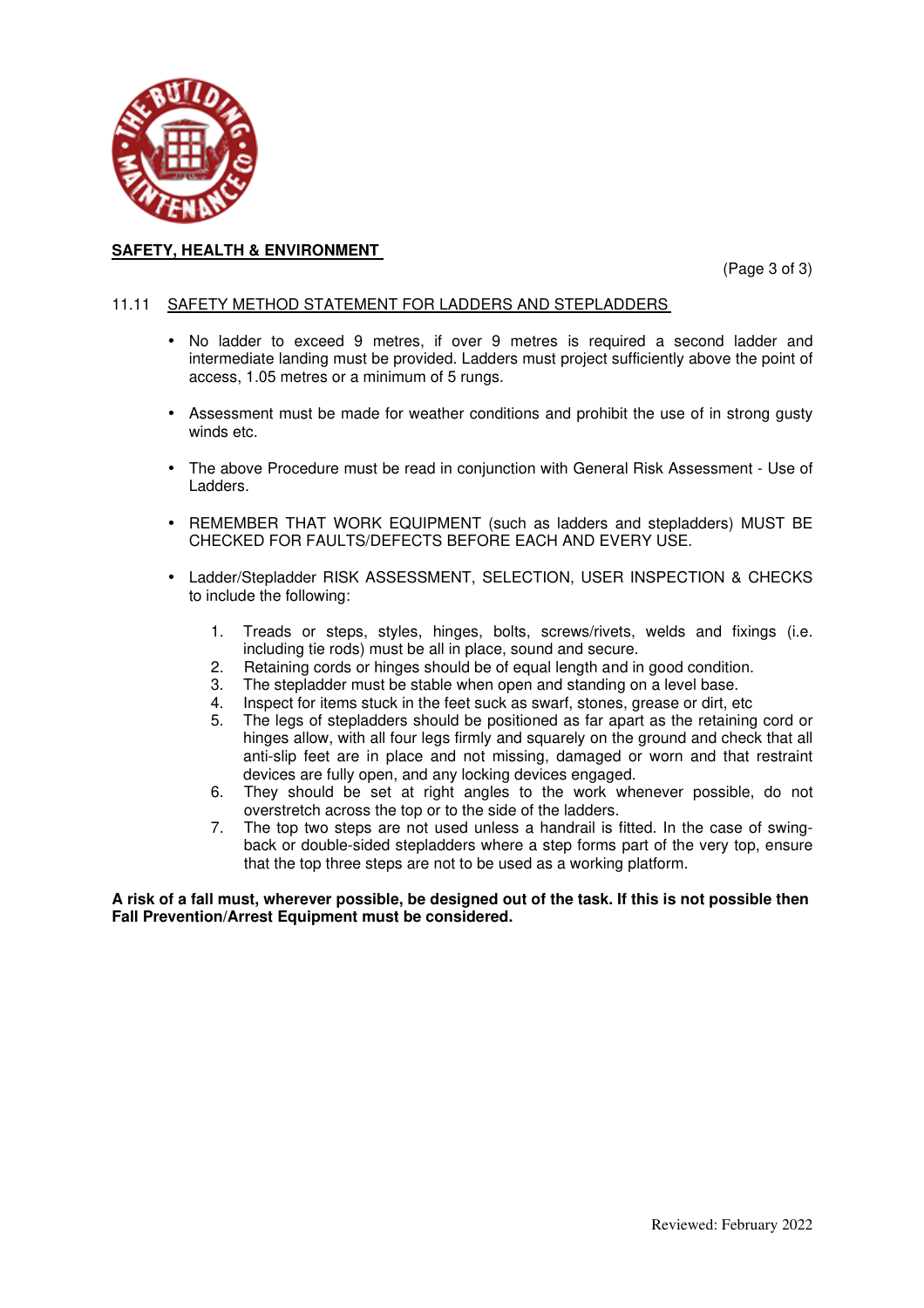**SAFETY, HEALTH & ENVIRONMENT**

(Page 3 of 3)

## 11.11 SAFETY METHOD STATEMENT FOR LADDERS AND STEPLADDERS

- No ladder to exceed 9 metres, if over 9 metres is required a second ladder and intermediate landing must be provided. Ladders must project sufficiently above the point of access, 1.05 metres or a minimum of 5 rungs.
- Assessment must be made for weather conditions and prohibit the use of in strong gusty winds etc.
- The above Procedure must be read in conjunction with General Risk Assessment - Use of Ladders.
- REMEMBER THAT WORK EQUIPMENT (such as ladders and stepladders) MUST BE CHECKED FOR FAULTS/DEFECTS BEFORE EACH AND EVERY USE.
- Ladder/Stepladder RISK ASSESSMENT, SELECTION, USER INSPECTION & CHECKS to include the following:

    1. Treads or steps, styles, hinges, bolts, screws/rivets, welds and fixings (i.e. including tie rods) must be all in place, sound and secure.
    2. Retaining cords or hinges should be of equal length and in good condition.
    3. The stepladder must be stable when open and standing on a level base.
    4. Inspect for items stuck in the feet suck as swarf, stones, grease or dirt, etc
    5. The legs of stepladders should be positioned as far apart as the retaining cord or hinges allow, with all four legs firmly and squarely on the ground and check that all anti-slip feet are in place and not missing, damaged or worn and that restraint devices are fully open, and any locking devices engaged.
    6. They should be set at right angles to the work whenever possible, do not overstretch across the top or to the side of the ladders.
    7. The top two steps are not used unless a handrail is fitted. In the case of swing-back or double-sided stepladders where a step forms part of the very top, ensure that the top three steps are not to be used as a working platform.

**A risk of a fall must, wherever possible, be designed out of the task. If this is not possible then Fall Prevention/Arrest Equipment must be considered.**

Reviewed: February 2022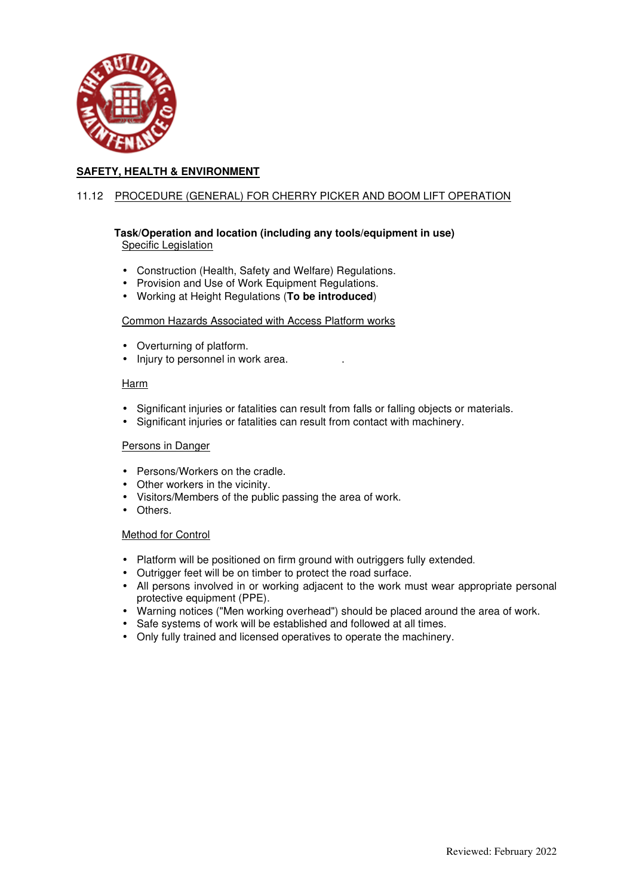## SAFETY, HEALTH & ENVIRONMENT

### 11.12 PROCEDURE (GENERAL) FOR CHERRY PICKER AND BOOM LIFT OPERATION

**Task/Operation and location (including any tools/equipment in use)**

Specific Legislation

- Construction (Health, Safety and Welfare) Regulations.
- Provision and Use of Work Equipment Regulations.
- Working at Height Regulations (**To be introduced**)

Common Hazards Associated with Access Platform works

- Overturning of platform.
- Injury to personnel in work area.

Harm

- Significant injuries or fatalities can result from falls or falling objects or materials.
- Significant injuries or fatalities can result from contact with machinery.

Persons in Danger

- Persons/Workers on the cradle.
- Other workers in the vicinity.
- Visitors/Members of the public passing the area of work.
- Others.

Method for Control

- Platform will be positioned on firm ground with outriggers fully extended.
- Outrigger feet will be on timber to protect the road surface.
- All persons involved in or working adjacent to the work must wear appropriate personal protective equipment (PPE).
- Warning notices ("Men working overhead") should be placed around the area of work.
- Safe systems of work will be established and followed at all times.
- Only fully trained and licensed operatives to operate the machinery.

Reviewed: February 2022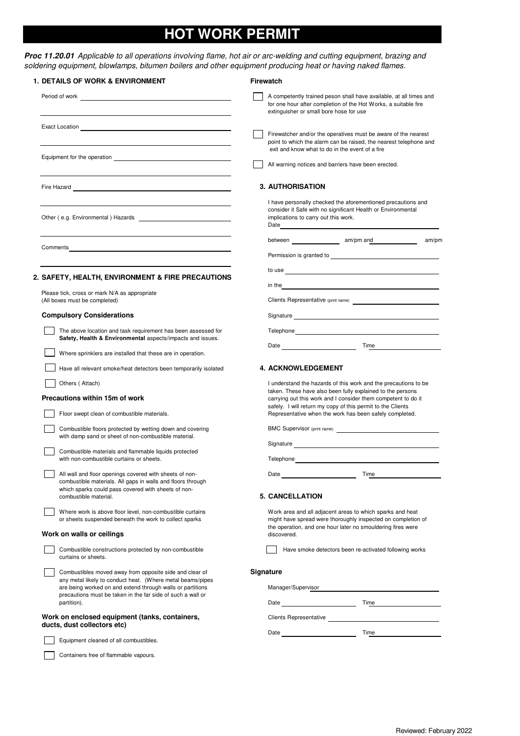# HOT WORK PERMIT

***Proc 11.20.01*** *Applicable to all operations involving flame, hot air or arc-welding and cutting equipment, brazing and soldering equipment, blowlamps, bitumen boilers and other equipment producing heat or having naked flames.*

## 1. DETAILS OF WORK & ENVIRONMENT

Period of work ______________________

Exact Location ______________________

Equipment for the operation ______________________

Fire Hazard ______________________

Other ( e.g. Environmental ) Hazards ______________________

Comments ______________________

## 2. SAFETY, HEALTH, ENVIRONMENT & FIRE PRECAUTIONS

Please tick, cross or mark N/A as appropriate
(All boxes must be completed)

### Compulsory Considerations

- ☐ The above location and task requirement has been assessed for **Safety, Health & Environmental** aspects/impacts and issues.
- ☐ Where sprinklers are installed that these are in operation.
- ☐ Have all relevant smoke/heat detectors been temporarily isolated
- ☐ Others ( Attach)

### Precautions within 15m of work

- ☐ Floor swept clean of combustible materials.
- ☐ Combustible floors protected by wetting down and covering with damp sand or sheet of non-combustible material.
- ☐ Combustible materials and flammable liquids protected with non-combustible curtains or sheets.
- ☐ All wall and floor openings covered with sheets of non-combustible materials. All gaps in walls and floors through which sparks could pass covered with sheets of non-combustible material.
- ☐ Where work is above floor level, non-combustible curtains or sheets suspended beneath the work to collect sparks

### Work on walls or ceilings

- ☐ Combustible constructions protected by non-combustible curtains or sheets.
- ☐ Combustibles moved away from opposite side and clear of any metal likely to conduct heat. (Where metal beams/pipes are being worked on and extend through walls or partitions precautions must be taken in the far side of such a wall or partition).

### Work on enclosed equipment (tanks, containers, ducts, dust collectors etc)

- ☐ Equipment cleaned of all combustibles.
- ☐ Containers free of flammable vapours.

### Firewatch

- ☐ A competently trained peson shall have available, at all times and for one hour after completion of the Hot Works, a suitable fire extinguisher or small bore hose for use
- ☐ Firewatcher and/or the operatives must be aware of the nearest point to which the alarm can be raised, the nearest telephone and exit and know what to do in the event of a fire
- ☐ All warning notices and barriers have been erected.

## 3. AUTHORISATION

I have personally checked the aforementioned precautions and consider it Safe with no significant Health or Environmental implications to carry out this work.

Date ______________________

between ____________ am/pm and ____________ am/pm

Permission is granted to ______________________

to use ______________________

in the ______________________

Clients Representative (print name) ______________________

Signature ______________________

Telephone ______________________

Date ____________ Time ____________

## 4. ACKNOWLEDGEMENT

I understand the hazards of this work and the precautions to be taken. These have also been fully explained to the persons carrying out this work and I consider them competent to do it safely. I will return my copy of this permit to the Clients Representative when the work has been safely completed.

BMC Supervisor (print name) ______________________

Signature ______________________

Telephone ______________________

Date ____________ Time ____________

## 5. CANCELLATION

Work area and all adjacent areas to which sparks and heat might have spread were thoroughly inspected on completion of the operation, and one hour later no smouldering fires were discovered.

- ☐ Have smoke detectors been re-activated following works

### Signature

Manager/Supervisor ______________________

Date ____________ Time ____________

Clients Representative ______________________

Date ____________ Time ____________

Reviewed: February 2022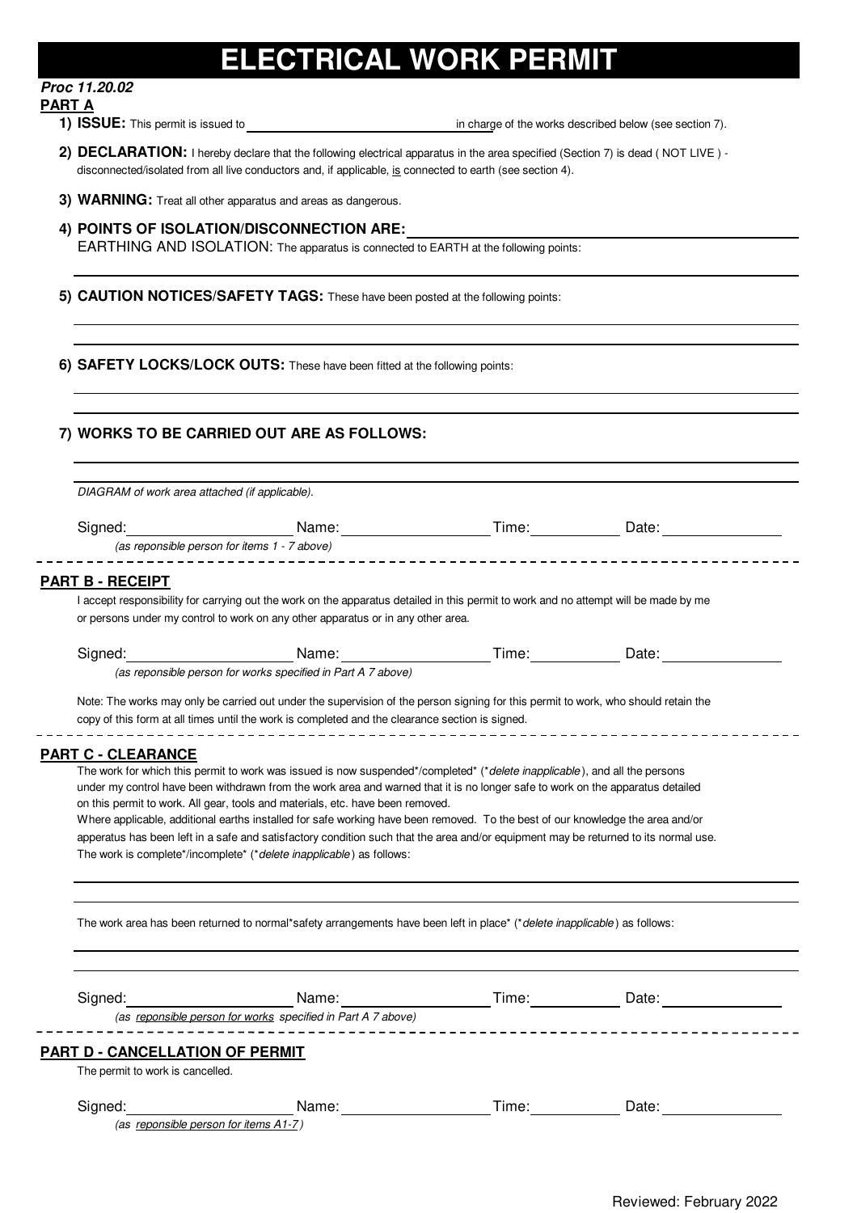# ELECTRICAL WORK PERMIT

***Proc 11.20.02***

**PART A**

1) **ISSUE:** This permit is issued to ______________________________ in charge of the works described below (see section 7).

2) **DECLARATION:** I hereby declare that the following electrical apparatus in the area specified (Section 7) is dead ( NOT LIVE ) - disconnected/isolated from all live conductors and, if applicable, is connected to earth (see section 4).

3) **WARNING:** Treat all other apparatus and areas as dangerous.

4) **POINTS OF ISOLATION/DISCONNECTION ARE:** ______________________________
EARTHING AND ISOLATION: The apparatus is connected to EARTH at the following points:
______________________________

5) **CAUTION NOTICES/SAFETY TAGS:** These have been posted at the following points:
______________________________
______________________________

6) **SAFETY LOCKS/LOCK OUTS:** These have been fitted at the following points:
______________________________
______________________________

7) **WORKS TO BE CARRIED OUT ARE AS FOLLOWS:**
______________________________
______________________________

*DIAGRAM of work area attached (if applicable).*

Signed: ____________ Name: ____________ Time: ________ Date: ________
*(as reponsible person for items 1 - 7 above)*

---

**PART B - RECEIPT**

I accept responsibility for carrying out the work on the apparatus detailed in this permit to work and no attempt will be made by me or persons under my control to work on any other apparatus or in any other area.

Signed: ____________ Name: ____________ Time: ________ Date: ________
*(as reponsible person for works specified in Part A 7 above)*

Note: The works may only be carried out under the supervision of the person signing for this permit to work, who should retain the copy of this form at all times until the work is completed and the clearance section is signed.

---

**PART C - CLEARANCE**

The work for which this permit to work was issued is now suspended*/completed* (*\*delete inapplicable*), and all the persons under my control have been withdrawn from the work area and warned that it is no longer safe to work on the apparatus detailed on this permit to work. All gear, tools and materials, etc. have been removed.
Where applicable, additional earths installed for safe working have been removed. To the best of our knowledge the area and/or apperatus has been left in a safe and satisfactory condition such that the area and/or equipment may be returned to its normal use.
The work is complete*/incomplete* (*\*delete inapplicable*) as follows:
______________________________
______________________________

The work area has been returned to normal*safety arrangements have been left in place* (*\*delete inapplicable*) as follows:
______________________________
______________________________

Signed: ____________ Name: ____________ Time: ________ Date: ________
*(as reponsible person for works specified in Part A 7 above)*

---

**PART D - CANCELLATION OF PERMIT**

The permit to work is cancelled.

Signed: ____________ Name: ____________ Time: ________ Date: ________
*(as reponsible person for items A1-7 )*

Reviewed: February 2022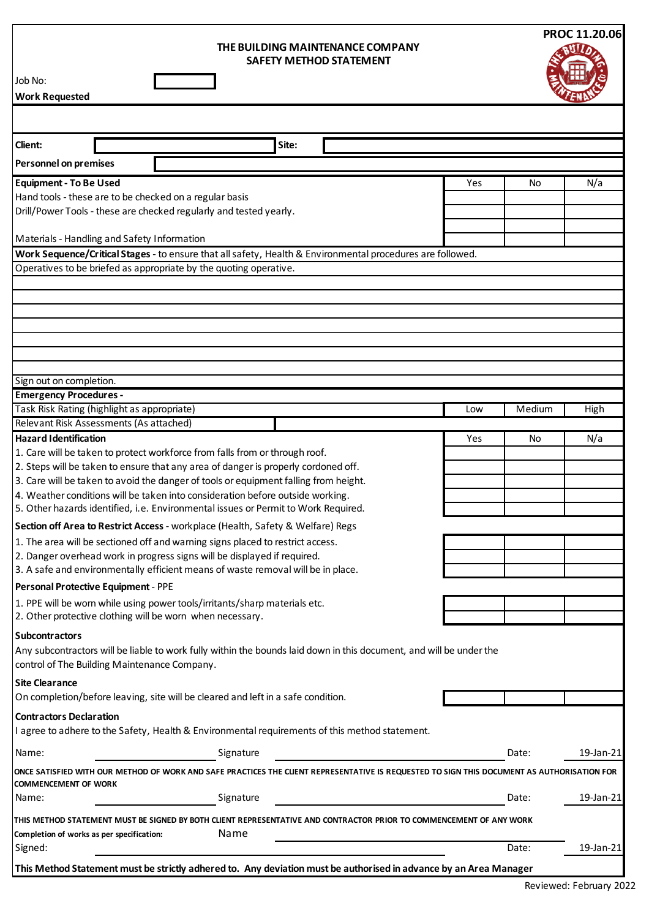PROC 11.20.06

# THE BUILDING MAINTENANCE COMPANY
## SAFETY METHOD STATEMENT

Job No:

**Work Requested**

**Client:** | **Site:**

**Personnel on premises**

| **Equipment - To Be Used** | Yes | No | N/a |
|---|---|---|---|
| Hand tools - these are to be checked on a regular basis | | | |
| Drill/Power Tools - these are checked regularly and tested yearly. | | | |
| | | | |
| Materials - Handling and Safety Information | | | |

**Work Sequence/Critical Stages** - to ensure that all safety, Health & Environmental procedures are followed.

Operatives to be briefed as appropriate by the quoting operative.

Sign out on completion.

**Emergency Procedures -**

| Task Risk Rating (highlight as appropriate) | Low | Medium | High |
|---|---|---|---|

Relevant Risk Assessments (As attached)

| **Hazard Identification** | Yes | No | N/a |
|---|---|---|---|
| 1. Care will be taken to protect workforce from falls from or through roof. | | | |
| 2. Steps will be taken to ensure that any area of danger is properly cordoned off. | | | |
| 3. Care will be taken to avoid the danger of tools or equipment falling from height. | | | |
| 4. Weather conditions will be taken into consideration before outside working. | | | |
| 5. Other hazards identified, i.e. Environmental issues or Permit to Work Required. | | | |

**Section off Area to Restrict Access** - workplace (Health, Safety & Welfare) Regs

| | | | |
|---|---|---|---|
| 1. The area will be sectioned off and warning signs placed to restrict access. | | | |
| 2. Danger overhead work in progress signs will be displayed if required. | | | |
| 3. A safe and environmentally efficient means of waste removal will be in place. | | | |

**Personal Protective Equipment** - PPE

| | | | |
|---|---|---|---|
| 1. PPE will be worn while using power tools/irritants/sharp materials etc. | | | |
| 2. Other protective clothing will be worn when necessary. | | | |

**Subcontractors**

Any subcontractors will be liable to work fully within the bounds laid down in this document, and will be under the control of The Building Maintenance Company.

**Site Clearance**

| | | | |
|---|---|---|---|
| On completion/before leaving, site will be cleared and left in a safe condition. | | | |

**Contractors Declaration**

I agree to adhere to the Safety, Health & Environmental requirements of this method statement.

Name: ______________ Signature ______________ Date: 19-Jan-21

**ONCE SATISFIED WITH OUR METHOD OF WORK AND SAFE PRACTICES THE CLIENT REPRESENTATIVE IS REQUESTED TO SIGN THIS DOCUMENT AS AUTHORISATION FOR COMMENCEMENT OF WORK**

Name: ______________ Signature ______________ Date: 19-Jan-21

**THIS METHOD STATEMENT MUST BE SIGNED BY BOTH CLIENT REPRESENTATIVE AND CONTRACTOR PRIOR TO COMMENCEMENT OF ANY WORK**

**Completion of works as per specification:** Name ______________

Signed: ______________ Date: 19-Jan-21

**This Method Statement must be strictly adhered to. Any deviation must be authorised in advance by an Area Manager**

Reviewed: February 2022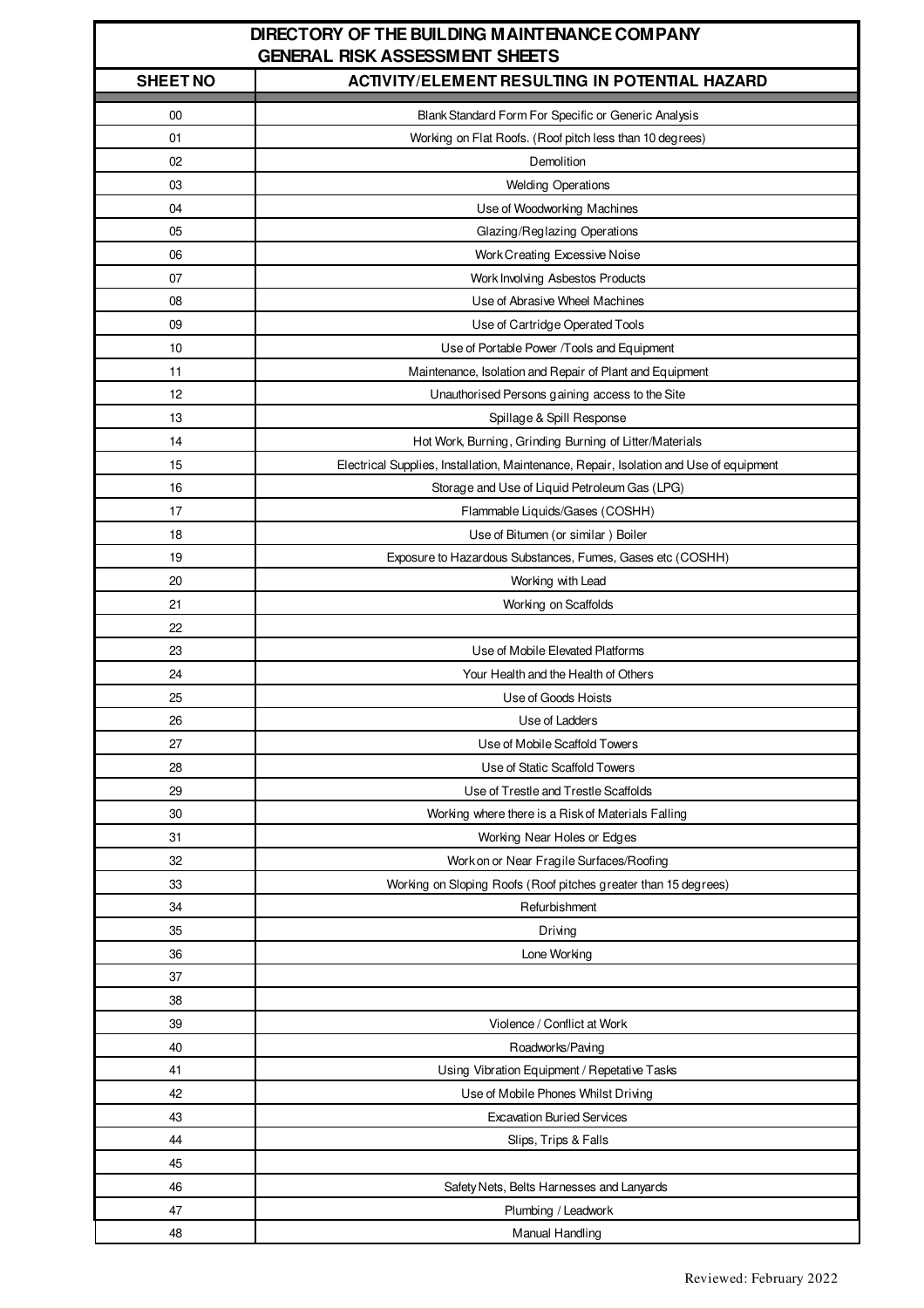# DIRECTORY OF THE BUILDING MAINTENANCE COMPANY
## GENERAL RISK ASSESSMENT SHEETS

| SHEET NO | ACTIVITY/ELEMENT RESULTING IN POTENTIAL HAZARD |
|---|---|
| 00 | Blank Standard Form For Specific or Generic Analysis |
| 01 | Working on Flat Roofs. (Roof pitch less than 10 degrees) |
| 02 | Demolition |
| 03 | Welding Operations |
| 04 | Use of Woodworking Machines |
| 05 | Glazing/Reglazing Operations |
| 06 | Work Creating Excessive Noise |
| 07 | Work Involving Asbestos Products |
| 08 | Use of Abrasive Wheel Machines |
| 09 | Use of Cartridge Operated Tools |
| 10 | Use of Portable Power /Tools and Equipment |
| 11 | Maintenance, Isolation and Repair of Plant and Equipment |
| 12 | Unauthorised Persons gaining access to the Site |
| 13 | Spillage & Spill Response |
| 14 | Hot Work, Burning, Grinding Burning of Litter/Materials |
| 15 | Electrical Supplies, Installation, Maintenance, Repair, Isolation and Use of equipment |
| 16 | Storage and Use of Liquid Petroleum Gas (LPG) |
| 17 | Flammable Liquids/Gases (COSHH) |
| 18 | Use of Bitumen (or similar ) Boiler |
| 19 | Exposure to Hazardous Substances, Fumes, Gases etc (COSHH) |
| 20 | Working with Lead |
| 21 | Working on Scaffolds |
| 22 | |
| 23 | Use of Mobile Elevated Platforms |
| 24 | Your Health and the Health of Others |
| 25 | Use of Goods Hoists |
| 26 | Use of Ladders |
| 27 | Use of Mobile Scaffold Towers |
| 28 | Use of Static Scaffold Towers |
| 29 | Use of Trestle and Trestle Scaffolds |
| 30 | Working where there is a Risk of Materials Falling |
| 31 | Working Near Holes or Edges |
| 32 | Work on or Near Fragile Surfaces/Roofing |
| 33 | Working on Sloping Roofs (Roof pitches greater than 15 degrees) |
| 34 | Refurbishment |
| 35 | Driving |
| 36 | Lone Working |
| 37 | |
| 38 | |
| 39 | Violence / Conflict at Work |
| 40 | Roadworks/Paving |
| 41 | Using Vibration Equipment / Repetative Tasks |
| 42 | Use of Mobile Phones Whilst Driving |
| 43 | Excavation Buried Services |
| 44 | Slips, Trips & Falls |
| 45 | |
| 46 | Safety Nets, Belts Harnesses and Lanyards |
| 47 | Plumbing / Leadwork |
| 48 | Manual Handling |

Reviewed: February 2022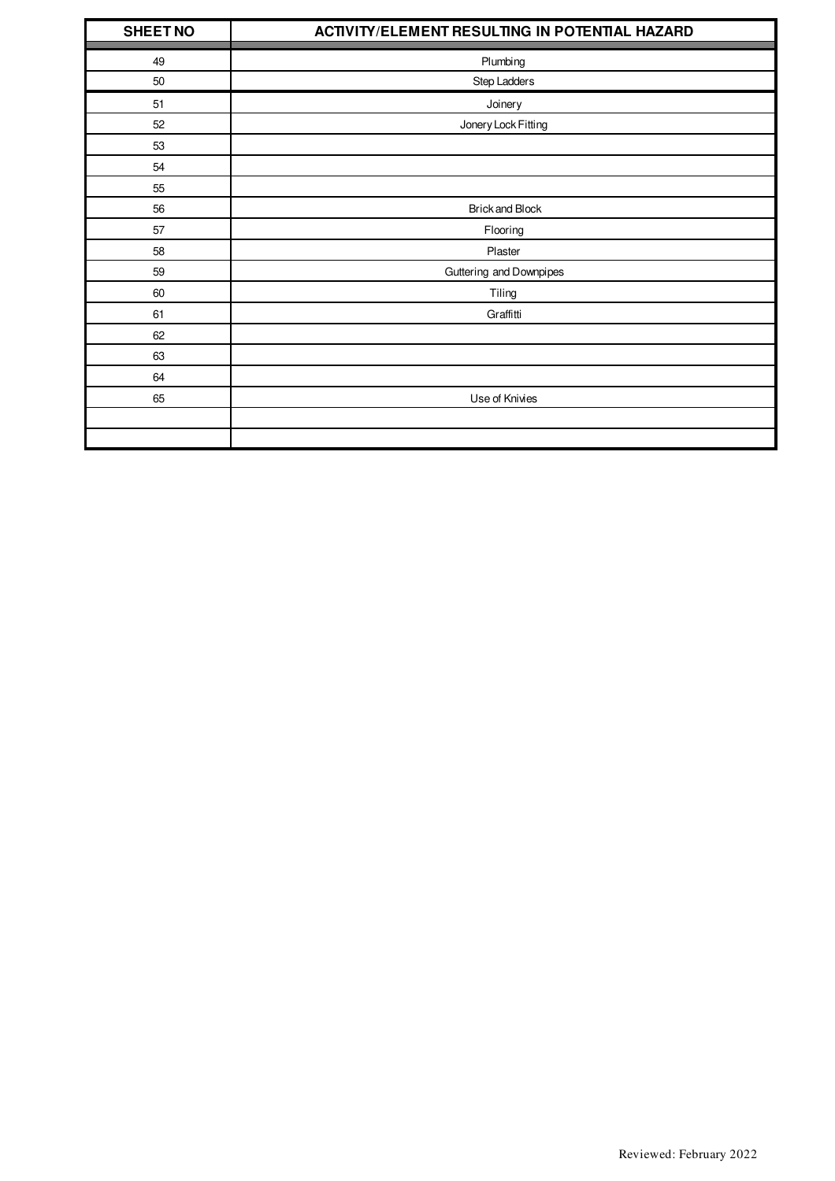| SHEET NO | ACTIVITY/ELEMENT RESULTING IN POTENTIAL HAZARD |
|---|---|
| 49 | Plumbing |
| 50 | Step Ladders |
| 51 | Joinery |
| 52 | Jonery Lock Fitting |
| 53 | |
| 54 | |
| 55 | |
| 56 | Brick and Block |
| 57 | Flooring |
| 58 | Plaster |
| 59 | Guttering and Downpipes |
| 60 | Tiling |
| 61 | Graffitti |
| 62 | |
| 63 | |
| 64 | |
| 65 | Use of Knivies |
| | |
| | |

Reviewed: February 2022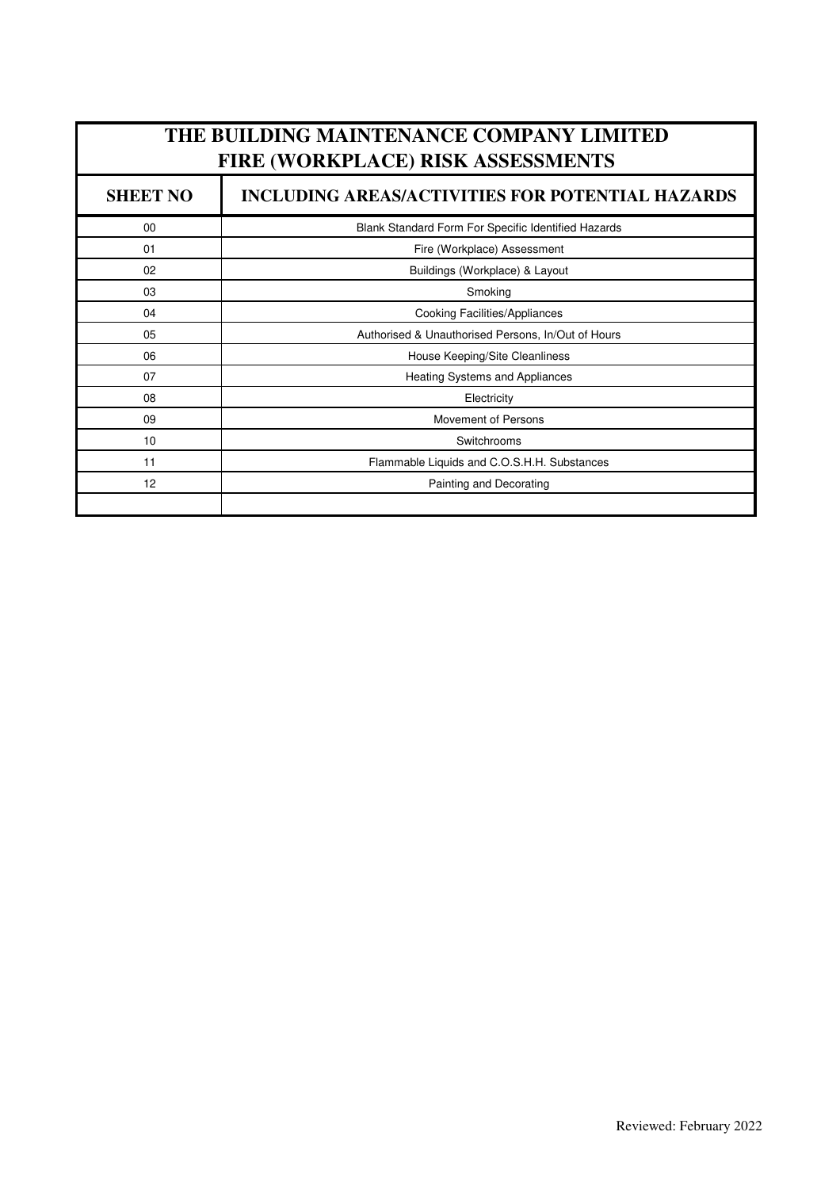| THE BUILDING MAINTENANCE COMPANY LIMITED<br>FIRE (WORKPLACE) RISK ASSESSMENTS | |
|---|---|
| **SHEET NO** | **INCLUDING AREAS/ACTIVITIES FOR POTENTIAL HAZARDS** |
| 00 | Blank Standard Form For Specific Identified Hazards |
| 01 | Fire (Workplace) Assessment |
| 02 | Buildings (Workplace) & Layout |
| 03 | Smoking |
| 04 | Cooking Facilities/Appliances |
| 05 | Authorised & Unauthorised Persons, In/Out of Hours |
| 06 | House Keeping/Site Cleanliness |
| 07 | Heating Systems and Appliances |
| 08 | Electricity |
| 09 | Movement of Persons |
| 10 | Switchrooms |
| 11 | Flammable Liquids and C.O.S.H.H. Substances |
| 12 | Painting and Decorating |
| | |

Reviewed: February 2022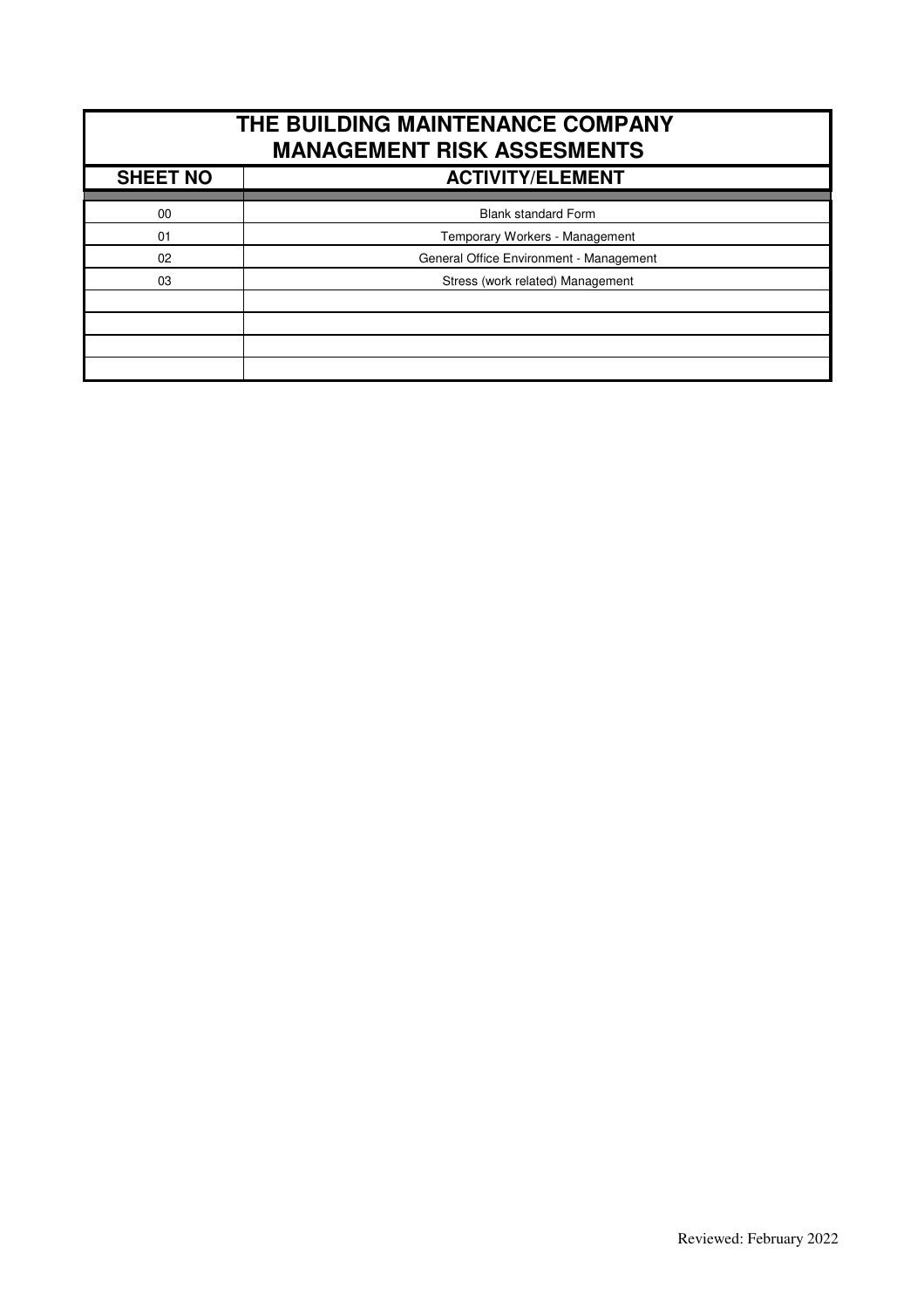# THE BUILDING MAINTENANCE COMPANY
## MANAGEMENT RISK ASSESMENTS

| SHEET NO | ACTIVITY/ELEMENT |
|---|---|
| 00 | Blank standard Form |
| 01 | Temporary Workers - Management |
| 02 | General Office Environment - Management |
| 03 | Stress (work related) Management |
| | |
| | |
| | |
| | |

Reviewed: February 2022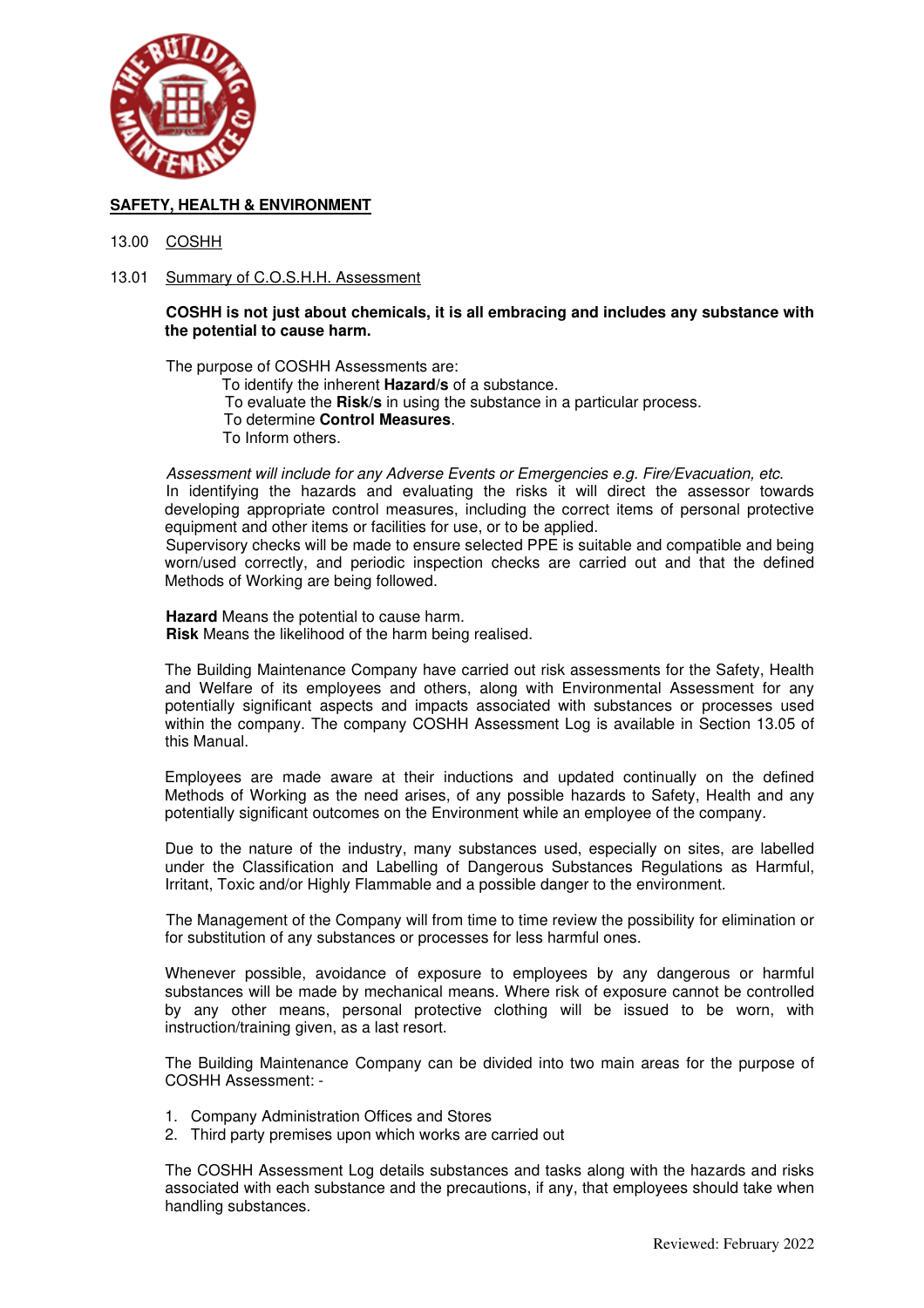**SAFETY, HEALTH & ENVIRONMENT**

13.00 COSHH

13.01 Summary of C.O.S.H.H. Assessment

**COSHH is not just about chemicals, it is all embracing and includes any substance with the potential to cause harm.**

The purpose of COSHH Assessments are:

To identify the inherent **Hazard/s** of a substance.
To evaluate the **Risk/s** in using the substance in a particular process.
To determine **Control Measures**.
To Inform others.

*Assessment will include for any Adverse Events or Emergencies e.g. Fire/Evacuation, etc.*
In identifying the hazards and evaluating the risks it will direct the assessor towards developing appropriate control measures, including the correct items of personal protective equipment and other items or facilities for use, or to be applied.
Supervisory checks will be made to ensure selected PPE is suitable and compatible and being worn/used correctly, and periodic inspection checks are carried out and that the defined Methods of Working are being followed.

**Hazard** Means the potential to cause harm.
**Risk** Means the likelihood of the harm being realised.

The Building Maintenance Company have carried out risk assessments for the Safety, Health and Welfare of its employees and others, along with Environmental Assessment for any potentially significant aspects and impacts associated with substances or processes used within the company. The company COSHH Assessment Log is available in Section 13.05 of this Manual.

Employees are made aware at their inductions and updated continually on the defined Methods of Working as the need arises, of any possible hazards to Safety, Health and any potentially significant outcomes on the Environment while an employee of the company.

Due to the nature of the industry, many substances used, especially on sites, are labelled under the Classification and Labelling of Dangerous Substances Regulations as Harmful, Irritant, Toxic and/or Highly Flammable and a possible danger to the environment.

The Management of the Company will from time to time review the possibility for elimination or for substitution of any substances or processes for less harmful ones.

Whenever possible, avoidance of exposure to employees by any dangerous or harmful substances will be made by mechanical means. Where risk of exposure cannot be controlled by any other means, personal protective clothing will be issued to be worn, with instruction/training given, as a last resort.

The Building Maintenance Company can be divided into two main areas for the purpose of COSHH Assessment: -

1. Company Administration Offices and Stores
2. Third party premises upon which works are carried out

The COSHH Assessment Log details substances and tasks along with the hazards and risks associated with each substance and the precautions, if any, that employees should take when handling substances.

Reviewed: February 2022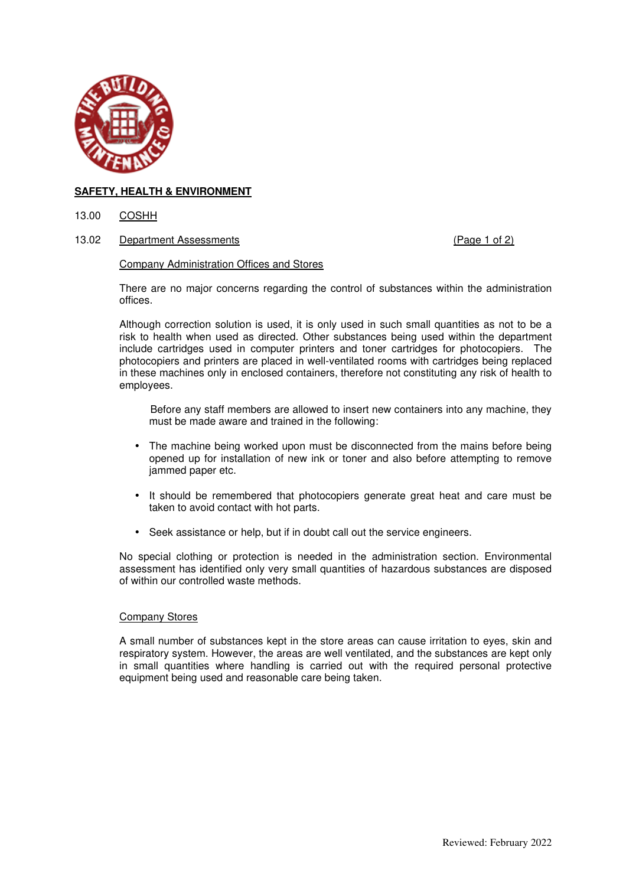## SAFETY, HEALTH & ENVIRONMENT

### 13.00 COSHH

### 13.02 Department Assessments

(Page 1 of 2)

#### Company Administration Offices and Stores

There are no major concerns regarding the control of substances within the administration offices.

Although correction solution is used, it is only used in such small quantities as not to be a risk to health when used as directed. Other substances being used within the department include cartridges used in computer printers and toner cartridges for photocopiers. The photocopiers and printers are placed in well-ventilated rooms with cartridges being replaced in these machines only in enclosed containers, therefore not constituting any risk of health to employees.

Before any staff members are allowed to insert new containers into any machine, they must be made aware and trained in the following:

- The machine being worked upon must be disconnected from the mains before being opened up for installation of new ink or toner and also before attempting to remove jammed paper etc.
- It should be remembered that photocopiers generate great heat and care must be taken to avoid contact with hot parts.
- Seek assistance or help, but if in doubt call out the service engineers.

No special clothing or protection is needed in the administration section. Environmental assessment has identified only very small quantities of hazardous substances are disposed of within our controlled waste methods.

#### Company Stores

A small number of substances kept in the store areas can cause irritation to eyes, skin and respiratory system. However, the areas are well ventilated, and the substances are kept only in small quantities where handling is carried out with the required personal protective equipment being used and reasonable care being taken.

Reviewed: February 2022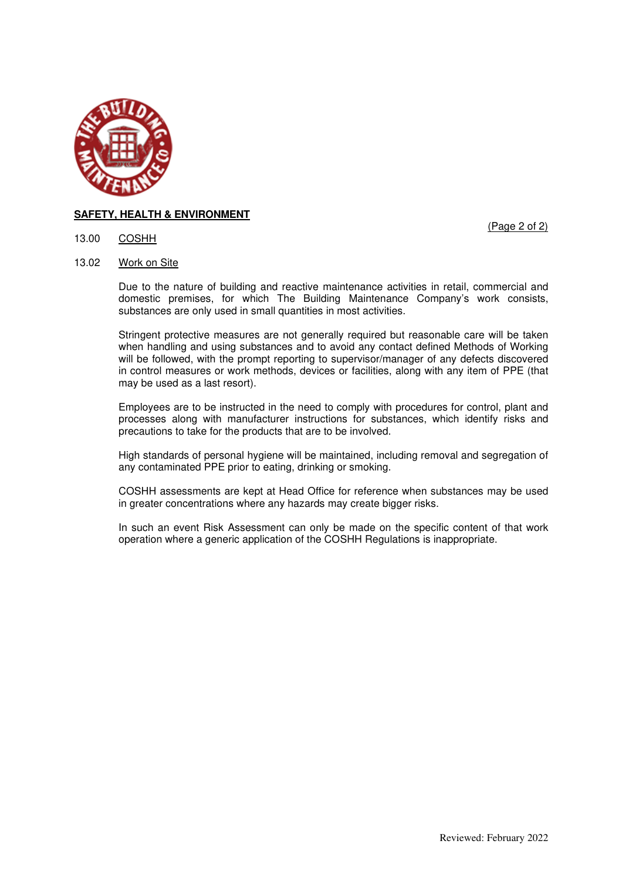**SAFETY, HEALTH & ENVIRONMENT**

## 13.00 COSHH

### 13.02 Work on Site

Due to the nature of building and reactive maintenance activities in retail, commercial and domestic premises, for which The Building Maintenance Company's work consists, substances are only used in small quantities in most activities.

Stringent protective measures are not generally required but reasonable care will be taken when handling and using substances and to avoid any contact defined Methods of Working will be followed, with the prompt reporting to supervisor/manager of any defects discovered in control measures or work methods, devices or facilities, along with any item of PPE (that may be used as a last resort).

Employees are to be instructed in the need to comply with procedures for control, plant and processes along with manufacturer instructions for substances, which identify risks and precautions to take for the products that are to be involved.

High standards of personal hygiene will be maintained, including removal and segregation of any contaminated PPE prior to eating, drinking or smoking.

COSHH assessments are kept at Head Office for reference when substances may be used in greater concentrations where any hazards may create bigger risks.

In such an event Risk Assessment can only be made on the specific content of that work operation where a generic application of the COSHH Regulations is inappropriate.

Reviewed: February 2022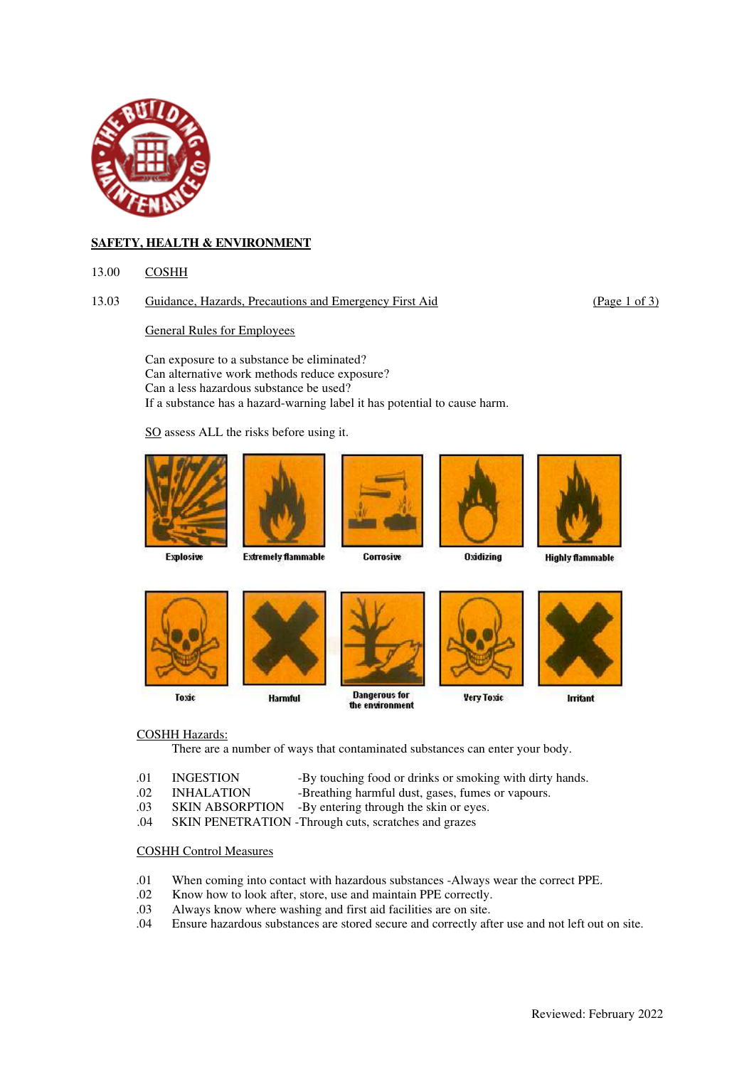## SAFETY, HEALTH & ENVIRONMENT

13.00 COSHH

13.03 Guidance, Hazards, Precautions and Emergency First Aid (Page 1 of 3)

General Rules for Employees

Can exposure to a substance be eliminated?
Can alternative work methods reduce exposure?
Can a less hazardous substance be used?
If a substance has a hazard-warning label it has potential to cause harm.

SO assess ALL the risks before using it.

Explosive | Extremely flammable | Corrosive | Oxidizing | Highly flammable

Toxic | Harmful | Dangerous for the environment | Very Toxic | Irritant

COSHH Hazards:

There are a number of ways that contaminated substances can enter your body.

.01 INGESTION -By touching food or drinks or smoking with dirty hands.
.02 INHALATION -Breathing harmful dust, gases, fumes or vapours.
.03 SKIN ABSORPTION -By entering through the skin or eyes.
.04 SKIN PENETRATION -Through cuts, scratches and grazes

COSHH Control Measures

.01 When coming into contact with hazardous substances -Always wear the correct PPE.
.02 Know how to look after, store, use and maintain PPE correctly.
.03 Always know where washing and first aid facilities are on site.
.04 Ensure hazardous substances are stored secure and correctly after use and not left out on site.

Reviewed: February 2022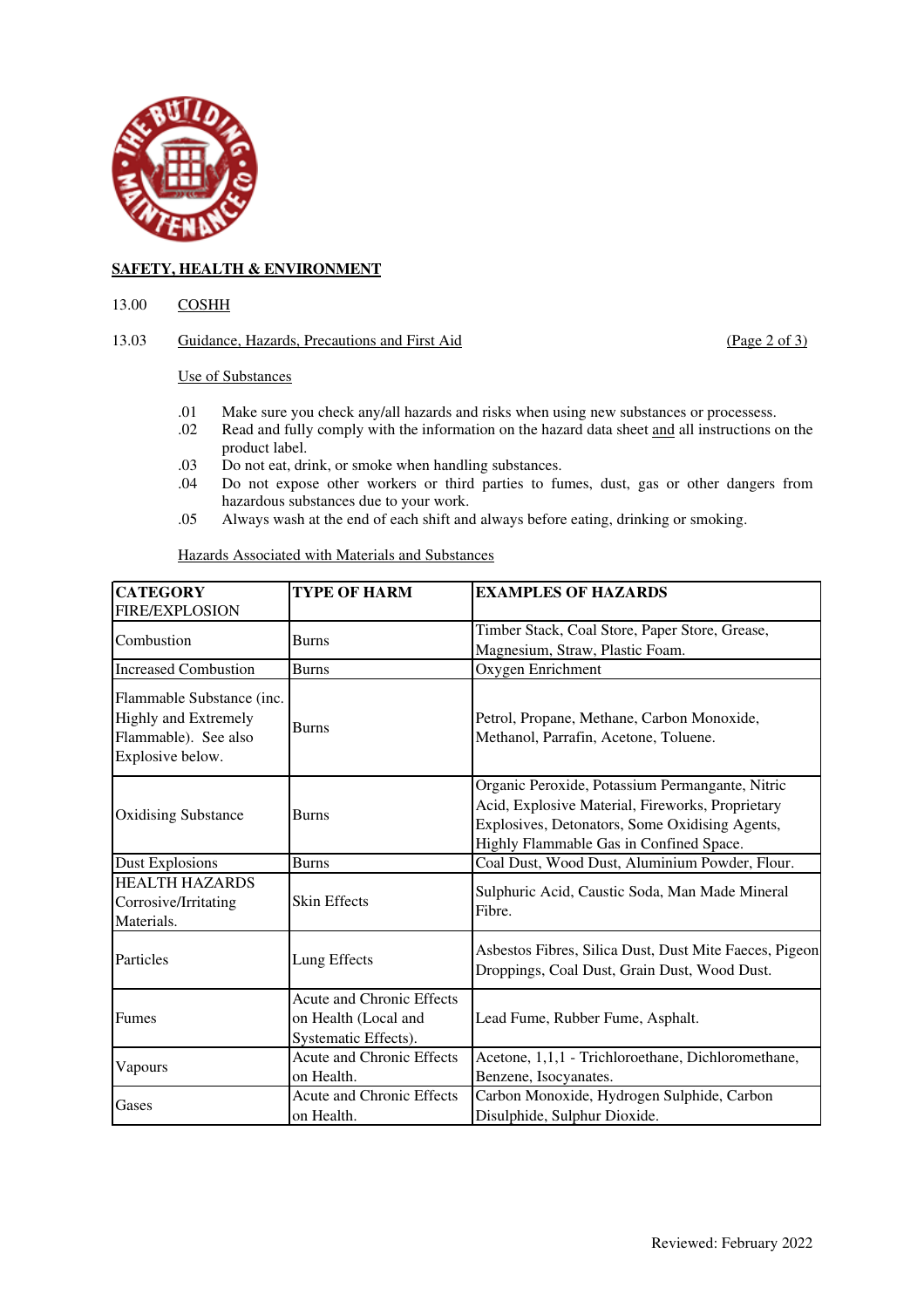**SAFETY, HEALTH & ENVIRONMENT**

13.00 COSHH

13.03 Guidance, Hazards, Precautions and First Aid (Page 2 of 3)

Use of Substances

.01 Make sure you check any/all hazards and risks when using new substances or processess.
.02 Read and fully comply with the information on the hazard data sheet and all instructions on the product label.
.03 Do not eat, drink, or smoke when handling substances.
.04 Do not expose other workers or third parties to fumes, dust, gas or other dangers from hazardous substances due to your work.
.05 Always wash at the end of each shift and always before eating, drinking or smoking.

Hazards Associated with Materials and Substances

| **CATEGORY** FIRE/EXPLOSION | **TYPE OF HARM** | **EXAMPLES OF HAZARDS** |
|---|---|---|
| Combustion | Burns | Timber Stack, Coal Store, Paper Store, Grease, Magnesium, Straw, Plastic Foam. |
| Increased Combustion | Burns | Oxygen Enrichment |
| Flammable Substance (inc. Highly and Extremely Flammable). See also Explosive below. | Burns | Petrol, Propane, Methane, Carbon Monoxide, Methanol, Parrafin, Acetone, Toluene. |
| Oxidising Substance | Burns | Organic Peroxide, Potassium Permangante, Nitric Acid, Explosive Material, Fireworks, Proprietary Explosives, Detonators, Some Oxidising Agents, Highly Flammable Gas in Confined Space. |
| Dust Explosions | Burns | Coal Dust, Wood Dust, Aluminium Powder, Flour. |
| HEALTH HAZARDS Corrosive/Irritating Materials. | Skin Effects | Sulphuric Acid, Caustic Soda, Man Made Mineral Fibre. |
| Particles | Lung Effects | Asbestos Fibres, Silica Dust, Dust Mite Faeces, Pigeon Droppings, Coal Dust, Grain Dust, Wood Dust. |
| Fumes | Acute and Chronic Effects on Health (Local and Systematic Effects). | Lead Fume, Rubber Fume, Asphalt. |
| Vapours | Acute and Chronic Effects on Health. | Acetone, 1,1,1 - Trichloroethane, Dichloromethane, Benzene, Isocyanates. |
| Gases | Acute and Chronic Effects on Health. | Carbon Monoxide, Hydrogen Sulphide, Carbon Disulphide, Sulphur Dioxide. |

Reviewed: February 2022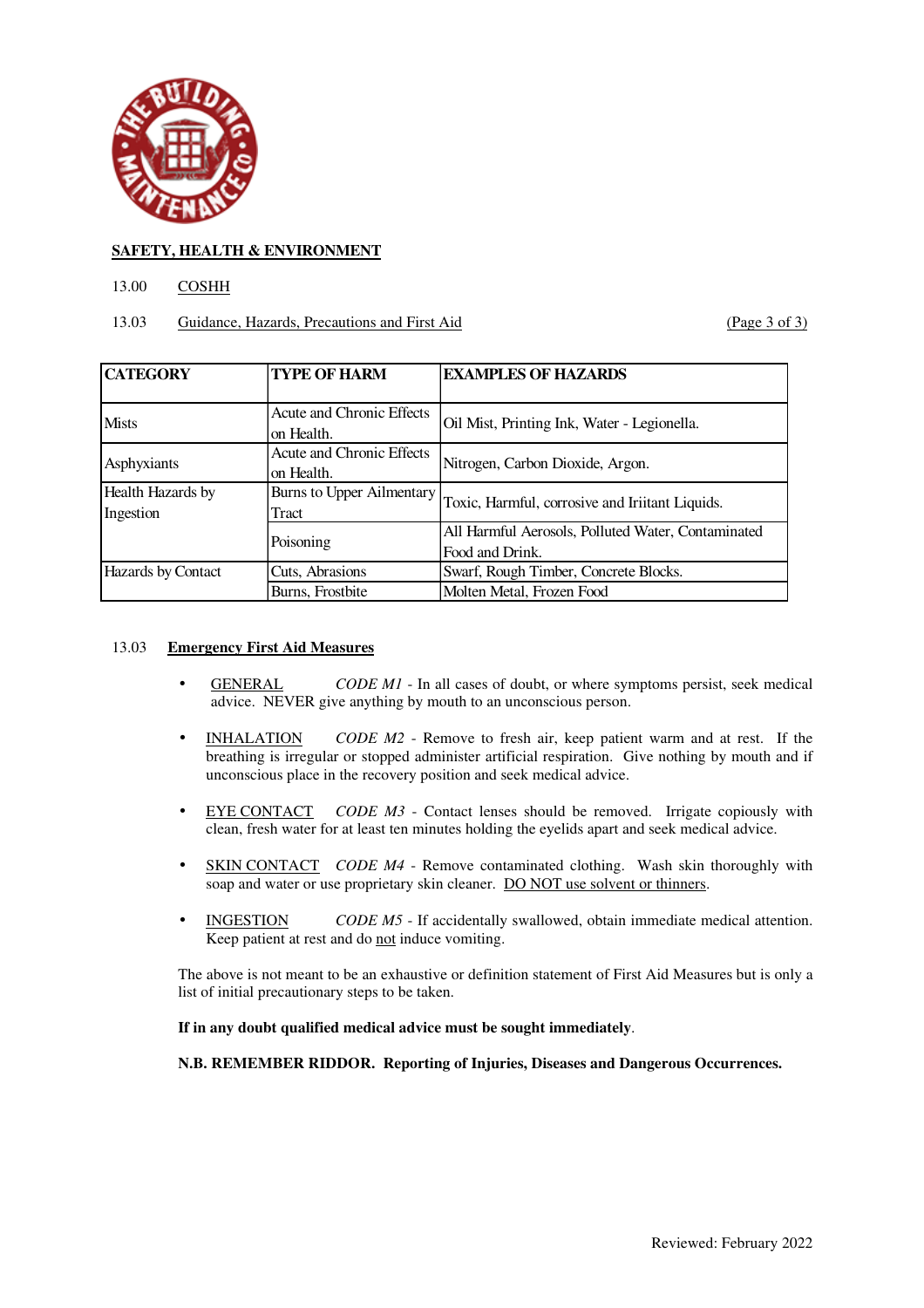**SAFETY, HEALTH & ENVIRONMENT**

13.00 COSHH

13.03 Guidance, Hazards, Precautions and First Aid (Page 3 of 3)

| CATEGORY | TYPE OF HARM | EXAMPLES OF HAZARDS |
|---|---|---|
| Mists | Acute and Chronic Effects on Health. | Oil Mist, Printing Ink, Water - Legionella. |
| Asphyxiants | Acute and Chronic Effects on Health. | Nitrogen, Carbon Dioxide, Argon. |
| Health Hazards by Ingestion | Burns to Upper Ailmentary Tract | Toxic, Harmful, corrosive and Iriitant Liquids. |
| | Poisoning | All Harmful Aerosols, Polluted Water, Contaminated Food and Drink. |
| Hazards by Contact | Cuts, Abrasions | Swarf, Rough Timber, Concrete Blocks. |
| | Burns, Frostbite | Molten Metal, Frozen Food |

13.03 **Emergency First Aid Measures**

- GENERAL *CODE M1* - In all cases of doubt, or where symptoms persist, seek medical advice. NEVER give anything by mouth to an unconscious person.
- INHALATION *CODE M2* - Remove to fresh air, keep patient warm and at rest. If the breathing is irregular or stopped administer artificial respiration. Give nothing by mouth and if unconscious place in the recovery position and seek medical advice.
- EYE CONTACT *CODE M3* - Contact lenses should be removed. Irrigate copiously with clean, fresh water for at least ten minutes holding the eyelids apart and seek medical advice.
- SKIN CONTACT *CODE M4* - Remove contaminated clothing. Wash skin thoroughly with soap and water or use proprietary skin cleaner. DO NOT use solvent or thinners.
- INGESTION *CODE M5* - If accidentally swallowed, obtain immediate medical attention. Keep patient at rest and do not induce vomiting.

The above is not meant to be an exhaustive or definition statement of First Aid Measures but is only a list of initial precautionary steps to be taken.

**If in any doubt qualified medical advice must be sought immediately**.

**N.B. REMEMBER RIDDOR. Reporting of Injuries, Diseases and Dangerous Occurrences.**

Reviewed: February 2022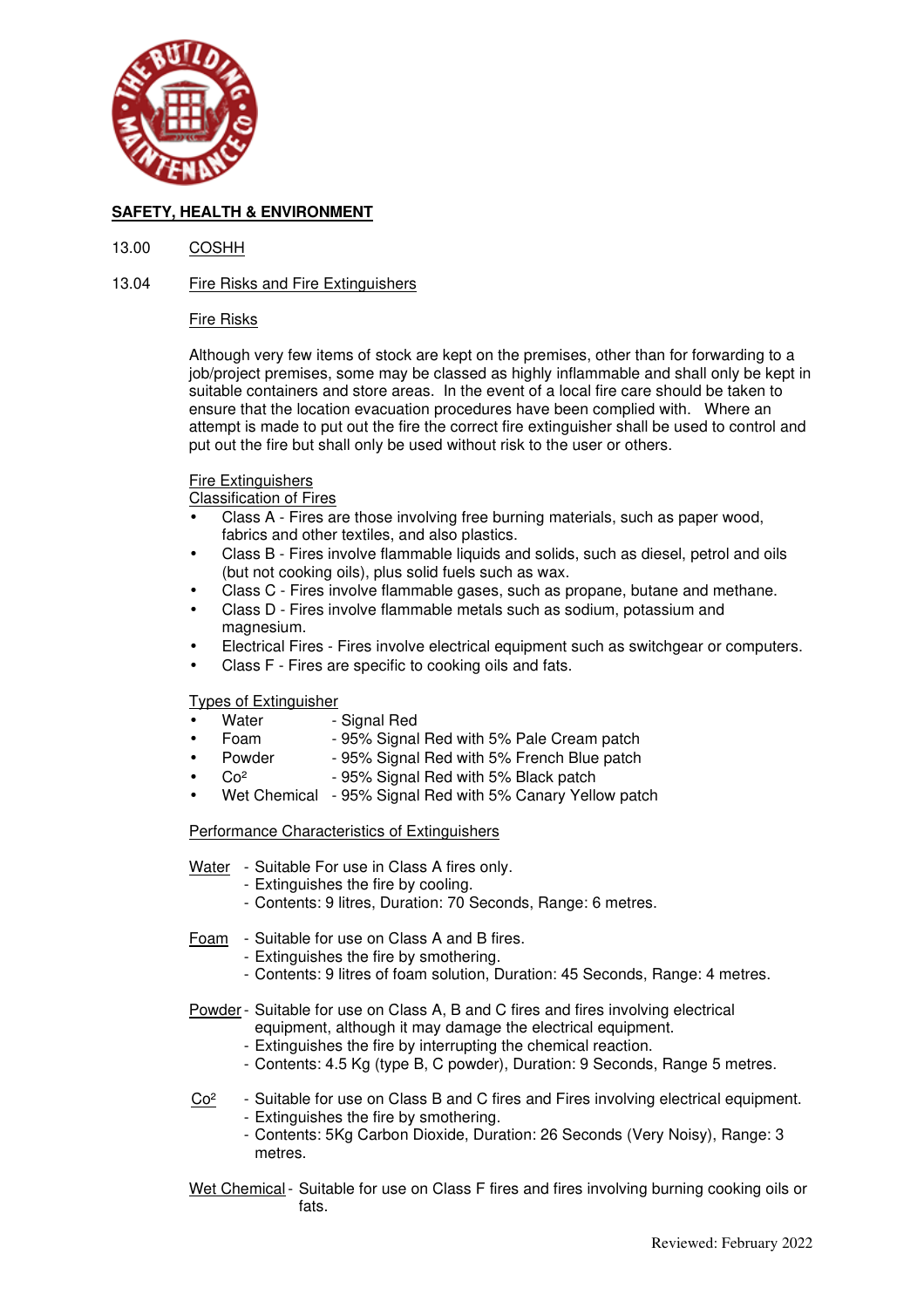## SAFETY, HEALTH & ENVIRONMENT

### 13.00 COSHH

### 13.04 Fire Risks and Fire Extinguishers

Fire Risks

Although very few items of stock are kept on the premises, other than for forwarding to a job/project premises, some may be classed as highly inflammable and shall only be kept in suitable containers and store areas. In the event of a local fire care should be taken to ensure that the location evacuation procedures have been complied with. Where an attempt is made to put out the fire the correct fire extinguisher shall be used to control and put out the fire but shall only be used without risk to the user or others.

Fire Extinguishers

Classification of Fires

- Class A - Fires are those involving free burning materials, such as paper wood, fabrics and other textiles, and also plastics.
- Class B - Fires involve flammable liquids and solids, such as diesel, petrol and oils (but not cooking oils), plus solid fuels such as wax.
- Class C - Fires involve flammable gases, such as propane, butane and methane.
- Class D - Fires involve flammable metals such as sodium, potassium and magnesium.
- Electrical Fires - Fires involve electrical equipment such as switchgear or computers.
- Class F - Fires are specific to cooking oils and fats.

Types of Extinguisher

- Water - Signal Red
- Foam - 95% Signal Red with 5% Pale Cream patch
- Powder - 95% Signal Red with 5% French Blue patch
- Co² - 95% Signal Red with 5% Black patch
- Wet Chemical - 95% Signal Red with 5% Canary Yellow patch

Performance Characteristics of Extinguishers

Water
- Suitable For use in Class A fires only.
- Extinguishes the fire by cooling.
- Contents: 9 litres, Duration: 70 Seconds, Range: 6 metres.

Foam
- Suitable for use on Class A and B fires.
- Extinguishes the fire by smothering.
- Contents: 9 litres of foam solution, Duration: 45 Seconds, Range: 4 metres.

Powder
- Suitable for use on Class A, B and C fires and fires involving electrical equipment, although it may damage the electrical equipment.
- Extinguishes the fire by interrupting the chemical reaction.
- Contents: 4.5 Kg (type B, C powder), Duration: 9 Seconds, Range 5 metres.

Co²
- Suitable for use on Class B and C fires and Fires involving electrical equipment.
- Extinguishes the fire by smothering.
- Contents: 5Kg Carbon Dioxide, Duration: 26 Seconds (Very Noisy), Range: 3 metres.

Wet Chemical
- Suitable for use on Class F fires and fires involving burning cooking oils or fats.

Reviewed: February 2022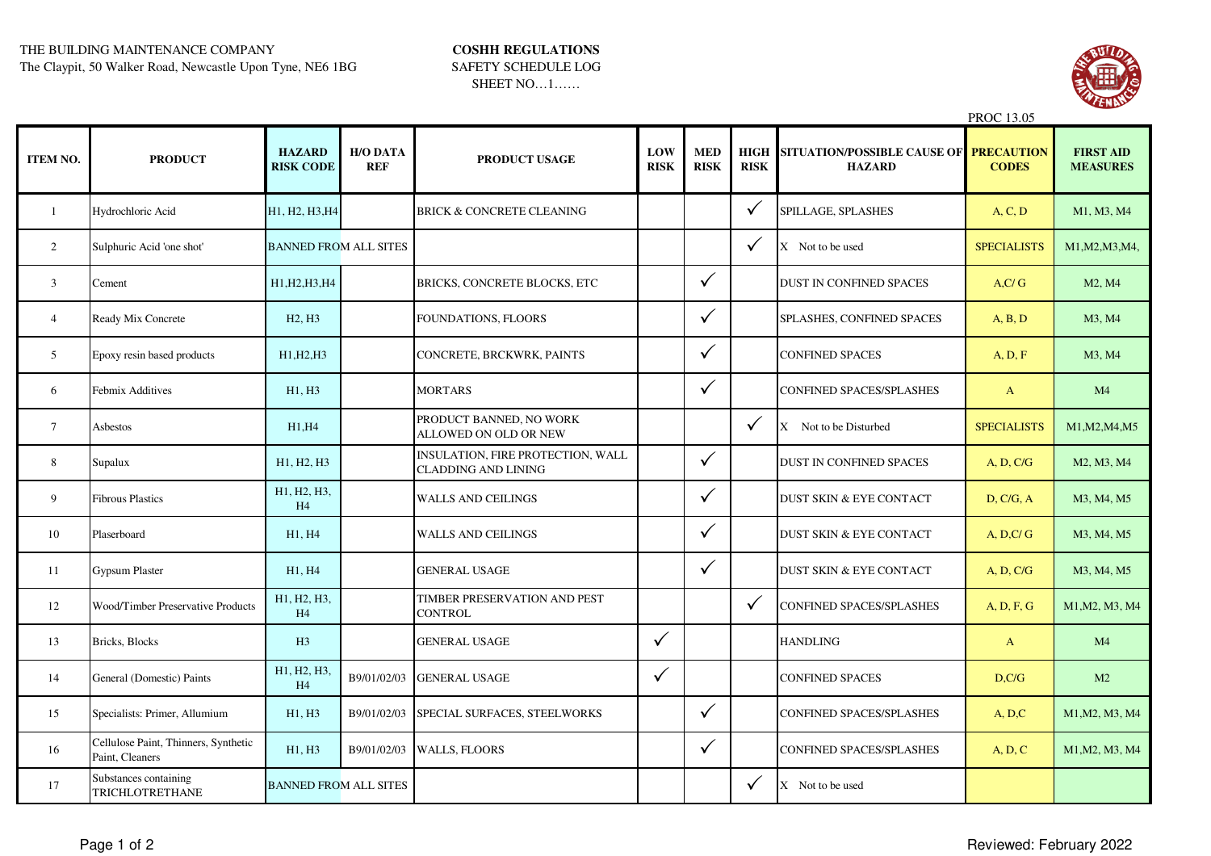THE BUILDING MAINTENANCE COMPANY
The Claypit, 50 Walker Road, Newcastle Upon Tyne, NE6 1BG

**COSHH REGULATIONS**
SAFETY SCHEDULE LOG
SHEET NO…1……

PROC 13.05

| ITEM NO. | PRODUCT | HAZARD RISK CODE | H/O DATA REF | PRODUCT USAGE | LOW RISK | MED RISK | HIGH RISK | SITUATION/POSSIBLE CAUSE OF HAZARD | PRECAUTION CODES | FIRST AID MEASURES |
|---|---|---|---|---|---|---|---|---|---|---|
| 1 | Hydrochloric Acid | H1, H2, H3,H4 | | BRICK & CONCRETE CLEANING | | | ✓ | SPILLAGE, SPLASHES | A, C, D | M1, M3, M4 |
| 2 | Sulphuric Acid 'one shot' | BANNED FROM ALL SITES | | | | | ✓ | X Not to be used | SPECIALISTS | M1,M2,M3,M4, |
| 3 | Cement | H1,H2,H3,H4 | | BRICKS, CONCRETE BLOCKS, ETC | | ✓ | | DUST IN CONFINED SPACES | A,C/ G | M2, M4 |
| 4 | Ready Mix Concrete | H2, H3 | | FOUNDATIONS, FLOORS | | ✓ | | SPLASHES, CONFINED SPACES | A, B, D | M3, M4 |
| 5 | Epoxy resin based products | H1,H2,H3 | | CONCRETE, BRCKWRK, PAINTS | | ✓ | | CONFINED SPACES | A, D, F | M3, M4 |
| 6 | Febmix Additives | H1, H3 | | MORTARS | | ✓ | | CONFINED SPACES/SPLASHES | A | M4 |
| 7 | Asbestos | H1,H4 | | PRODUCT BANNED, NO WORK ALLOWED ON OLD OR NEW | | | ✓ | X Not to be Disturbed | SPECIALISTS | M1,M2,M4,M5 |
| 8 | Supalux | H1, H2, H3 | | INSULATION, FIRE PROTECTION, WALL CLADDING AND LINING | | ✓ | | DUST IN CONFINED SPACES | A, D, C/G | M2, M3, M4 |
| 9 | Fibrous Plastics | H1, H2, H3, H4 | | WALLS AND CEILINGS | | ✓ | | DUST SKIN & EYE CONTACT | D, C/G, A | M3, M4, M5 |
| 10 | Plaserboard | H1, H4 | | WALLS AND CEILINGS | | ✓ | | DUST SKIN & EYE CONTACT | A, D,C/ G | M3, M4, M5 |
| 11 | Gypsum Plaster | H1, H4 | | GENERAL USAGE | | ✓ | | DUST SKIN & EYE CONTACT | A, D, C/G | M3, M4, M5 |
| 12 | Wood/Timber Preservative Products | H1, H2, H3, H4 | | TIMBER PRESERVATION AND PEST CONTROL | | | ✓ | CONFINED SPACES/SPLASHES | A, D, F, G | M1,M2, M3, M4 |
| 13 | Bricks, Blocks | H3 | | GENERAL USAGE | ✓ | | | HANDLING | A | M4 |
| 14 | General (Domestic) Paints | H1, H2, H3, H4 | B9/01/02/03 | GENERAL USAGE | ✓ | | | CONFINED SPACES | D,C/G | M2 |
| 15 | Specialists: Primer, Allumium | H1, H3 | B9/01/02/03 | SPECIAL SURFACES, STEELWORKS | | ✓ | | CONFINED SPACES/SPLASHES | A, D,C | M1,M2, M3, M4 |
| 16 | Cellulose Paint, Thinners, Synthetic Paint, Cleaners | H1, H3 | B9/01/02/03 | WALLS, FLOORS | | ✓ | | CONFINED SPACES/SPLASHES | A, D, C | M1,M2, M3, M4 |
| 17 | Substances containing TRICHLOTRETHANE | BANNED FROM ALL SITES | | | | | ✓ | X Not to be used | | |

Reviewed: February 2022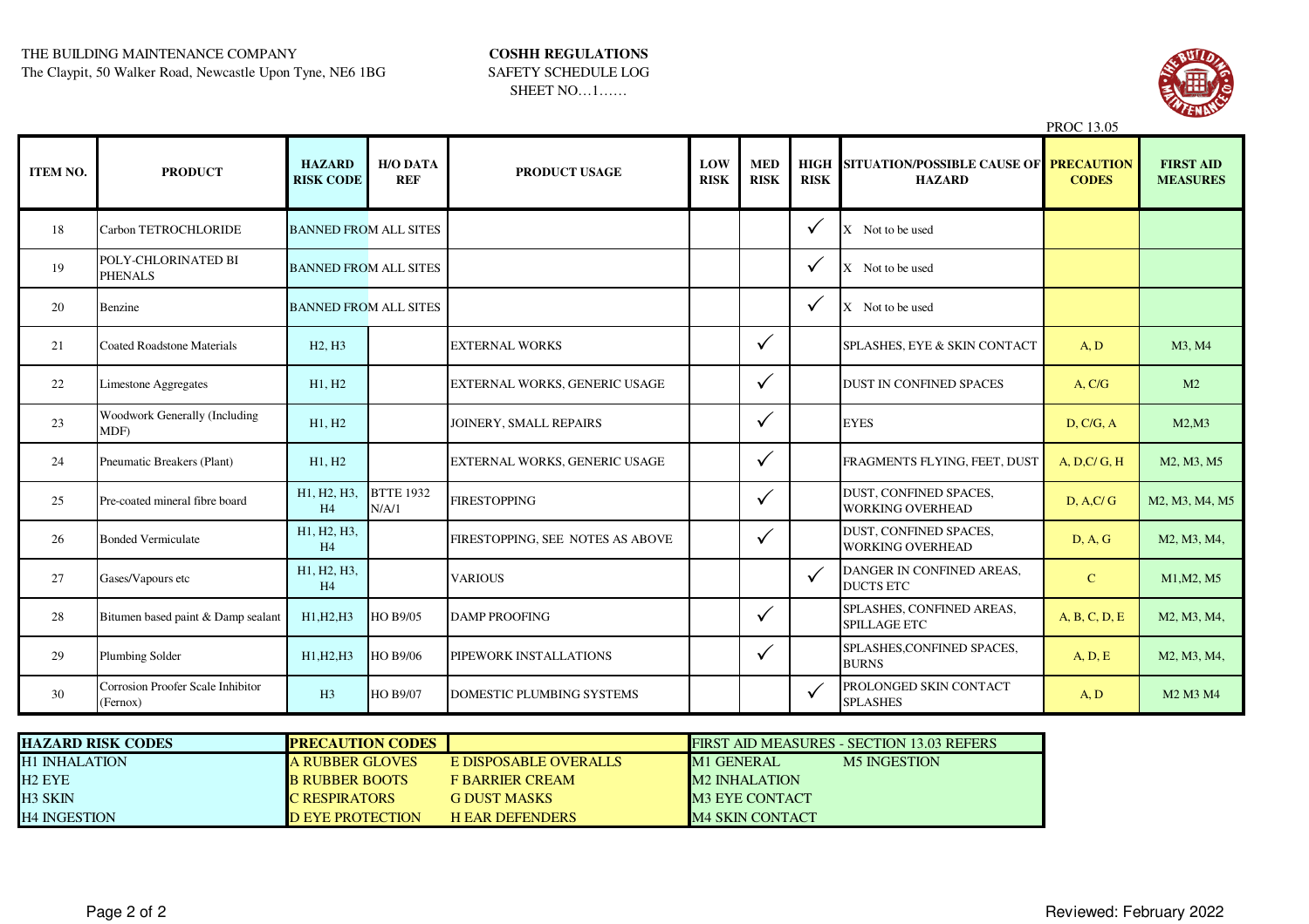THE BUILDING MAINTENANCE COMPANY
The Claypit, 50 Walker Road, Newcastle Upon Tyne, NE6 1BG

**COSHH REGULATIONS**
SAFETY SCHEDULE LOG
SHEET NO…1……

PROC 13.05

| ITEM NO. | PRODUCT | HAZARD RISK CODE | H/O DATA REF | PRODUCT USAGE | LOW RISK | MED RISK | HIGH RISK | SITUATION/POSSIBLE CAUSE OF HAZARD | PRECAUTION CODES | FIRST AID MEASURES |
|---|---|---|---|---|---|---|---|---|---|---|
| 18 | Carbon TETROCHLORIDE | BANNED FROM ALL SITES | | | | | ✓ | X Not to be used | | |
| 19 | POLY-CHLORINATED BI PHENALS | BANNED FROM ALL SITES | | | | | ✓ | X Not to be used | | |
| 20 | Benzine | BANNED FROM ALL SITES | | | | | ✓ | X Not to be used | | |
| 21 | Coated Roadstone Materials | H2, H3 | | EXTERNAL WORKS | | ✓ | | SPLASHES, EYE & SKIN CONTACT | A, D | M3, M4 |
| 22 | Limestone Aggregates | H1, H2 | | EXTERNAL WORKS, GENERIC USAGE | | ✓ | | DUST IN CONFINED SPACES | A, C/G | M2 |
| 23 | Woodwork Generally (Including MDF) | H1, H2 | | JOINERY, SMALL REPAIRS | | ✓ | | EYES | D, C/G, A | M2,M3 |
| 24 | Pneumatic Breakers (Plant) | H1, H2 | | EXTERNAL WORKS, GENERIC USAGE | | ✓ | | FRAGMENTS FLYING, FEET, DUST | A, D,C/ G, H | M2, M3, M5 |
| 25 | Pre-coated mineral fibre board | H1, H2, H3, H4 | BTTE 1932 N/A/1 | FIRESTOPPING | | ✓ | | DUST, CONFINED SPACES, WORKING OVERHEAD | D, A,C/ G | M2, M3, M4, M5 |
| 26 | Bonded Vermiculate | H1, H2, H3, H4 | | FIRESTOPPING, SEE NOTES AS ABOVE | | ✓ | | DUST, CONFINED SPACES, WORKING OVERHEAD | D, A, G | M2, M3, M4, |
| 27 | Gases/Vapours etc | H1, H2, H3, H4 | | VARIOUS | | | ✓ | DANGER IN CONFINED AREAS, DUCTS ETC | C | M1,M2, M5 |
| 28 | Bitumen based paint & Damp sealant | H1,H2,H3 | HO B9/05 | DAMP PROOFING | | ✓ | | SPLASHES, CONFINED AREAS, SPILLAGE ETC | A, B, C, D, E | M2, M3, M4, |
| 29 | Plumbing Solder | H1,H2,H3 | HO B9/06 | PIPEWORK INSTALLATIONS | | ✓ | | SPLASHES,CONFINED SPACES, BURNS | A, D, E | M2, M3, M4, |
| 30 | Corrosion Proofer Scale Inhibitor (Fernox) | H3 | HO B9/07 | DOMESTIC PLUMBING SYSTEMS | | | ✓ | PROLONGED SKIN CONTACT SPLASHES | A, D | M2 M3 M4 |

| HAZARD RISK CODES | PRECAUTION CODES | | FIRST AID MEASURES - SECTION 13.03 REFERS | |
|---|---|---|---|---|
| H1 INHALATION | A RUBBER GLOVES | E DISPOSABLE OVERALLS | M1 GENERAL | M5 INGESTION |
| H2 EYE | B RUBBER BOOTS | F BARRIER CREAM | M2 INHALATION | |
| H3 SKIN | C RESPIRATORS | G DUST MASKS | M3 EYE CONTACT | |
| H4 INGESTION | D EYE PROTECTION | H EAR DEFENDERS | M4 SKIN CONTACT | |

Reviewed: February 2022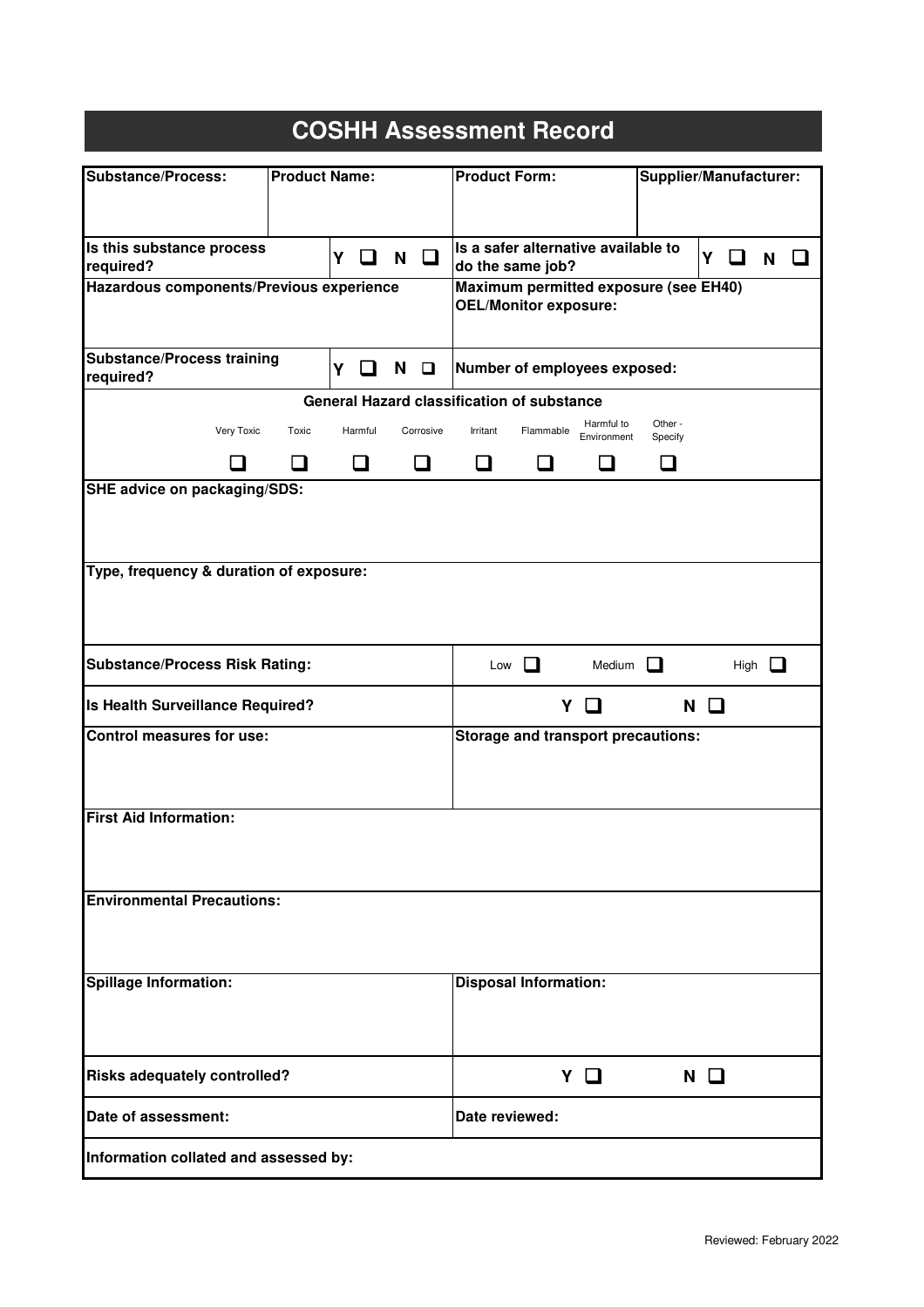# COSHH Assessment Record

| | | | |
|---|---|---|---|
| **Substance/Process:** | **Product Name:** | **Product Form:** | **Supplier/Manufacturer:** |
| **Is this substance process required?** | **Y** ❑ **N** ❑ | **Is a safer alternative available to do the same job?** | **Y** ❑ **N** ❑ |
| **Hazardous components/Previous experience** | | **Maximum permitted exposure (see EH40) OEL/Monitor exposure:** | |
| **Substance/Process training required?** | **Y** ❑ **N** ❑ | **Number of employees exposed:** | |

**General Hazard classification of substance**

| Very Toxic | Toxic | Harmful | Corrosive | Irritant | Flammable | Harmful to Environment | Other - Specify |
|---|---|---|---|---|---|---|---|
| ❑ | ❑ | ❑ | ❑ | ❑ | ❑ | ❑ | ❑ |

**SHE advice on packaging/SDS:**

**Type, frequency & duration of exposure:**

| | |
|---|---|
| **Substance/Process Risk Rating:** | Low ❑ Medium ❑ High ❑ |
| **Is Health Surveillance Required?** | **Y** ❑ **N** ❑ |
| **Control measures for use:** | **Storage and transport precautions:** |

**First Aid Information:**

**Environmental Precautions:**

| | |
|---|---|
| **Spillage Information:** | **Disposal Information:** |
| **Risks adequately controlled?** | **Y** ❑ **N** ❑ |
| **Date of assessment:** | **Date reviewed:** |

**Information collated and assessed by:**

Reviewed: February 2022